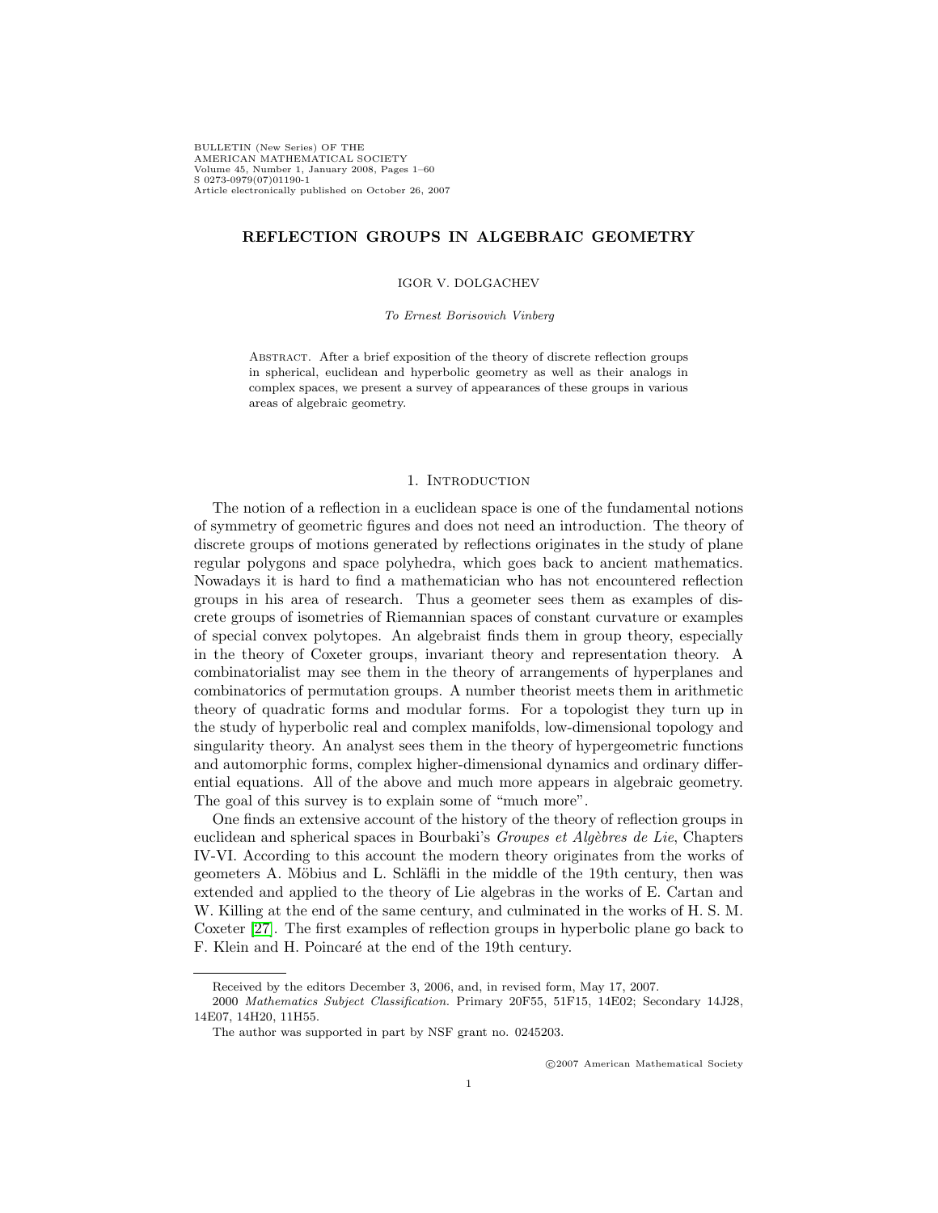BULLETIN (New Series) OF THE
AMERICAN MATHEMATICAL SOCIETY
Volume 45, Number 1, January 2008, Pages 1–60
S 0273-0979(07)01190-1
Article electronically published on October 26, 2007

# REFLECTION GROUPS IN ALGEBRAIC GEOMETRY

IGOR V. DOLGACHEV

*To Ernest Borisovich Vinberg*

Abstract. After a brief exposition of the theory of discrete reflection groups in spherical, euclidean and hyperbolic geometry as well as their analogs in complex spaces, we present a survey of appearances of these groups in various areas of algebraic geometry.

## 1. Introduction

The notion of a reflection in a euclidean space is one of the fundamental notions of symmetry of geometric figures and does not need an introduction. The theory of discrete groups of motions generated by reflections originates in the study of plane regular polygons and space polyhedra, which goes back to ancient mathematics. Nowadays it is hard to find a mathematician who has not encountered reflection groups in his area of research. Thus a geometer sees them as examples of discrete groups of isometries of Riemannian spaces of constant curvature or examples of special convex polytopes. An algebraist finds them in group theory, especially in the theory of Coxeter groups, invariant theory and representation theory. A combinatorialist may see them in the theory of arrangements of hyperplanes and combinatorics of permutation groups. A number theorist meets them in arithmetic theory of quadratic forms and modular forms. For a topologist they turn up in the study of hyperbolic real and complex manifolds, low-dimensional topology and singularity theory. An analyst sees them in the theory of hypergeometric functions and automorphic forms, complex higher-dimensional dynamics and ordinary differential equations. All of the above and much more appears in algebraic geometry. The goal of this survey is to explain some of "much more".

One finds an extensive account of the history of the theory of reflection groups in euclidean and spherical spaces in Bourbaki's *Groupes et Algèbres de Lie*, Chapters IV-VI. According to this account the modern theory originates from the works of geometers A. Möbius and L. Schläfli in the middle of the 19th century, then was extended and applied to the theory of Lie algebras in the works of E. Cartan and W. Killing at the end of the same century, and culminated in the works of H. S. M. Coxeter [27]. The first examples of reflection groups in hyperbolic plane go back to F. Klein and H. Poincaré at the end of the 19th century.

---

Received by the editors December 3, 2006, and, in revised form, May 17, 2007.

2000 *Mathematics Subject Classification.* Primary 20F55, 51F15, 14E02; Secondary 14J28, 14E07, 14H20, 11H55.

The author was supported in part by NSF grant no. 0245203.

©2007 American Mathematical Society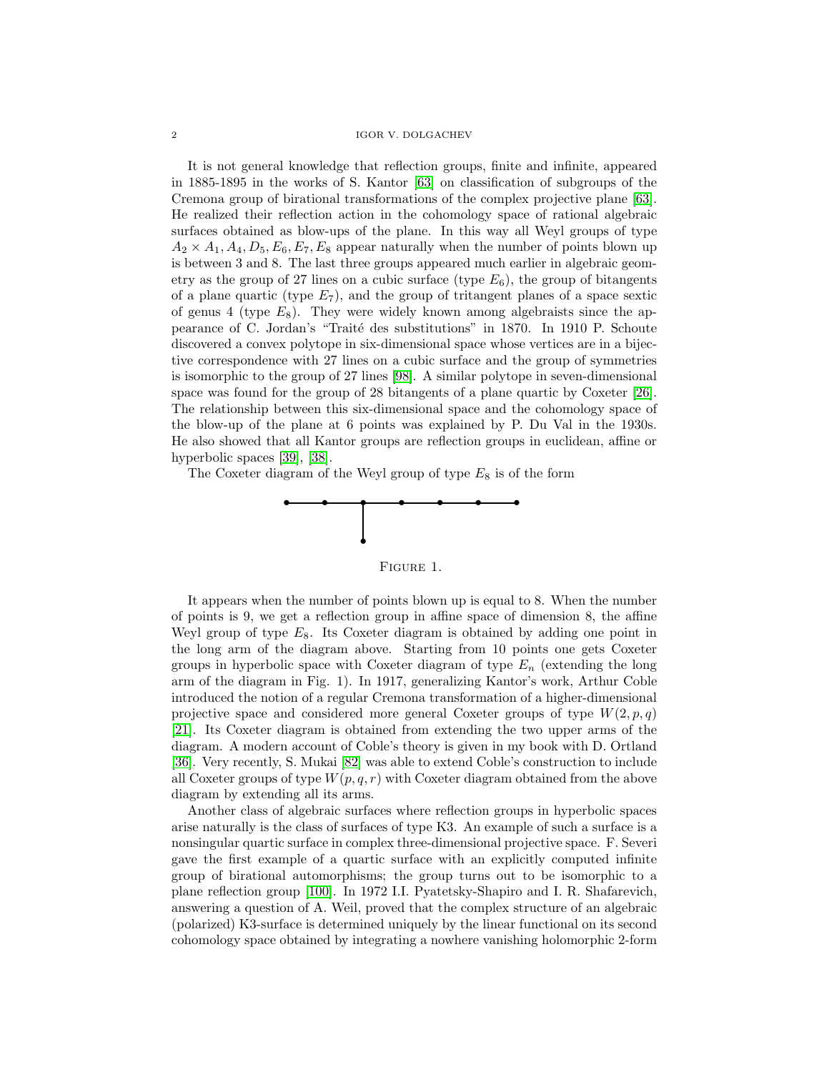It is not general knowledge that reflection groups, finite and infinite, appeared in 1885-1895 in the works of S. Kantor [63] on classification of subgroups of the Cremona group of birational transformations of the complex projective plane [63]. He realized their reflection action in the cohomology space of rational algebraic surfaces obtained as blow-ups of the plane. In this way all Weyl groups of type $A_2 \times A_1, A_4, D_5, E_6, E_7, E_8$ appear naturally when the number of points blown up is between 3 and 8. The last three groups appeared much earlier in algebraic geometry as the group of 27 lines on a cubic surface (type $E_6$), the group of bitangents of a plane quartic (type $E_7$), and the group of tritangent planes of a space sextic of genus 4 (type $E_8$). They were widely known among algebraists since the appearance of C. Jordan's "Traité des substitutions" in 1870. In 1910 P. Schoute discovered a convex polytope in six-dimensional space whose vertices are in a bijective correspondence with 27 lines on a cubic surface and the group of symmetries is isomorphic to the group of 27 lines [98]. A similar polytope in seven-dimensional space was found for the group of 28 bitangents of a plane quartic by Coxeter [26]. The relationship between this six-dimensional space and the cohomology space of the blow-up of the plane at 6 points was explained by P. Du Val in the 1930s. He also showed that all Kantor groups are reflection groups in euclidean, affine or hyperbolic spaces [39], [38].

The Coxeter diagram of the Weyl group of type $E_8$ is of the form

FIGURE 1.

It appears when the number of points blown up is equal to 8. When the number of points is 9, we get a reflection group in affine space of dimension 8, the affine Weyl group of type $E_8$. Its Coxeter diagram is obtained by adding one point in the long arm of the diagram above. Starting from 10 points one gets Coxeter groups in hyperbolic space with Coxeter diagram of type $E_n$ (extending the long arm of the diagram in Fig. 1). In 1917, generalizing Kantor's work, Arthur Coble introduced the notion of a regular Cremona transformation of a higher-dimensional projective space and considered more general Coxeter groups of type $W(2,p,q)$ [21]. Its Coxeter diagram is obtained from extending the two upper arms of the diagram. A modern account of Coble's theory is given in my book with D. Ortland [36]. Very recently, S. Mukai [82] was able to extend Coble's construction to include all Coxeter groups of type $W(p,q,r)$ with Coxeter diagram obtained from the above diagram by extending all its arms.

Another class of algebraic surfaces where reflection groups in hyperbolic spaces arise naturally is the class of surfaces of type K3. An example of such a surface is a nonsingular quartic surface in complex three-dimensional projective space. F. Severi gave the first example of a quartic surface with an explicitly computed infinite group of birational automorphisms; the group turns out to be isomorphic to a plane reflection group [100]. In 1972 I.I. Pyatetsky-Shapiro and I. R. Shafarevich, answering a question of A. Weil, proved that the complex structure of an algebraic (polarized) K3-surface is determined uniquely by the linear functional on its second cohomology space obtained by integrating a nowhere vanishing holomorphic 2-form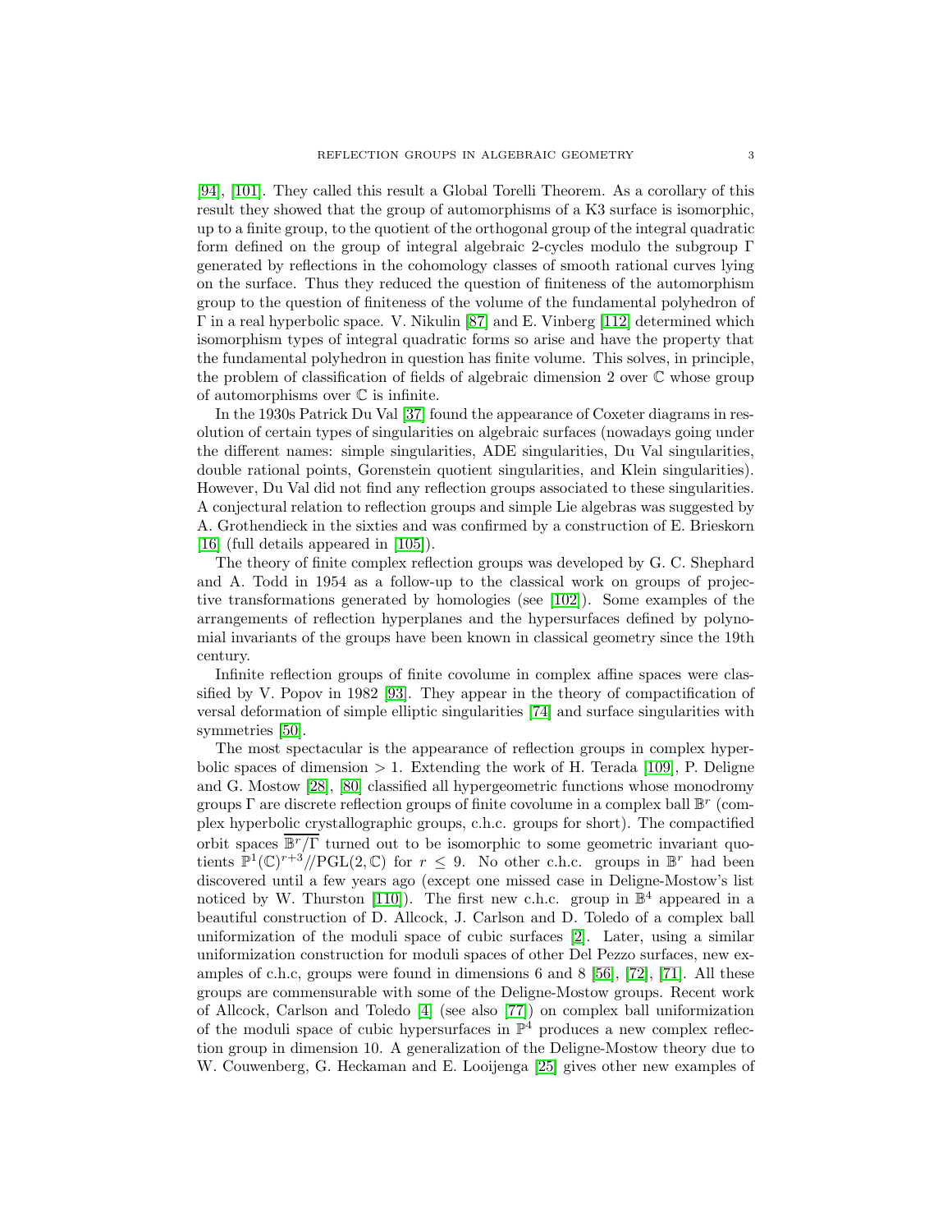[94], [101]. They called this result a Global Torelli Theorem. As a corollary of this result they showed that the group of automorphisms of a K3 surface is isomorphic, up to a finite group, to the quotient of the orthogonal group of the integral quadratic form defined on the group of integral algebraic 2-cycles modulo the subgroup $\Gamma$ generated by reflections in the cohomology classes of smooth rational curves lying on the surface. Thus they reduced the question of finiteness of the automorphism group to the question of finiteness of the volume of the fundamental polyhedron of $\Gamma$ in a real hyperbolic space. V. Nikulin [87] and E. Vinberg [112] determined which isomorphism types of integral quadratic forms so arise and have the property that the fundamental polyhedron in question has finite volume. This solves, in principle, the problem of classification of fields of algebraic dimension 2 over $\mathbb{C}$ whose group of automorphisms over $\mathbb{C}$ is infinite.

In the 1930s Patrick Du Val [37] found the appearance of Coxeter diagrams in resolution of certain types of singularities on algebraic surfaces (nowadays going under the different names: simple singularities, ADE singularities, Du Val singularities, double rational points, Gorenstein quotient singularities, and Klein singularities). However, Du Val did not find any reflection groups associated to these singularities. A conjectural relation to reflection groups and simple Lie algebras was suggested by A. Grothendieck in the sixties and was confirmed by a construction of E. Brieskorn [16] (full details appeared in [105]).

The theory of finite complex reflection groups was developed by G. C. Shephard and A. Todd in 1954 as a follow-up to the classical work on groups of projective transformations generated by homologies (see [102]). Some examples of the arrangements of reflection hyperplanes and the hypersurfaces defined by polynomial invariants of the groups have been known in classical geometry since the 19th century.

Infinite reflection groups of finite covolume in complex affine spaces were classified by V. Popov in 1982 [93]. They appear in the theory of compactification of versal deformation of simple elliptic singularities [74] and surface singularities with symmetries [50].

The most spectacular is the appearance of reflection groups in complex hyperbolic spaces of dimension $> 1$. Extending the work of H. Terada [109], P. Deligne and G. Mostow [28], [80] classified all hypergeometric functions whose monodromy groups $\Gamma$ are discrete reflection groups of finite covolume in a complex ball $\mathbb{B}^r$ (complex hyperbolic crystallographic groups, c.h.c. groups for short). The compactified orbit spaces $\overline{\mathbb{B}^r/\Gamma}$ turned out to be isomorphic to some geometric invariant quotients $\mathbb{P}^1(\mathbb{C})^{r+3}/\!/\mathrm{PGL}(2,\mathbb{C})$ for $r \leq 9$. No other c.h.c. groups in $\mathbb{B}^r$ had been discovered until a few years ago (except one missed case in Deligne-Mostow's list noticed by W. Thurston [110]). The first new c.h.c. group in $\mathbb{B}^4$ appeared in a beautiful construction of D. Allcock, J. Carlson and D. Toledo of a complex ball uniformization of the moduli space of cubic surfaces [2]. Later, using a similar uniformization construction for moduli spaces of other Del Pezzo surfaces, new examples of c.h.c, groups were found in dimensions 6 and 8 [56], [72], [71]. All these groups are commensurable with some of the Deligne-Mostow groups. Recent work of Allcock, Carlson and Toledo [4] (see also [77]) on complex ball uniformization of the moduli space of cubic hypersurfaces in $\mathbb{P}^4$ produces a new complex reflection group in dimension 10. A generalization of the Deligne-Mostow theory due to W. Couwenberg, G. Heckaman and E. Looijenga [25] gives other new examples of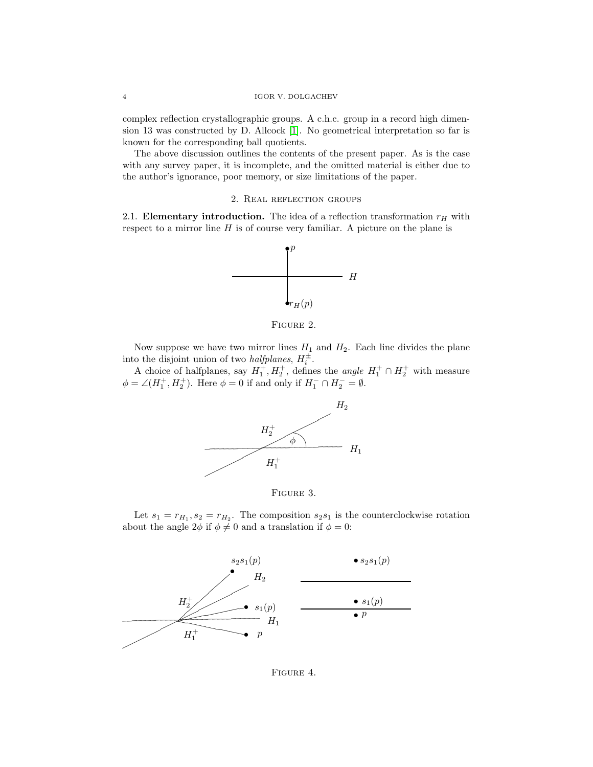complex reflection crystallographic groups. A c.h.c. group in a record high dimension 13 was constructed by D. Allcock [1]. No geometrical interpretation so far is known for the corresponding ball quotients.

The above discussion outlines the contents of the present paper. As is the case with any survey paper, it is incomplete, and the omitted material is either due to the author's ignorance, poor memory, or size limitations of the paper.

## 2. Real reflection groups

2.1. **Elementary introduction.** The idea of a reflection transformation $r_H$ with respect to a mirror line $H$ is of course very familiar. A picture on the plane is

Figure 2.

Now suppose we have two mirror lines $H_1$ and $H_2$. Each line divides the plane into the disjoint union of two *halfplanes*, $H_i^{\pm}$.

A choice of halfplanes, say $H_1^+, H_2^+$, defines the *angle* $H_1^+ \cap H_2^+$ with measure $\phi = \angle(H_1^+, H_2^+)$. Here $\phi = 0$ if and only if $H_1^- \cap H_2^- = \emptyset$.

Figure 3.

Let $s_1 = r_{H_1}, s_2 = r_{H_2}$. The composition $s_2 s_1$ is the counterclockwise rotation about the angle $2\phi$ if $\phi \neq 0$ and a translation if $\phi = 0$:

Figure 4.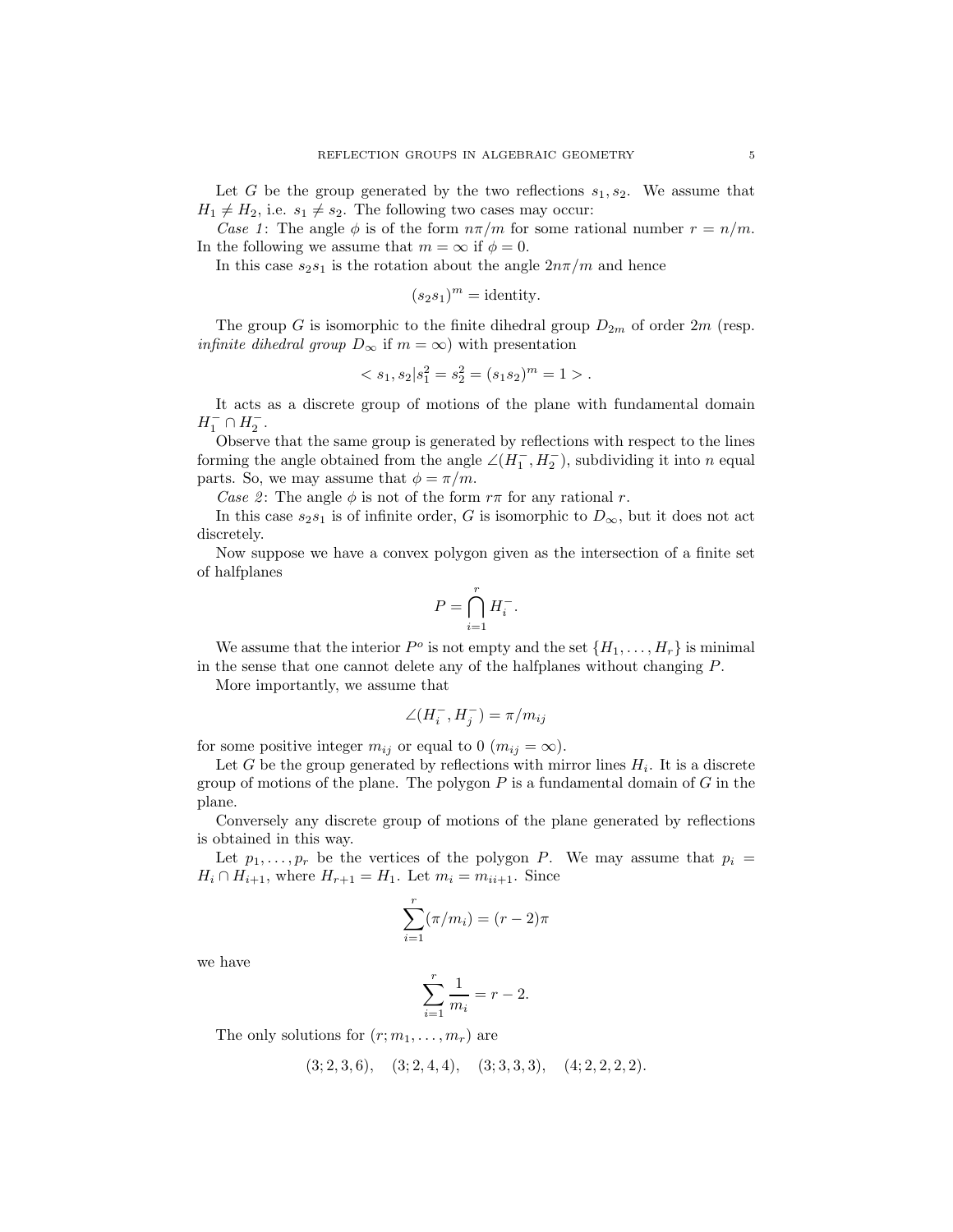Let $G$ be the group generated by the two reflections $s_1, s_2$. We assume that $H_1 \neq H_2$, i.e. $s_1 \neq s_2$. The following two cases may occur:

*Case 1*: The angle $\phi$ is of the form $n\pi/m$ for some rational number $r = n/m$. In the following we assume that $m = \infty$ if $\phi = 0$.

In this case $s_2 s_1$ is the rotation about the angle $2n\pi/m$ and hence

$$(s_2 s_1)^m = \text{identity}.$$

The group $G$ is isomorphic to the finite dihedral group $D_{2m}$ of order $2m$ (resp. *infinite dihedral group* $D_\infty$ if $m = \infty$) with presentation

$$< s_1, s_2 | s_1^2 = s_2^2 = (s_1 s_2)^m = 1 > .$$

It acts as a discrete group of motions of the plane with fundamental domain $H_1^- \cap H_2^-$.

Observe that the same group is generated by reflections with respect to the lines forming the angle obtained from the angle $\angle(H_1^-, H_2^-)$, subdividing it into $n$ equal parts. So, we may assume that $\phi = \pi/m$.

*Case 2*: The angle $\phi$ is not of the form $r\pi$ for any rational $r$.

In this case $s_2 s_1$ is of infinite order, $G$ is isomorphic to $D_\infty$, but it does not act discretely.

Now suppose we have a convex polygon given as the intersection of a finite set of halfplanes

$$P = \bigcap_{i=1}^{r} H_i^-.$$

We assume that the interior $P^o$ is not empty and the set $\{H_1, \ldots, H_r\}$ is minimal in the sense that one cannot delete any of the halfplanes without changing $P$.

More importantly, we assume that

$$\angle(H_i^-, H_j^-) = \pi/m_{ij}$$

for some positive integer $m_{ij}$ or equal to $0$ ($m_{ij} = \infty$).

Let $G$ be the group generated by reflections with mirror lines $H_i$. It is a discrete group of motions of the plane. The polygon $P$ is a fundamental domain of $G$ in the plane.

Conversely any discrete group of motions of the plane generated by reflections is obtained in this way.

Let $p_1, \ldots, p_r$ be the vertices of the polygon $P$. We may assume that $p_i = H_i \cap H_{i+1}$, where $H_{r+1} = H_1$. Let $m_i = m_{ii+1}$. Since

$$\sum_{i=1}^{r} (\pi/m_i) = (r-2)\pi$$

we have

$$\sum_{i=1}^{r} \frac{1}{m_i} = r - 2.$$

The only solutions for $(r; m_1, \ldots, m_r)$ are

$$(3; 2, 3, 6), \quad (3; 2, 4, 4), \quad (3; 3, 3, 3), \quad (4; 2, 2, 2, 2).$$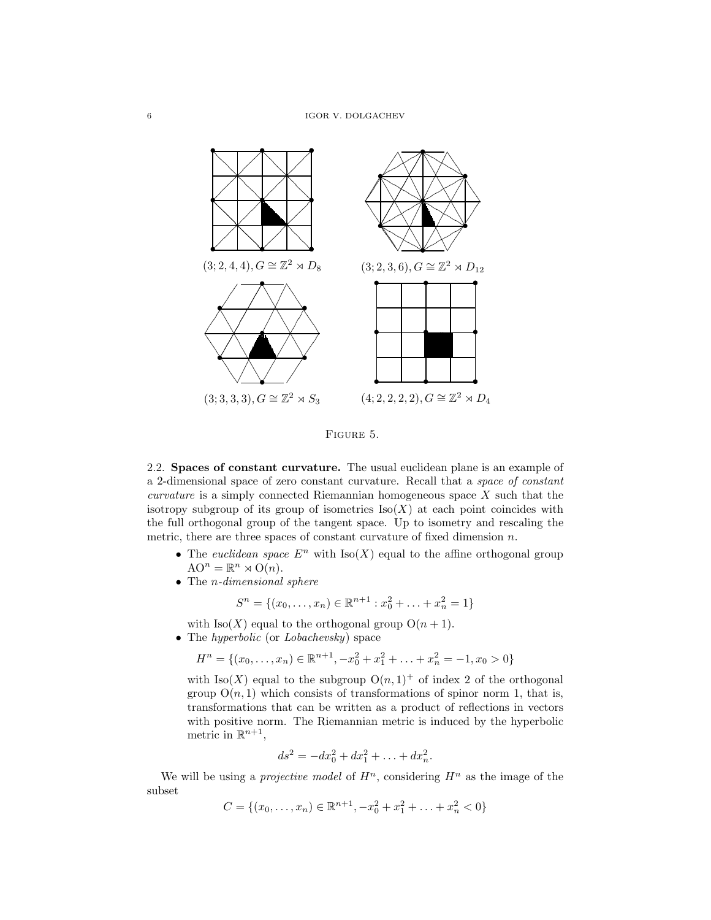$(3;2,4,4), G \cong \mathbb{Z}^2 \rtimes D_8$

$(3;2,3,6), G \cong \mathbb{Z}^2 \rtimes D_{12}$

$(3;3,3,3), G \cong \mathbb{Z}^2 \rtimes S_3$

$(4;2,2,2,2), G \cong \mathbb{Z}^2 \rtimes D_4$

Figure 5.

2.2. **Spaces of constant curvature.** The usual euclidean plane is an example of a 2-dimensional space of zero constant curvature. Recall that a *space of constant curvature* is a simply connected Riemannian homogeneous space $X$ such that the isotropy subgroup of its group of isometries $\mathrm{Iso}(X)$ at each point coincides with the full orthogonal group of the tangent space. Up to isometry and rescaling the metric, there are three spaces of constant curvature of fixed dimension $n$.

- The *euclidean space* $E^n$ with $\mathrm{Iso}(X)$ equal to the affine orthogonal group $\mathrm{AO}^n = \mathbb{R}^n \rtimes \mathrm{O}(n)$.
- The *n-dimensional sphere*

$$S^n = \{(x_0, \ldots, x_n) \in \mathbb{R}^{n+1} : x_0^2 + \ldots + x_n^2 = 1\}$$

  with $\mathrm{Iso}(X)$ equal to the orthogonal group $\mathrm{O}(n+1)$.
- The *hyperbolic* (or *Lobachevsky*) space

$$H^n = \{(x_0, \ldots, x_n) \in \mathbb{R}^{n+1}, -x_0^2 + x_1^2 + \ldots + x_n^2 = -1, x_0 > 0\}$$

  with $\mathrm{Iso}(X)$ equal to the subgroup $\mathrm{O}(n,1)^+$ of index 2 of the orthogonal group $\mathrm{O}(n,1)$ which consists of transformations of spinor norm 1, that is, transformations that can be written as a product of reflections in vectors with positive norm. The Riemannian metric is induced by the hyperbolic metric in $\mathbb{R}^{n+1}$,

$$ds^2 = -dx_0^2 + dx_1^2 + \ldots + dx_n^2.$$

We will be using a *projective model* of $H^n$, considering $H^n$ as the image of the subset

$$C = \{(x_0, \ldots, x_n) \in \mathbb{R}^{n+1}, -x_0^2 + x_1^2 + \ldots + x_n^2 < 0\}$$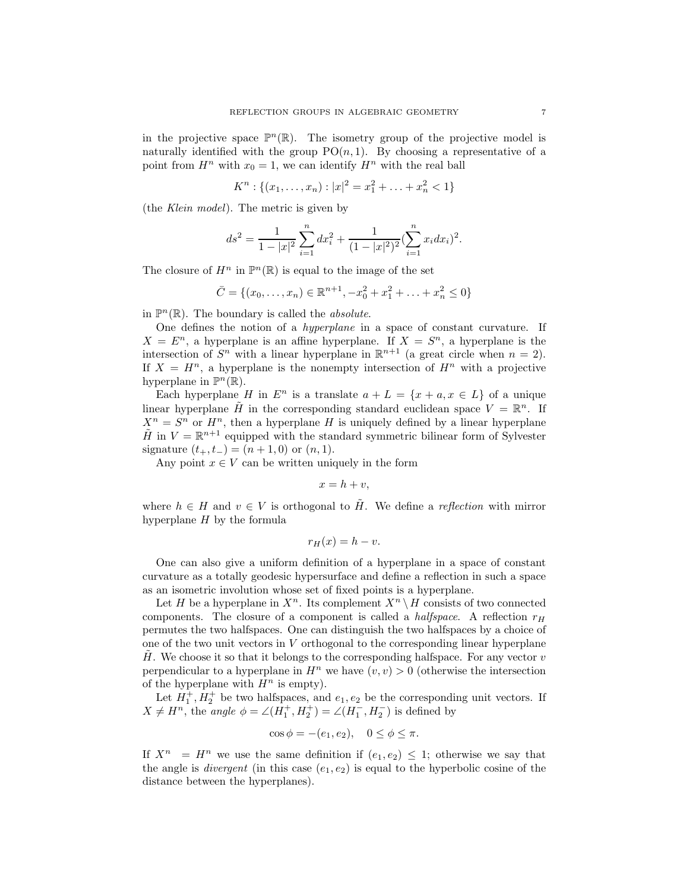in the projective space $\mathbb{P}^n(\mathbb{R})$. The isometry group of the projective model is naturally identified with the group $\mathrm{PO}(n,1)$. By choosing a representative of a point from $H^n$ with $x_0 = 1$, we can identify $H^n$ with the real ball

$$K^n : \{(x_1, \ldots, x_n) : |x|^2 = x_1^2 + \ldots + x_n^2 < 1\}$$

(the *Klein model*). The metric is given by

$$ds^2 = \frac{1}{1-|x|^2}\sum_{i=1}^n dx_i^2 + \frac{1}{(1-|x|^2)^2}\left(\sum_{i=1}^n x_i dx_i\right)^2.$$

The closure of $H^n$ in $\mathbb{P}^n(\mathbb{R})$ is equal to the image of the set

$$\bar{C} = \{(x_0, \ldots, x_n) \in \mathbb{R}^{n+1}, -x_0^2 + x_1^2 + \ldots + x_n^2 \leq 0\}$$

in $\mathbb{P}^n(\mathbb{R})$. The boundary is called the *absolute*.

One defines the notion of a *hyperplane* in a space of constant curvature. If $X = E^n$, a hyperplane is an affine hyperplane. If $X = S^n$, a hyperplane is the intersection of $S^n$ with a linear hyperplane in $\mathbb{R}^{n+1}$ (a great circle when $n = 2$). If $X = H^n$, a hyperplane is the nonempty intersection of $H^n$ with a projective hyperplane in $\mathbb{P}^n(\mathbb{R})$.

Each hyperplane $H$ in $E^n$ is a translate $a + L = \{x + a, x \in L\}$ of a unique linear hyperplane $\tilde{H}$ in the corresponding standard euclidean space $V = \mathbb{R}^n$. If $X^n = S^n$ or $H^n$, then a hyperplane $H$ is uniquely defined by a linear hyperplane $\tilde{H}$ in $V = \mathbb{R}^{n+1}$ equipped with the standard symmetric bilinear form of Sylvester signature $(t_+, t_-) = (n+1, 0)$ or $(n, 1)$.

Any point $x \in V$ can be written uniquely in the form

$$x = h + v,$$

where $h \in H$ and $v \in V$ is orthogonal to $\tilde{H}$. We define a *reflection* with mirror hyperplane $H$ by the formula

$$r_H(x) = h - v.$$

One can also give a uniform definition of a hyperplane in a space of constant curvature as a totally geodesic hypersurface and define a reflection in such a space as an isometric involution whose set of fixed points is a hyperplane.

Let $H$ be a hyperplane in $X^n$. Its complement $X^n \setminus H$ consists of two connected components. The closure of a component is called a *halfspace*. A reflection $r_H$ permutes the two halfspaces. One can distinguish the two halfspaces by a choice of one of the two unit vectors in $V$ orthogonal to the corresponding linear hyperplane $\tilde{H}$. We choose it so that it belongs to the corresponding halfspace. For any vector $v$ perpendicular to a hyperplane in $H^n$ we have $(v, v) > 0$ (otherwise the intersection of the hyperplane with $H^n$ is empty).

Let $H_1^+, H_2^+$ be two halfspaces, and $e_1, e_2$ be the corresponding unit vectors. If $X \neq H^n$, the *angle* $\phi = \angle(H_1^+, H_2^+) = \angle(H_1^-, H_2^-)$ is defined by

$$\cos\phi = -(e_1, e_2), \quad 0 \leq \phi \leq \pi.$$

If $X^n = H^n$ we use the same definition if $(e_1, e_2) \leq 1$; otherwise we say that the angle is *divergent* (in this case $(e_1, e_2)$ is equal to the hyperbolic cosine of the distance between the hyperplanes).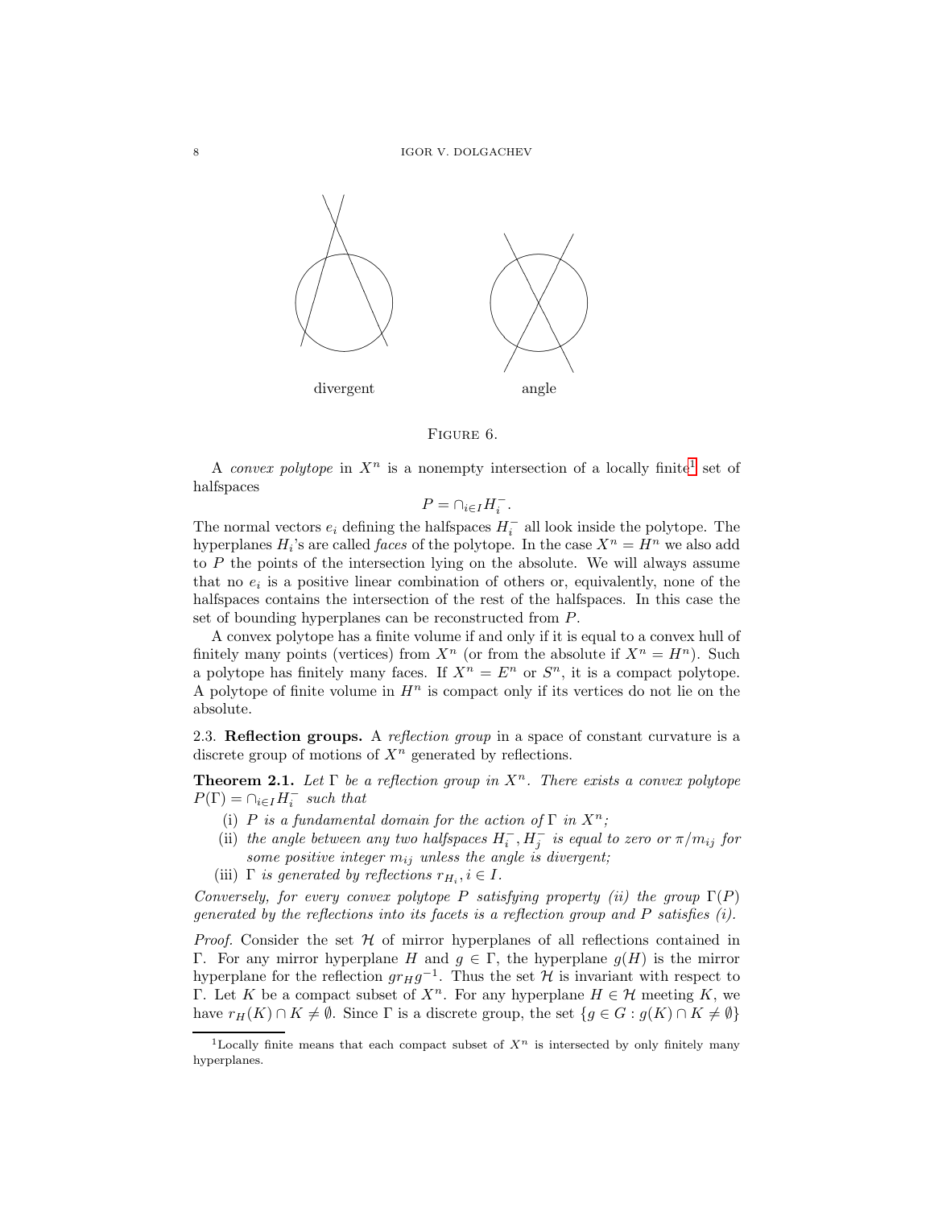divergent angle

Figure 6.

A *convex polytope* in $X^n$ is a nonempty intersection of a locally finite[1] set of halfspaces

$$P = \cap_{i \in I} H_i^-.$$

The normal vectors $e_i$ defining the halfspaces $H_i^-$ all look inside the polytope. The hyperplanes $H_i$'s are called *faces* of the polytope. In the case $X^n = H^n$ we also add to $P$ the points of the intersection lying on the absolute. We will always assume that no $e_i$ is a positive linear combination of others or, equivalently, none of the halfspaces contains the intersection of the rest of the halfspaces. In this case the set of bounding hyperplanes can be reconstructed from $P$.

A convex polytope has a finite volume if and only if it is equal to a convex hull of finitely many points (vertices) from $X^n$ (or from the absolute if $X^n = H^n$). Such a polytope has finitely many faces. If $X^n = E^n$ or $S^n$, it is a compact polytope. A polytope of finite volume in $H^n$ is compact only if its vertices do not lie on the absolute.

2.3. **Reflection groups.** A *reflection group* in a space of constant curvature is a discrete group of motions of $X^n$ generated by reflections.

**Theorem 2.1.** *Let $\Gamma$ be a reflection group in $X^n$. There exists a convex polytope $P(\Gamma) = \cap_{i \in I} H_i^-$ such that*

- (i) *$P$ is a fundamental domain for the action of $\Gamma$ in $X^n$;*
- (ii) *the angle between any two halfspaces $H_i^-, H_j^-$ is equal to zero or $\pi/m_{ij}$ for some positive integer $m_{ij}$ unless the angle is divergent;*
- (iii) *$\Gamma$ is generated by reflections $r_{H_i}, i \in I$.*

*Conversely, for every convex polytope $P$ satisfying property (ii) the group $\Gamma(P)$ generated by the reflections into its facets is a reflection group and $P$ satisfies (i).*

*Proof.* Consider the set $\mathcal{H}$ of mirror hyperplanes of all reflections contained in $\Gamma$. For any mirror hyperplane $H$ and $g \in \Gamma$, the hyperplane $g(H)$ is the mirror hyperplane for the reflection $gr_Hg^{-1}$. Thus the set $\mathcal{H}$ is invariant with respect to $\Gamma$. Let $K$ be a compact subset of $X^n$. For any hyperplane $H \in \mathcal{H}$ meeting $K$, we have $r_H(K) \cap K \neq \emptyset$. Since $\Gamma$ is a discrete group, the set $\{g \in G : g(K) \cap K \neq \emptyset\}$

[1]Locally finite means that each compact subset of $X^n$ is intersected by only finitely many hyperplanes.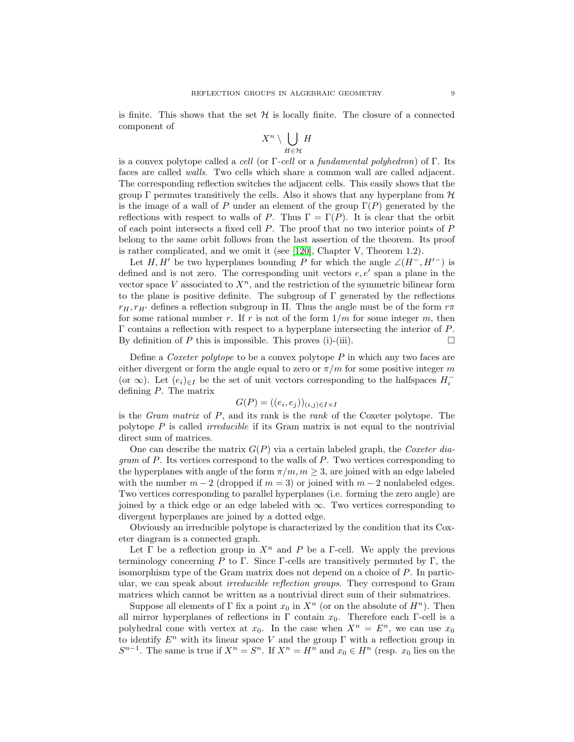is finite. This shows that the set $\mathcal{H}$ is locally finite. The closure of a connected component of

$$X^n \setminus \bigcup_{H\in\mathcal{H}} H$$

is a convex polytope called a *cell* (or $\Gamma$-*cell* or a *fundamental polyhedron*) of $\Gamma$. Its faces are called *walls*. Two cells which share a common wall are called adjacent. The corresponding reflection switches the adjacent cells. This easily shows that the group $\Gamma$ permutes transitively the cells. Also it shows that any hyperplane from $\mathcal{H}$ is the image of a wall of $P$ under an element of the group $\Gamma(P)$ generated by the reflections with respect to walls of $P$. Thus $\Gamma = \Gamma(P)$. It is clear that the orbit of each point intersects a fixed cell $P$. The proof that no two interior points of $P$ belong to the same orbit follows from the last assertion of the theorem. Its proof is rather complicated, and we omit it (see [120], Chapter V, Theorem 1.2).

Let $H, H'$ be two hyperplanes bounding $P$ for which the angle $\angle(H^-, H'^-)$ is defined and is not zero. The corresponding unit vectors $e, e'$ span a plane in the vector space $V$ associated to $X^n$, and the restriction of the symmetric bilinear form to the plane is positive definite. The subgroup of $\Gamma$ generated by the reflections $r_H, r_{H'}$ defines a reflection subgroup in $\Pi$. Thus the angle must be of the form $r\pi$ for some rational number $r$. If $r$ is not of the form $1/m$ for some integer $m$, then $\Gamma$ contains a reflection with respect to a hyperplane intersecting the interior of $P$. By definition of $P$ this is impossible. This proves (i)-(iii). □

Define a *Coxeter polytope* to be a convex polytope $P$ in which any two faces are either divergent or form the angle equal to zero or $\pi/m$ for some positive integer $m$ (or $\infty$). Let $(e_i)_{i\in I}$ be the set of unit vectors corresponding to the halfspaces $H_i^-$ defining $P$. The matrix

$$G(P) = ((e_i, e_j))_{(i,j)\in I\times I}$$

is the *Gram matrix* of $P$, and its rank is the *rank* of the Coxeter polytope. The polytope $P$ is called *irreducible* if its Gram matrix is not equal to the nontrivial direct sum of matrices.

One can describe the matrix $G(P)$ via a certain labeled graph, the *Coxeter diagram* of $P$. Its vertices correspond to the walls of $P$. Two vertices corresponding to the hyperplanes with angle of the form $\pi/m, m \geq 3$, are joined with an edge labeled with the number $m-2$ (dropped if $m = 3$) or joined with $m-2$ nonlabeled edges. Two vertices corresponding to parallel hyperplanes (i.e. forming the zero angle) are joined by a thick edge or an edge labeled with $\infty$. Two vertices corresponding to divergent hyperplanes are joined by a dotted edge.

Obviously an irreducible polytope is characterized by the condition that its Coxeter diagram is a connected graph.

Let $\Gamma$ be a reflection group in $X^n$ and $P$ be a $\Gamma$-cell. We apply the previous terminology concerning $P$ to $\Gamma$. Since $\Gamma$-cells are transitively permuted by $\Gamma$, the isomorphism type of the Gram matrix does not depend on a choice of $P$. In particular, we can speak about *irreducible reflection groups*. They correspond to Gram matrices which cannot be written as a nontrivial direct sum of their submatrices.

Suppose all elements of $\Gamma$ fix a point $x_0$ in $X^n$ (or on the absolute of $H^n$). Then all mirror hyperplanes of reflections in $\Gamma$ contain $x_0$. Therefore each $\Gamma$-cell is a polyhedral cone with vertex at $x_0$. In the case when $X^n = E^n$, we can use $x_0$ to identify $E^n$ with its linear space $V$ and the group $\Gamma$ with a reflection group in $S^{n-1}$. The same is true if $X^n = S^n$. If $X^n = H^n$ and $x_0 \in H^n$ (resp. $x_0$ lies on the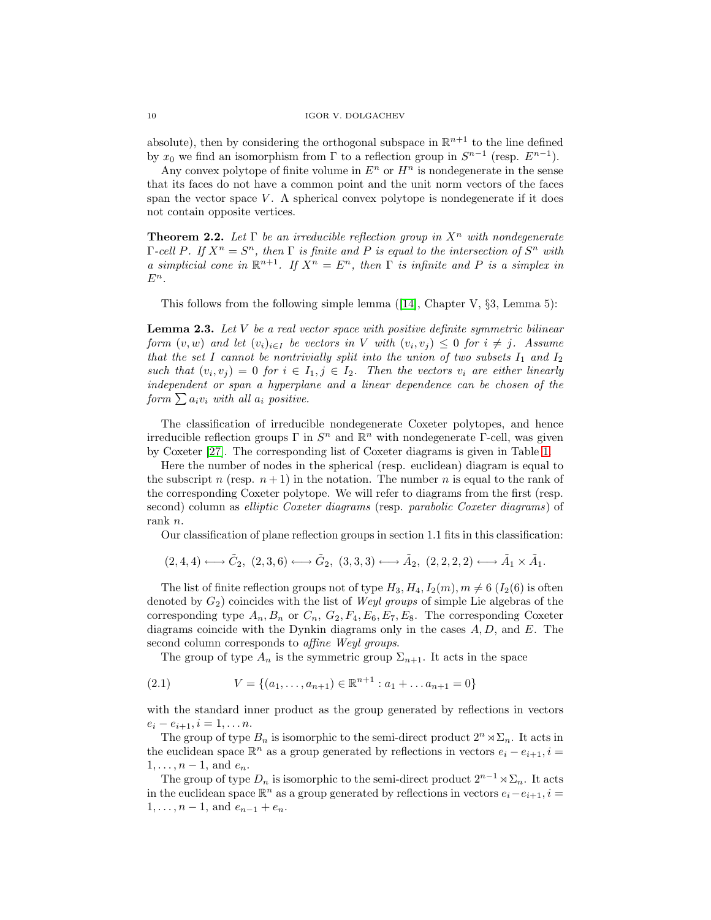absolute), then by considering the orthogonal subspace in $\mathbb{R}^{n+1}$ to the line defined by $x_0$ we find an isomorphism from $\Gamma$ to a reflection group in $S^{n-1}$ (resp. $E^{n-1}$).

Any convex polytope of finite volume in $E^n$ or $H^n$ is nondegenerate in the sense that its faces do not have a common point and the unit norm vectors of the faces span the vector space $V$. A spherical convex polytope is nondegenerate if it does not contain opposite vertices.

**Theorem 2.2.** *Let $\Gamma$ be an irreducible reflection group in $X^n$ with nondegenerate $\Gamma$-cell $P$. If $X^n = S^n$, then $\Gamma$ is finite and $P$ is equal to the intersection of $S^n$ with a simplicial cone in $\mathbb{R}^{n+1}$. If $X^n = E^n$, then $\Gamma$ is infinite and $P$ is a simplex in $E^n$.*

This follows from the following simple lemma ([14], Chapter V, §3, Lemma 5):

**Lemma 2.3.** *Let $V$ be a real vector space with positive definite symmetric bilinear form $(v, w)$ and let $(v_i)_{i\in I}$ be vectors in $V$ with $(v_i, v_j) \leq 0$ for $i \neq j$. Assume that the set $I$ cannot be nontrivially split into the union of two subsets $I_1$ and $I_2$ such that $(v_i, v_j) = 0$ for $i \in I_1, j \in I_2$. Then the vectors $v_i$ are either linearly independent or span a hyperplane and a linear dependence can be chosen of the form $\sum a_i v_i$ with all $a_i$ positive.*

The classification of irreducible nondegenerate Coxeter polytopes, and hence irreducible reflection groups $\Gamma$ in $S^n$ and $\mathbb{R}^n$ with nondegenerate $\Gamma$-cell, was given by Coxeter [27]. The corresponding list of Coxeter diagrams is given in Table 1.

Here the number of nodes in the spherical (resp. euclidean) diagram is equal to the subscript $n$ (resp. $n + 1$) in the notation. The number $n$ is equal to the rank of the corresponding Coxeter polytope. We will refer to diagrams from the first (resp. second) column as *elliptic Coxeter diagrams* (resp. *parabolic Coxeter diagrams*) of rank $n$.

Our classification of plane reflection groups in section 1.1 fits in this classification:

$$(2, 4, 4) \longleftrightarrow \tilde{C}_2,\ (2, 3, 6) \longleftrightarrow \tilde{G}_2,\ (3, 3, 3) \longleftrightarrow \tilde{A}_2,\ (2, 2, 2, 2) \longleftrightarrow \tilde{A}_1 \times \tilde{A}_1.$$

The list of finite reflection groups not of type $H_3, H_4, I_2(m), m \neq 6$ ($I_2(6)$ is often denoted by $G_2$) coincides with the list of *Weyl groups* of simple Lie algebras of the corresponding type $A_n, B_n$ or $C_n$, $G_2, F_4, E_6, E_7, E_8$. The corresponding Coxeter diagrams coincide with the Dynkin diagrams only in the cases $A$, $D$, and $E$. The second column corresponds to *affine Weyl groups*.

The group of type $A_n$ is the symmetric group $\Sigma_{n+1}$. It acts in the space

$$V = \{(a_1, \ldots, a_{n+1}) \in \mathbb{R}^{n+1} : a_1 + \ldots a_{n+1} = 0\} \tag{2.1}$$

with the standard inner product as the group generated by reflections in vectors $e_i - e_{i+1}, i = 1, \ldots n$.

The group of type $B_n$ is isomorphic to the semi-direct product $2^n \rtimes \Sigma_n$. It acts in the euclidean space $\mathbb{R}^n$ as a group generated by reflections in vectors $e_i - e_{i+1}, i = 1, \ldots, n-1$, and $e_n$.

The group of type $D_n$ is isomorphic to the semi-direct product $2^{n-1} \rtimes \Sigma_n$. It acts in the euclidean space $\mathbb{R}^n$ as a group generated by reflections in vectors $e_i - e_{i+1}, i = 1, \ldots, n-1$, and $e_{n-1} + e_n$.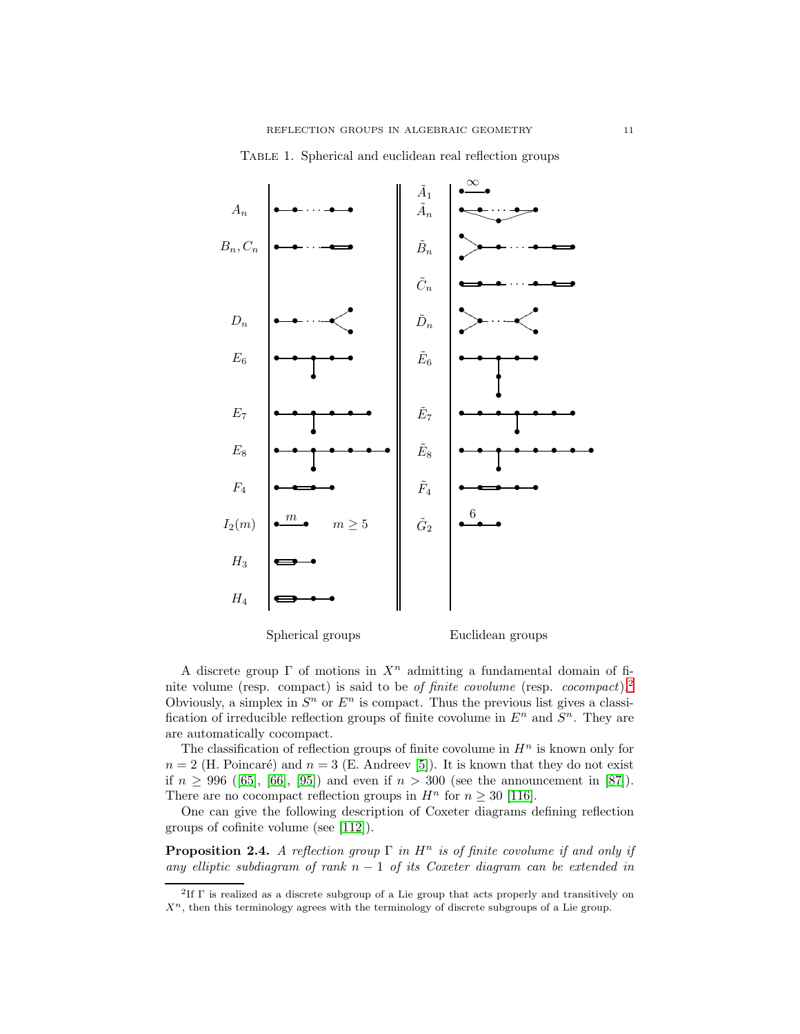Table 1. Spherical and euclidean real reflection groups

| Spherical groups | | Euclidean groups | |
|---|---|---|---|
| $A_n$ | | $\tilde{A}_1$ | $\infty$ |
| | | $\tilde{A}_n$ | |
| $B_n, C_n$ | | $\tilde{B}_n$ | |
| | | $\tilde{C}_n$ | |
| $D_n$ | | $\tilde{D}_n$ | |
| $E_6$ | | $\tilde{E}_6$ | |
| $E_7$ | | $\tilde{E}_7$ | |
| $E_8$ | | $\tilde{E}_8$ | |
| $F_4$ | | $\tilde{F}_4$ | |
| $I_2(m)$ | $m$, $m \geq 5$ | $\tilde{G}_2$ | 6 |
| $H_3$ | | | |
| $H_4$ | | | |

A discrete group $\Gamma$ of motions in $X^n$ admitting a fundamental domain of finite volume (resp. compact) is said to be *of finite covolume* (resp. *cocompact*).[2] Obviously, a simplex in $S^n$ or $E^n$ is compact. Thus the previous list gives a classification of irreducible reflection groups of finite covolume in $E^n$ and $S^n$. They are are automatically cocompact.

The classification of reflection groups of finite covolume in $H^n$ is known only for $n = 2$ (H. Poincaré) and $n = 3$ (E. Andreev [5]). It is known that they do not exist if $n \geq 996$ ([65], [66], [95]) and even if $n > 300$ (see the announcement in [87]). There are no cocompact reflection groups in $H^n$ for $n \geq 30$ [116].

One can give the following description of Coxeter diagrams defining reflection groups of cofinite volume (see [112]).

**Proposition 2.4.** *A reflection group $\Gamma$ in $H^n$ is of finite covolume if and only if any elliptic subdiagram of rank $n-1$ of its Coxeter diagram can be extended in*

[2] If $\Gamma$ is realized as a discrete subgroup of a Lie group that acts properly and transitively on $X^n$, then this terminology agrees with the terminology of discrete subgroups of a Lie group.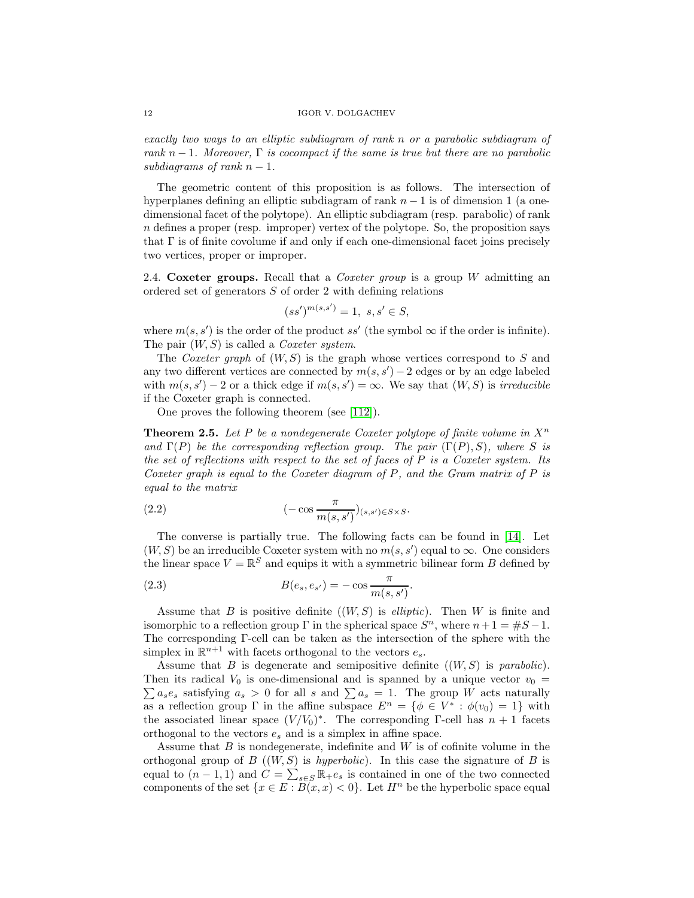*exactly two ways to an elliptic subdiagram of rank $n$ or a parabolic subdiagram of rank $n-1$. Moreover, $\Gamma$ is cocompact if the same is true but there are no parabolic subdiagrams of rank $n-1$.*

The geometric content of this proposition is as follows. The intersection of hyperplanes defining an elliptic subdiagram of rank $n-1$ is of dimension 1 (a one-dimensional facet of the polytope). An elliptic subdiagram (resp. parabolic) of rank $n$ defines a proper (resp. improper) vertex of the polytope. So, the proposition says that $\Gamma$ is of finite covolume if and only if each one-dimensional facet joins precisely two vertices, proper or improper.

**2.4. Coxeter groups.** Recall that a *Coxeter group* is a group $W$ admitting an ordered set of generators $S$ of order 2 with defining relations

$$(ss')^{m(s,s')} = 1, \ s, s' \in S,$$

where $m(s,s')$ is the order of the product $ss'$ (the symbol $\infty$ if the order is infinite). The pair $(W,S)$ is called a *Coxeter system*.

The *Coxeter graph* of $(W,S)$ is the graph whose vertices correspond to $S$ and any two different vertices are connected by $m(s,s')-2$ edges or by an edge labeled with $m(s,s')-2$ or a thick edge if $m(s,s') = \infty$. We say that $(W,S)$ is *irreducible* if the Coxeter graph is connected.

One proves the following theorem (see [112]).

**Theorem 2.5.** *Let $P$ be a nondegenerate Coxeter polytope of finite volume in $X^n$ and $\Gamma(P)$ be the corresponding reflection group. The pair $(\Gamma(P), S)$, where $S$ is the set of reflections with respect to the set of faces of $P$ is a Coxeter system. Its Coxeter graph is equal to the Coxeter diagram of $P$, and the Gram matrix of $P$ is equal to the matrix*

$$(-\cos\frac{\pi}{m(s,s')})_{(s,s')\in S\times S}. \tag{2.2}$$

The converse is partially true. The following facts can be found in [14]. Let $(W,S)$ be an irreducible Coxeter system with no $m(s,s')$ equal to $\infty$. One considers the linear space $V = \mathbb{R}^S$ and equips it with a symmetric bilinear form $B$ defined by

$$B(e_s, e_{s'}) = -\cos\frac{\pi}{m(s,s')}. \tag{2.3}$$

Assume that $B$ is positive definite ($(W,S)$ is *elliptic*). Then $W$ is finite and isomorphic to a reflection group $\Gamma$ in the spherical space $S^n$, where $n+1 = \#S-1$. The corresponding $\Gamma$-cell can be taken as the intersection of the sphere with the simplex in $\mathbb{R}^{n+1}$ with facets orthogonal to the vectors $e_s$.

Assume that $B$ is degenerate and semipositive definite ($(W,S)$ is *parabolic*). Then its radical $V_0$ is one-dimensional and is spanned by a unique vector $v_0 = \sum a_s e_s$ satisfying $a_s > 0$ for all $s$ and $\sum a_s = 1$. The group $W$ acts naturally as a reflection group $\Gamma$ in the affine subspace $E^n = \{\phi \in V^* : \phi(v_0) = 1\}$ with the associated linear space $(V/V_0)^*$. The corresponding $\Gamma$-cell has $n+1$ facets orthogonal to the vectors $e_s$ and is a simplex in affine space.

Assume that $B$ is nondegenerate, indefinite and $W$ is of cofinite volume in the orthogonal group of $B$ ($(W,S)$ is *hyperbolic*). In this case the signature of $B$ is equal to $(n-1,1)$ and $C = \sum_{s\in S}\mathbb{R}_+ e_s$ is contained in one of the two connected components of the set $\{x \in E : B(x,x) < 0\}$. Let $H^n$ be the hyperbolic space equal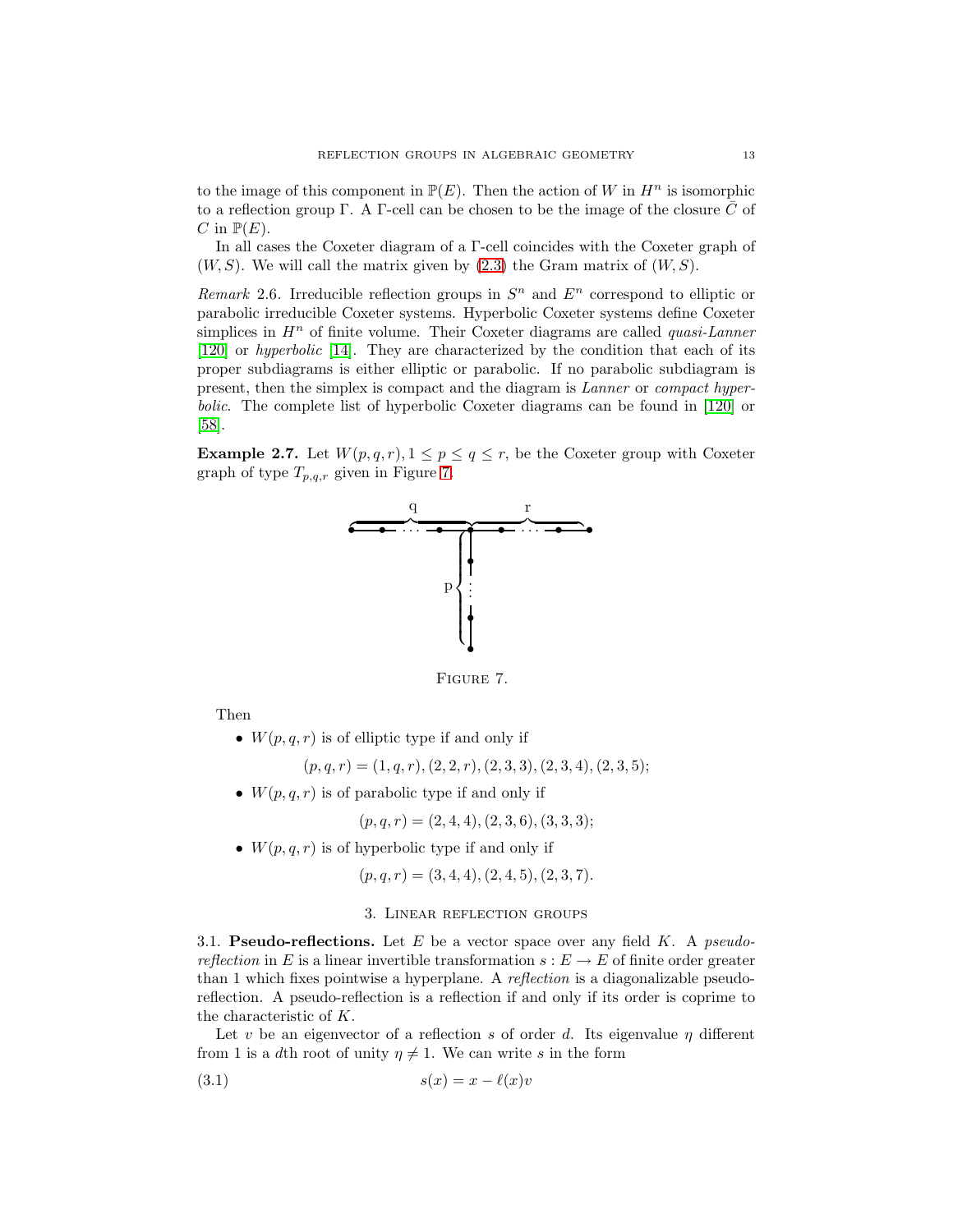to the image of this component in $\mathbb{P}(E)$. Then the action of $W$ in $H^n$ is isomorphic to a reflection group $\Gamma$. A $\Gamma$-cell can be chosen to be the image of the closure $\bar{C}$ of $C$ in $\mathbb{P}(E)$.

In all cases the Coxeter diagram of a $\Gamma$-cell coincides with the Coxeter graph of $(W, S)$. We will call the matrix given by (2.3) the Gram matrix of $(W, S)$.

*Remark* 2.6. Irreducible reflection groups in $S^n$ and $E^n$ correspond to elliptic or parabolic irreducible Coxeter systems. Hyperbolic Coxeter systems define Coxeter simplices in $H^n$ of finite volume. Their Coxeter diagrams are called *quasi-Lanner* [120] or *hyperbolic* [14]. They are characterized by the condition that each of its proper subdiagrams is either elliptic or parabolic. If no parabolic subdiagram is present, then the simplex is compact and the diagram is *Lanner* or *compact hyperbolic*. The complete list of hyperbolic Coxeter diagrams can be found in [120] or [58].

**Example 2.7.** Let $W(p, q, r), 1 \leq p \leq q \leq r$, be the Coxeter group with Coxeter graph of type $T_{p,q,r}$ given in Figure 7.

FIGURE 7.

Then

- $W(p, q, r)$ is of elliptic type if and only if
$$(p, q, r) = (1, q, r), (2, 2, r), (2, 3, 3), (2, 3, 4), (2, 3, 5);$$
- $W(p, q, r)$ is of parabolic type if and only if
$$(p, q, r) = (2, 4, 4), (2, 3, 6), (3, 3, 3);$$
- $W(p, q, r)$ is of hyperbolic type if and only if
$$(p, q, r) = (3, 4, 4), (2, 4, 5), (2, 3, 7).$$

## 3. Linear reflection groups

**3.1. Pseudo-reflections.** Let $E$ be a vector space over any field $K$. A *pseudo-reflection* in $E$ is a linear invertible transformation $s : E \to E$ of finite order greater than 1 which fixes pointwise a hyperplane. A *reflection* is a diagonalizable pseudo-reflection. A pseudo-reflection is a reflection if and only if its order is coprime to the characteristic of $K$.

Let $v$ be an eigenvector of a reflection $s$ of order $d$. Its eigenvalue $\eta$ different from 1 is a $d$th root of unity $\eta \neq 1$. We can write $s$ in the form

$$s(x) = x - \ell(x)v \tag{3.1}$$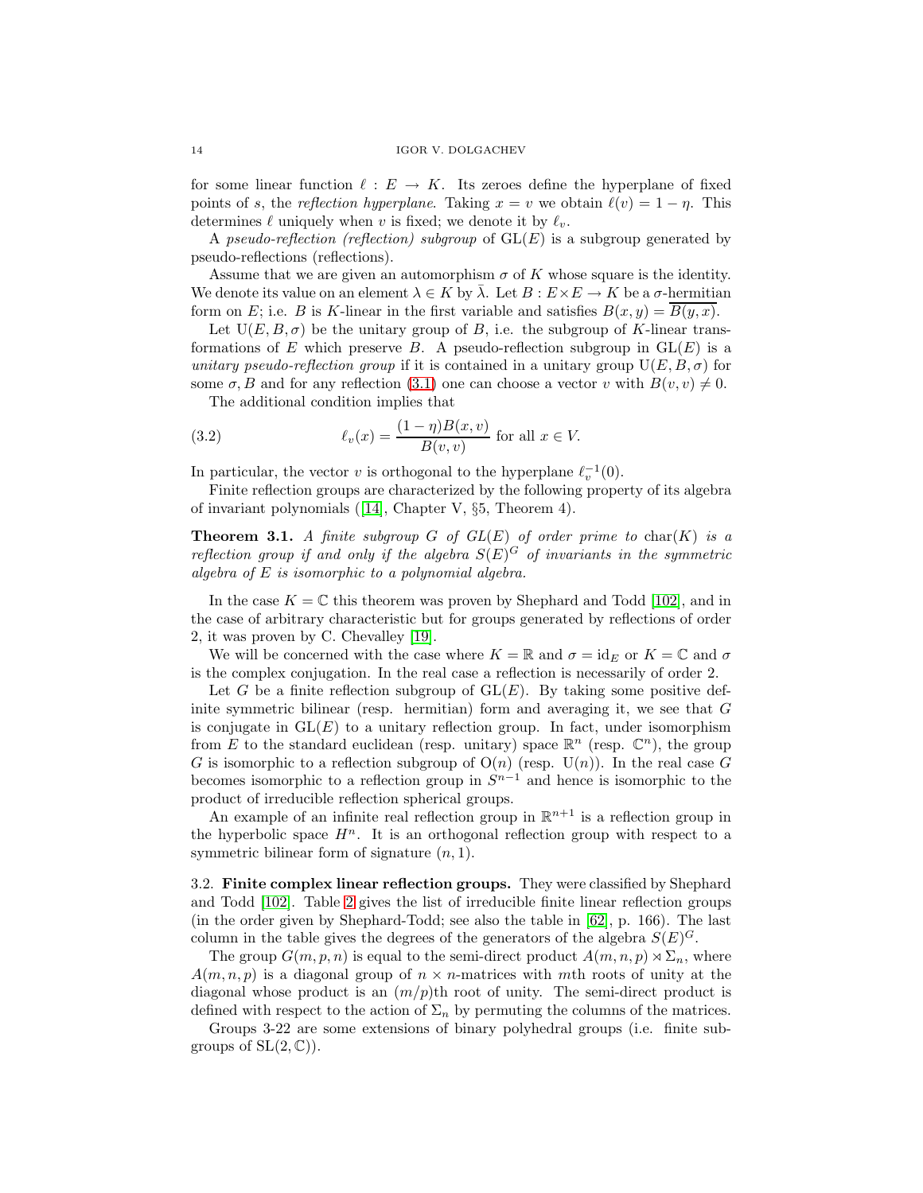for some linear function $\ell : E \to K$. Its zeroes define the hyperplane of fixed points of $s$, the *reflection hyperplane*. Taking $x = v$ we obtain $\ell(v) = 1 - \eta$. This determines $\ell$ uniquely when $v$ is fixed; we denote it by $\ell_v$.

A *pseudo-reflection (reflection) subgroup* of $\mathrm{GL}(E)$ is a subgroup generated by pseudo-reflections (reflections).

Assume that we are given an automorphism $\sigma$ of $K$ whose square is the identity. We denote its value on an element $\lambda \in K$ by $\bar{\lambda}$. Let $B : E \times E \to K$ be a $\sigma$-hermitian form on $E$; i.e. $B$ is $K$-linear in the first variable and satisfies $B(x, y) = \overline{B(y, x)}$.

Let $\mathrm{U}(E, B, \sigma)$ be the unitary group of $B$, i.e. the subgroup of $K$-linear transformations of $E$ which preserve $B$. A pseudo-reflection subgroup in $\mathrm{GL}(E)$ is a *unitary pseudo-reflection group* if it is contained in a unitary group $\mathrm{U}(E, B, \sigma)$ for some $\sigma, B$ and for any reflection (3.1) one can choose a vector $v$ with $B(v, v) \neq 0$.

The additional condition implies that

$$\ell_v(x) = \frac{(1 - \eta)B(x, v)}{B(v, v)} \text{ for all } x \in V. \tag{3.2}$$

In particular, the vector $v$ is orthogonal to the hyperplane $\ell_v^{-1}(0)$.

Finite reflection groups are characterized by the following property of its algebra of invariant polynomials ([14], Chapter V, §5, Theorem 4).

**Theorem 3.1.** *A finite subgroup $G$ of $GL(E)$ of order prime to $\mathrm{char}(K)$ is a reflection group if and only if the algebra $S(E)^G$ of invariants in the symmetric algebra of $E$ is isomorphic to a polynomial algebra.*

In the case $K = \mathbb{C}$ this theorem was proven by Shephard and Todd [102], and in the case of arbitrary characteristic but for groups generated by reflections of order 2, it was proven by C. Chevalley [19].

We will be concerned with the case where $K = \mathbb{R}$ and $\sigma = \mathrm{id}_E$ or $K = \mathbb{C}$ and $\sigma$ is the complex conjugation. In the real case a reflection is necessarily of order 2.

Let $G$ be a finite reflection subgroup of $\mathrm{GL}(E)$. By taking some positive definite symmetric bilinear (resp. hermitian) form and averaging it, we see that $G$ is conjugate in $\mathrm{GL}(E)$ to a unitary reflection group. In fact, under isomorphism from $E$ to the standard euclidean (resp. unitary) space $\mathbb{R}^n$ (resp. $\mathbb{C}^n$), the group $G$ is isomorphic to a reflection subgroup of $\mathrm{O}(n)$ (resp. $\mathrm{U}(n)$). In the real case $G$ becomes isomorphic to a reflection group in $S^{n-1}$ and hence is isomorphic to the product of irreducible reflection spherical groups.

An example of an infinite real reflection group in $\mathbb{R}^{n+1}$ is a reflection group in the hyperbolic space $H^n$. It is an orthogonal reflection group with respect to a symmetric bilinear form of signature $(n, 1)$.

3.2. **Finite complex linear reflection groups.** They were classified by Shephard and Todd [102]. Table 2 gives the list of irreducible finite linear reflection groups (in the order given by Shephard-Todd; see also the table in [62], p. 166). The last column in the table gives the degrees of the generators of the algebra $S(E)^G$.

The group $G(m, p, n)$ is equal to the semi-direct product $A(m, n, p) \rtimes \Sigma_n$, where $A(m, n, p)$ is a diagonal group of $n \times n$-matrices with $m$th roots of unity at the diagonal whose product is an $(m/p)$th root of unity. The semi-direct product is defined with respect to the action of $\Sigma_n$ by permuting the columns of the matrices.

Groups 3-22 are some extensions of binary polyhedral groups (i.e. finite subgroups of $\mathrm{SL}(2, \mathbb{C})$).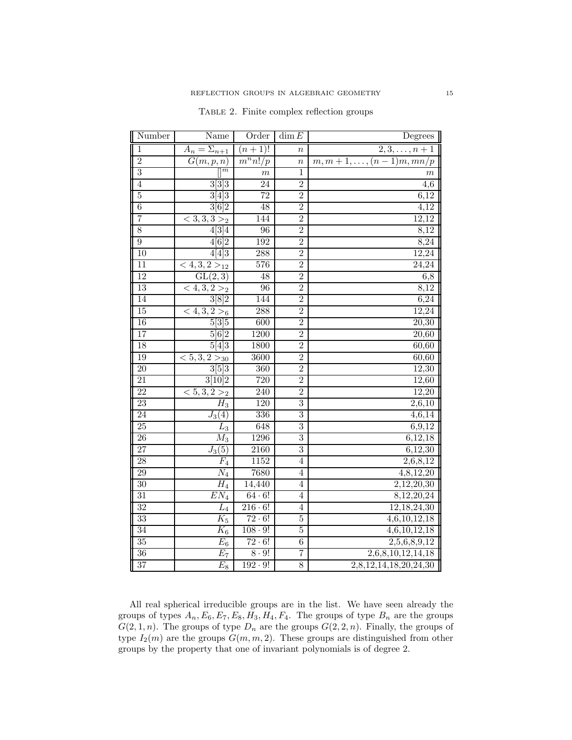Table 2. Finite complex reflection groups

| Number | Name | Order | $\dim E$ | Degrees |
|---|---|---|---|---|
| 1 | $A_n = \Sigma_{n+1}$ | $(n+1)!$ | $n$ | $2, 3, \ldots, n+1$ |
| 2 | $G(m, p, n)$ | $m^n n!/p$ | $n$ | $m, m+1, \ldots, (n-1)m, mn/p$ |
| 3 | $[]^m$ | $m$ | 1 | $m$ |
| 4 | $3[3]3$ | 24 | 2 | 4,6 |
| 5 | $3[4]3$ | 72 | 2 | 6,12 |
| 6 | $3[6]2$ | 48 | 2 | 4,12 |
| 7 | $< 3,3,3 >_2$ | 144 | 2 | 12,12 |
| 8 | $4[3]4$ | 96 | 2 | 8,12 |
| 9 | $4[6]2$ | 192 | 2 | 8,24 |
| 10 | $4[4]3$ | 288 | 2 | 12,24 |
| 11 | $< 4,3,2 >_{12}$ | 576 | 2 | 24,24 |
| 12 | $\mathrm{GL}(2,3)$ | 48 | 2 | 6,8 |
| 13 | $< 4,3,2 >_2$ | 96 | 2 | 8,12 |
| 14 | $3[8]2$ | 144 | 2 | 6,24 |
| 15 | $< 4,3,2 >_6$ | 288 | 2 | 12,24 |
| 16 | $5[3]5$ | 600 | 2 | 20,30 |
| 17 | $5[6]2$ | 1200 | 2 | 20,60 |
| 18 | $5[4]3$ | 1800 | 2 | 60,60 |
| 19 | $< 5,3,2 >_{30}$ | 3600 | 2 | 60,60 |
| 20 | $3[5]3$ | 360 | 2 | 12,30 |
| 21 | $3[10]2$ | 720 | 2 | 12,60 |
| 22 | $< 5,3,2 >_2$ | 240 | 2 | 12,20 |
| 23 | $H_3$ | 120 | 3 | 2,6,10 |
| 24 | $J_3(4)$ | 336 | 3 | 4,6,14 |
| 25 | $L_3$ | 648 | 3 | 6,9,12 |
| 26 | $M_3$ | 1296 | 3 | 6,12,18 |
| 27 | $J_3(5)$ | 2160 | 3 | 6,12,30 |
| 28 | $F_4$ | 1152 | 4 | 2,6,8,12 |
| 29 | $N_4$ | 7680 | 4 | 4,8,12,20 |
| 30 | $H_4$ | 14,440 | 4 | 2,12,20,30 |
| 31 | $EN_4$ | $64 \cdot 6!$ | 4 | 8,12,20,24 |
| 32 | $L_4$ | $216 \cdot 6!$ | 4 | 12,18,24,30 |
| 33 | $K_5$ | $72 \cdot 6!$ | 5 | 4,6,10,12,18 |
| 34 | $K_6$ | $108 \cdot 9!$ | 5 | 4,6,10,12,18 |
| 35 | $E_6$ | $72 \cdot 6!$ | 6 | 2,5,6,8,9,12 |
| 36 | $E_7$ | $8 \cdot 9!$ | 7 | 2,6,8,10,12,14,18 |
| 37 | $E_8$ | $192 \cdot 9!$ | 8 | 2,8,12,14,18,20,24,30 |

All real spherical irreducible groups are in the list. We have seen already the groups of types $A_n, E_6, E_7, E_8, H_3, H_4, F_4$. The groups of type $B_n$ are the groups $G(2, 1, n)$. The groups of type $D_n$ are the groups $G(2, 2, n)$. Finally, the groups of type $I_2(m)$ are the groups $G(m, m, 2)$. These groups are distinguished from other groups by the property that one of invariant polynomials is of degree 2.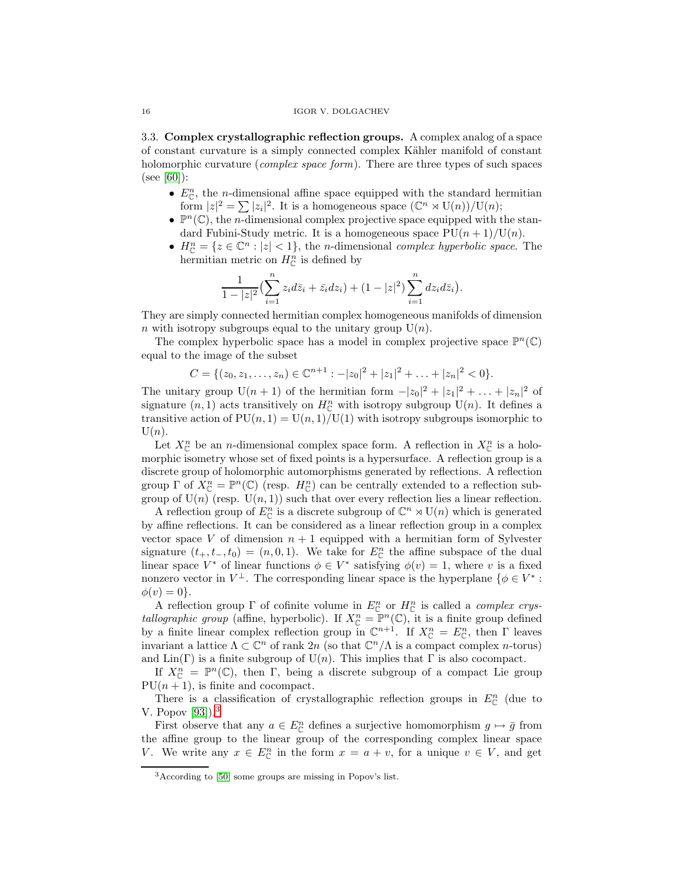3.3. **Complex crystallographic reflection groups.** A complex analog of a space of constant curvature is a simply connected complex Kähler manifold of constant holomorphic curvature (*complex space form*). There are three types of such spaces (see [60]):

- $E_{\mathbb{C}}^n$, the $n$-dimensional affine space equipped with the standard hermitian form $|z|^2 = \sum |z_i|^2$. It is a homogeneous space $(\mathbb{C}^n \rtimes \mathrm{U}(n))/\mathrm{U}(n)$;
- $\mathbb{P}^n(\mathbb{C})$, the $n$-dimensional complex projective space equipped with the standard Fubini-Study metric. It is a homogeneous space $\mathrm{PU}(n+1)/\mathrm{U}(n)$.
- $H_{\mathbb{C}}^n = \{z \in \mathbb{C}^n : |z| < 1\}$, the $n$-dimensional *complex hyperbolic space*. The hermitian metric on $H_{\mathbb{C}}^n$ is defined by

$$\frac{1}{1-|z|^2}\Big(\sum_{i=1}^n z_i d\bar{z}_i + \bar{z}_i dz_i\Big) + (1-|z|^2)\sum_{i=1}^n dz_i d\bar{z}_i\Big).$$

They are simply connected hermitian complex homogeneous manifolds of dimension $n$ with isotropy subgroups equal to the unitary group $\mathrm{U}(n)$.

The complex hyperbolic space has a model in complex projective space $\mathbb{P}^n(\mathbb{C})$ equal to the image of the subset

$$C = \{(z_0, z_1, \ldots, z_n) \in \mathbb{C}^{n+1} : -|z_0|^2 + |z_1|^2 + \ldots + |z_n|^2 < 0\}.$$

The unitary group $\mathrm{U}(n+1)$ of the hermitian form $-|z_0|^2 + |z_1|^2 + \ldots + |z_n|^2$ of signature $(n,1)$ acts transitively on $H_{\mathbb{C}}^n$ with isotropy subgroup $\mathrm{U}(n)$. It defines a transitive action of $\mathrm{PU}(n,1) = \mathrm{U}(n,1)/\mathrm{U}(1)$ with isotropy subgroups isomorphic to $\mathrm{U}(n)$.

Let $X_{\mathbb{C}}^n$ be an $n$-dimensional complex space form. A reflection in $X_{\mathbb{C}}^n$ is a holomorphic isometry whose set of fixed points is a hypersurface. A reflection group is a discrete group of holomorphic automorphisms generated by reflections. A reflection group $\Gamma$ of $X_{\mathbb{C}}^n = \mathbb{P}^n(\mathbb{C})$ (resp. $H_{\mathbb{C}}^n$) can be centrally extended to a reflection subgroup of $\mathrm{U}(n)$ (resp. $\mathrm{U}(n,1)$) such that over every reflection lies a linear reflection.

A reflection group of $E_{\mathbb{C}}^n$ is a discrete subgroup of $\mathbb{C}^n \rtimes \mathrm{U}(n)$ which is generated by affine reflections. It can be considered as a linear reflection group in a complex vector space $V$ of dimension $n+1$ equipped with a hermitian form of Sylvester signature $(t_+, t_-, t_0) = (n, 0, 1)$. We take for $E_{\mathbb{C}}^n$ the affine subspace of the dual linear space $V^*$ of linear functions $\phi \in V^*$ satisfying $\phi(v) = 1$, where $v$ is a fixed nonzero vector in $V^\perp$. The corresponding linear space is the hyperplane $\{\phi \in V^* : \phi(v) = 0\}$.

A reflection group $\Gamma$ of cofinite volume in $E_{\mathbb{C}}^n$ or $H_{\mathbb{C}}^n$ is called a *complex crystallographic group* (affine, hyperbolic). If $X_{\mathbb{C}}^n = \mathbb{P}^n(\mathbb{C})$, it is a finite group defined by a finite linear complex reflection group in $\mathbb{C}^{n+1}$. If $X_{\mathbb{C}}^n = E_{\mathbb{C}}^n$, then $\Gamma$ leaves invariant a lattice $\Lambda \subset \mathbb{C}^n$ of rank $2n$ (so that $\mathbb{C}^n/\Lambda$ is a compact complex $n$-torus) and $\mathrm{Lin}(\Gamma)$ is a finite subgroup of $\mathrm{U}(n)$. This implies that $\Gamma$ is also cocompact.

If $X_{\mathbb{C}}^n = \mathbb{P}^n(\mathbb{C})$, then $\Gamma$, being a discrete subgroup of a compact Lie group $\mathrm{PU}(n+1)$, is finite and cocompact.

There is a classification of crystallographic reflection groups in $E_{\mathbb{C}}^n$ (due to V. Popov [93]).[3]

First observe that any $a \in E_{\mathbb{C}}^n$ defines a surjective homomorphism $g \mapsto \bar{g}$ from the affine group to the linear group of the corresponding complex linear space $V$. We write any $x \in E_{\mathbb{C}}^n$ in the form $x = a + v$, for a unique $v \in V$, and get

[3] According to [50] some groups are missing in Popov's list.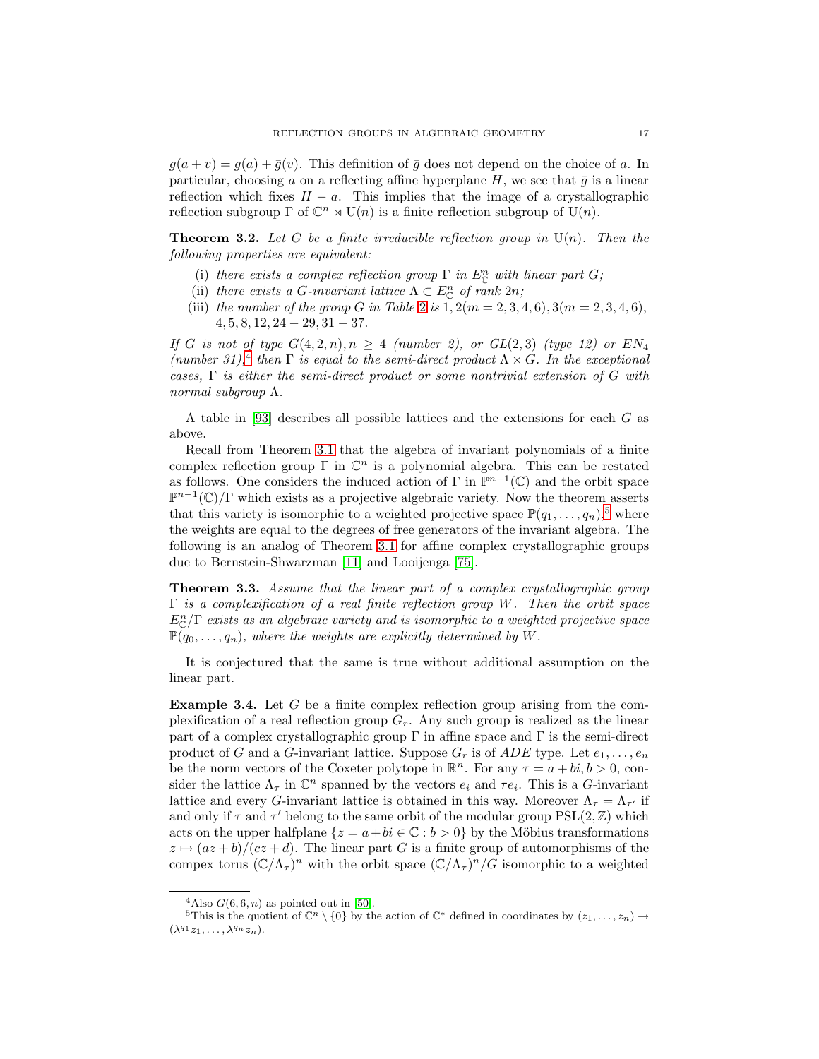$g(a+v) = g(a) + \bar{g}(v)$. This definition of $\bar{g}$ does not depend on the choice of $a$. In particular, choosing $a$ on a reflecting affine hyperplane $H$, we see that $\bar{g}$ is a linear reflection which fixes $H - a$. This implies that the image of a crystallographic reflection subgroup $\Gamma$ of $\mathbb{C}^n \rtimes \mathrm{U}(n)$ is a finite reflection subgroup of $\mathrm{U}(n)$.

**Theorem 3.2.** *Let $G$ be a finite irreducible reflection group in $\mathrm{U}(n)$. Then the following properties are equivalent:*

- (i) *there exists a complex reflection group $\Gamma$ in $E^n_{\mathbb{C}}$ with linear part $G$;*
- (ii) *there exists a $G$-invariant lattice $\Lambda \subset E^n_{\mathbb{C}}$ of rank $2n$;*
- (iii) *the number of the group $G$ in Table 2 is $1, 2(m = 2,3,4,6), 3(m = 2,3,4,6)$, $4, 5, 8, 12, 24-29, 31-37$.*

*If $G$ is not of type $G(4,2,n), n \geq 4$ (number 2), or $GL(2,3)$ (type 12) or $EN_4$ (number 31),*[4] *then $\Gamma$ is equal to the semi-direct product $\Lambda \rtimes G$. In the exceptional cases, $\Gamma$ is either the semi-direct product or some nontrivial extension of $G$ with normal subgroup $\Lambda$.*

A table in [93] describes all possible lattices and the extensions for each $G$ as above.

Recall from Theorem 3.1 that the algebra of invariant polynomials of a finite complex reflection group $\Gamma$ in $\mathbb{C}^n$ is a polynomial algebra. This can be restated as follows. One considers the induced action of $\Gamma$ in $\mathbb{P}^{n-1}(\mathbb{C})$ and the orbit space $\mathbb{P}^{n-1}(\mathbb{C})/\Gamma$ which exists as a projective algebraic variety. Now the theorem asserts that this variety is isomorphic to a weighted projective space $\mathbb{P}(q_1, \ldots, q_n)$,[5] where the weights are equal to the degrees of free generators of the invariant algebra. The following is an analog of Theorem 3.1 for affine complex crystallographic groups due to Bernstein-Shwarzman [11] and Looijenga [75].

**Theorem 3.3.** *Assume that the linear part of a complex crystallographic group $\Gamma$ is a complexification of a real finite reflection group $W$. Then the orbit space $E^n_{\mathbb{C}}/\Gamma$ exists as an algebraic variety and is isomorphic to a weighted projective space $\mathbb{P}(q_0, \ldots, q_n)$, where the weights are explicitly determined by $W$.*

It is conjectured that the same is true without additional assumption on the linear part.

**Example 3.4.** Let $G$ be a finite complex reflection group arising from the complexification of a real reflection group $G_r$. Any such group is realized as the linear part of a complex crystallographic group $\Gamma$ in affine space and $\Gamma$ is the semi-direct product of $G$ and a $G$-invariant lattice. Suppose $G_r$ is of $ADE$ type. Let $e_1, \ldots, e_n$ be the norm vectors of the Coxeter polytope in $\mathbb{R}^n$. For any $\tau = a + bi, b > 0$, consider the lattice $\Lambda_\tau$ in $\mathbb{C}^n$ spanned by the vectors $e_i$ and $\tau e_i$. This is a $G$-invariant lattice and every $G$-invariant lattice is obtained in this way. Moreover $\Lambda_\tau = \Lambda_{\tau'}$ if and only if $\tau$ and $\tau'$ belong to the same orbit of the modular group $\mathrm{PSL}(2,\mathbb{Z})$ which acts on the upper halfplane $\{z = a + bi \in \mathbb{C} : b > 0\}$ by the Möbius transformations $z \mapsto (az+b)/(cz+d)$. The linear part $G$ is a finite group of automorphisms of the compex torus $(\mathbb{C}/\Lambda_\tau)^n$ with the orbit space $(\mathbb{C}/\Lambda_\tau)^n/G$ isomorphic to a weighted

---

[4] Also $G(6,6,n)$ as pointed out in [50].

[5] This is the quotient of $\mathbb{C}^n \setminus \{0\}$ by the action of $\mathbb{C}^*$ defined in coordinates by $(z_1, \ldots, z_n) \to (\lambda^{q_1} z_1, \ldots, \lambda^{q_n} z_n)$.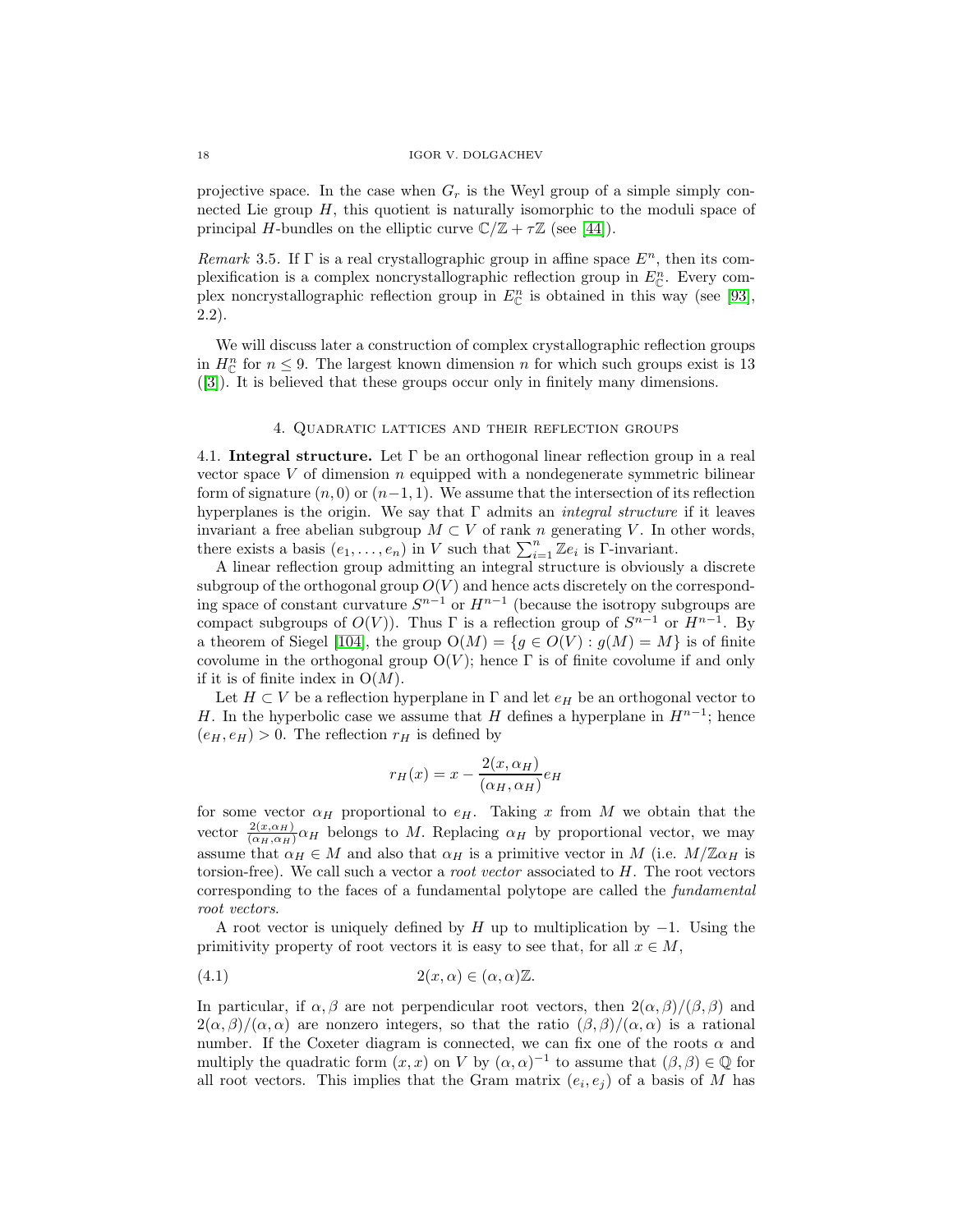projective space. In the case when $G_r$ is the Weyl group of a simple simply connected Lie group $H$, this quotient is naturally isomorphic to the moduli space of principal $H$-bundles on the elliptic curve $\mathbb{C}/\mathbb{Z}+\tau\mathbb{Z}$ (see [44]).

*Remark* 3.5. If $\Gamma$ is a real crystallographic group in affine space $E^n$, then its complexification is a complex noncrystallographic reflection group in $E^n_{\mathbb{C}}$. Every complex noncrystallographic reflection group in $E^n_{\mathbb{C}}$ is obtained in this way (see [93], 2.2).

We will discuss later a construction of complex crystallographic reflection groups in $H^n_{\mathbb{C}}$ for $n \le 9$. The largest known dimension $n$ for which such groups exist is 13 ([3]). It is believed that these groups occur only in finitely many dimensions.

## 4. Quadratic lattices and their reflection groups

**4.1. Integral structure.** Let $\Gamma$ be an orthogonal linear reflection group in a real vector space $V$ of dimension $n$ equipped with a nondegenerate symmetric bilinear form of signature $(n,0)$ or $(n-1,1)$. We assume that the intersection of its reflection hyperplanes is the origin. We say that $\Gamma$ admits an *integral structure* if it leaves invariant a free abelian subgroup $M \subset V$ of rank $n$ generating $V$. In other words, there exists a basis $(e_1,\ldots,e_n)$ in $V$ such that $\sum_{i=1}^n \mathbb{Z}e_i$ is $\Gamma$-invariant.

A linear reflection group admitting an integral structure is obviously a discrete subgroup of the orthogonal group $O(V)$ and hence acts discretely on the corresponding space of constant curvature $S^{n-1}$ or $H^{n-1}$ (because the isotropy subgroups are compact subgroups of $O(V)$). Thus $\Gamma$ is a reflection group of $S^{n-1}$ or $H^{n-1}$. By a theorem of Siegel [104], the group $\mathrm{O}(M) = \{g \in O(V) : g(M) = M\}$ is of finite covolume in the orthogonal group $\mathrm{O}(V)$; hence $\Gamma$ is of finite covolume if and only if it is of finite index in $\mathrm{O}(M)$.

Let $H \subset V$ be a reflection hyperplane in $\Gamma$ and let $e_H$ be an orthogonal vector to $H$. In the hyperbolic case we assume that $H$ defines a hyperplane in $H^{n-1}$; hence $(e_H,e_H) > 0$. The reflection $r_H$ is defined by

$$r_H(x) = x - \frac{2(x,\alpha_H)}{(\alpha_H,\alpha_H)}e_H$$

for some vector $\alpha_H$ proportional to $e_H$. Taking $x$ from $M$ we obtain that the vector $\frac{2(x,\alpha_H)}{(\alpha_H,\alpha_H)}\alpha_H$ belongs to $M$. Replacing $\alpha_H$ by proportional vector, we may assume that $\alpha_H \in M$ and also that $\alpha_H$ is a primitive vector in $M$ (i.e. $M/\mathbb{Z}\alpha_H$ is torsion-free). We call such a vector a *root vector* associated to $H$. The root vectors corresponding to the faces of a fundamental polytope are called the *fundamental root vectors*.

A root vector is uniquely defined by $H$ up to multiplication by $-1$. Using the primitivity property of root vectors it is easy to see that, for all $x \in M$,

$$2(x,\alpha) \in (\alpha,\alpha)\mathbb{Z}. \tag{4.1}$$

In particular, if $\alpha,\beta$ are not perpendicular root vectors, then $2(\alpha,\beta)/(\beta,\beta)$ and $2(\alpha,\beta)/(\alpha,\alpha)$ are nonzero integers, so that the ratio $(\beta,\beta)/(\alpha,\alpha)$ is a rational number. If the Coxeter diagram is connected, we can fix one of the roots $\alpha$ and multiply the quadratic form $(x,x)$ on $V$ by $(\alpha,\alpha)^{-1}$ to assume that $(\beta,\beta) \in \mathbb{Q}$ for all root vectors. This implies that the Gram matrix $(e_i,e_j)$ of a basis of $M$ has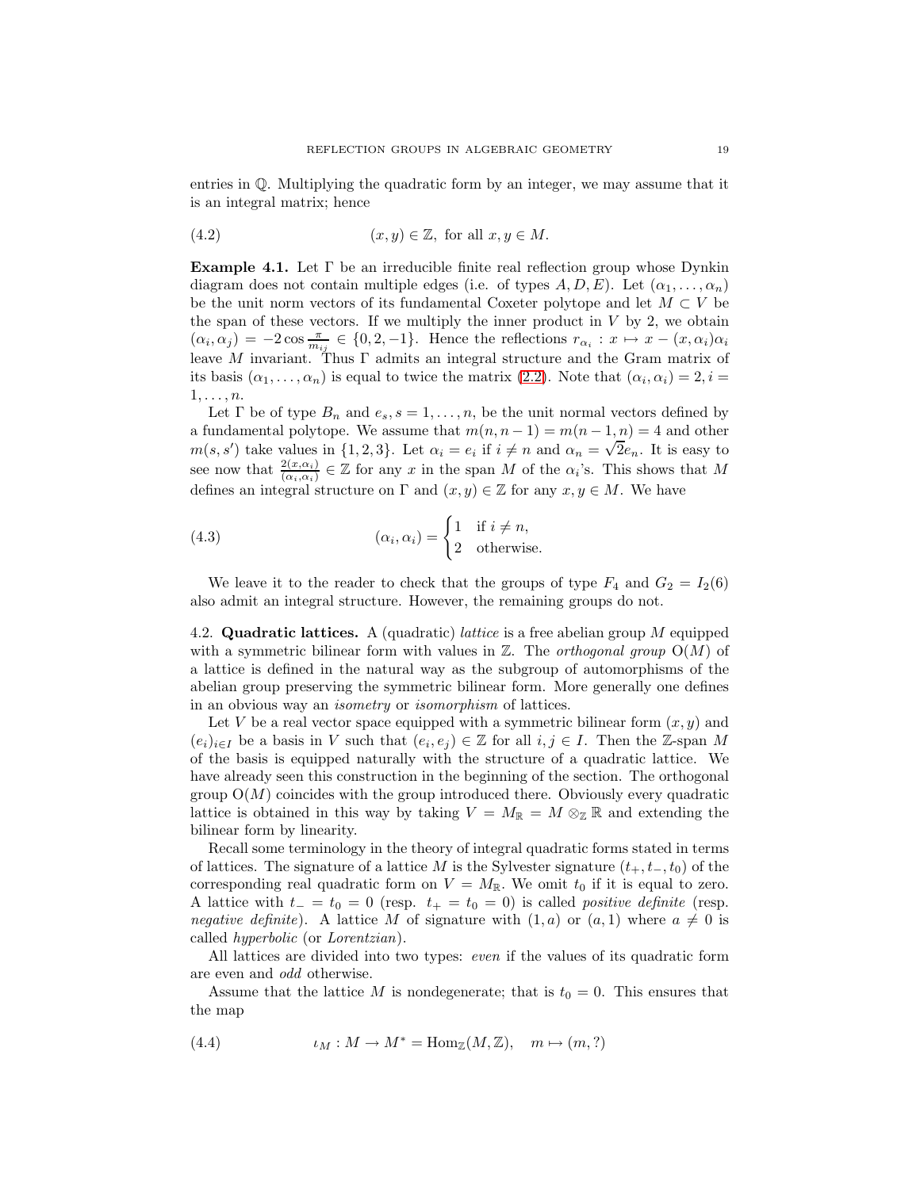entries in $\mathbb{Q}$. Multiplying the quadratic form by an integer, we may assume that it is an integral matrix; hence

$$(x,y) \in \mathbb{Z}, \text{ for all } x,y \in M. \tag{4.2}$$

**Example 4.1.** Let $\Gamma$ be an irreducible finite real reflection group whose Dynkin diagram does not contain multiple edges (i.e. of types $A, D, E$). Let $(\alpha_1, \ldots, \alpha_n)$ be the unit norm vectors of its fundamental Coxeter polytope and let $M \subset V$ be the span of these vectors. If we multiply the inner product in $V$ by 2, we obtain $(\alpha_i, \alpha_j) = -2\cos\frac{\pi}{m_{ij}} \in \{0, 2, -1\}$. Hence the reflections $r_{\alpha_i} : x \mapsto x - (x, \alpha_i)\alpha_i$ leave $M$ invariant. Thus $\Gamma$ admits an integral structure and the Gram matrix of its basis $(\alpha_1, \ldots, \alpha_n)$ is equal to twice the matrix (2.2). Note that $(\alpha_i, \alpha_i) = 2, i = 1, \ldots, n$.

Let $\Gamma$ be of type $B_n$ and $e_s, s = 1, \ldots, n$, be the unit normal vectors defined by a fundamental polytope. We assume that $m(n, n-1) = m(n-1, n) = 4$ and other $m(s, s')$ take values in $\{1, 2, 3\}$. Let $\alpha_i = e_i$ if $i \neq n$ and $\alpha_n = \sqrt{2}e_n$. It is easy to see now that $\frac{2(x,\alpha_i)}{(\alpha_i,\alpha_i)} \in \mathbb{Z}$ for any $x$ in the span $M$ of the $\alpha_i$'s. This shows that $M$ defines an integral structure on $\Gamma$ and $(x, y) \in \mathbb{Z}$ for any $x, y \in M$. We have

$$(\alpha_i, \alpha_i) = \begin{cases} 1 & \text{if } i \neq n, \\ 2 & \text{otherwise.} \end{cases} \tag{4.3}$$

We leave it to the reader to check that the groups of type $F_4$ and $G_2 = I_2(6)$ also admit an integral structure. However, the remaining groups do not.

## 4.2. Quadratic lattices.

A (quadratic) *lattice* is a free abelian group $M$ equipped with a symmetric bilinear form with values in $\mathbb{Z}$. The *orthogonal group* $\mathrm{O}(M)$ of a lattice is defined in the natural way as the subgroup of automorphisms of the abelian group preserving the symmetric bilinear form. More generally one defines in an obvious way an *isometry* or *isomorphism* of lattices.

Let $V$ be a real vector space equipped with a symmetric bilinear form $(x, y)$ and $(e_i)_{i\in I}$ be a basis in $V$ such that $(e_i, e_j) \in \mathbb{Z}$ for all $i, j \in I$. Then the $\mathbb{Z}$-span $M$ of the basis is equipped naturally with the structure of a quadratic lattice. We have already seen this construction in the beginning of the section. The orthogonal group $\mathrm{O}(M)$ coincides with the group introduced there. Obviously every quadratic lattice is obtained in this way by taking $V = M_\mathbb{R} = M \otimes_\mathbb{Z} \mathbb{R}$ and extending the bilinear form by linearity.

Recall some terminology in the theory of integral quadratic forms stated in terms of lattices. The signature of a lattice $M$ is the Sylvester signature $(t_+, t_-, t_0)$ of the corresponding real quadratic form on $V = M_\mathbb{R}$. We omit $t_0$ if it is equal to zero. A lattice with $t_- = t_0 = 0$ (resp. $t_+ = t_0 = 0$) is called *positive definite* (resp. *negative definite*). A lattice $M$ of signature with $(1, a)$ or $(a, 1)$ where $a \neq 0$ is called *hyperbolic* (or *Lorentzian*).

All lattices are divided into two types: *even* if the values of its quadratic form are even and *odd* otherwise.

Assume that the lattice $M$ is nondegenerate; that is $t_0 = 0$. This ensures that the map

$$\iota_M : M \to M^* = \mathrm{Hom}_\mathbb{Z}(M, \mathbb{Z}), \quad m \mapsto (m, ?) \tag{4.4}$$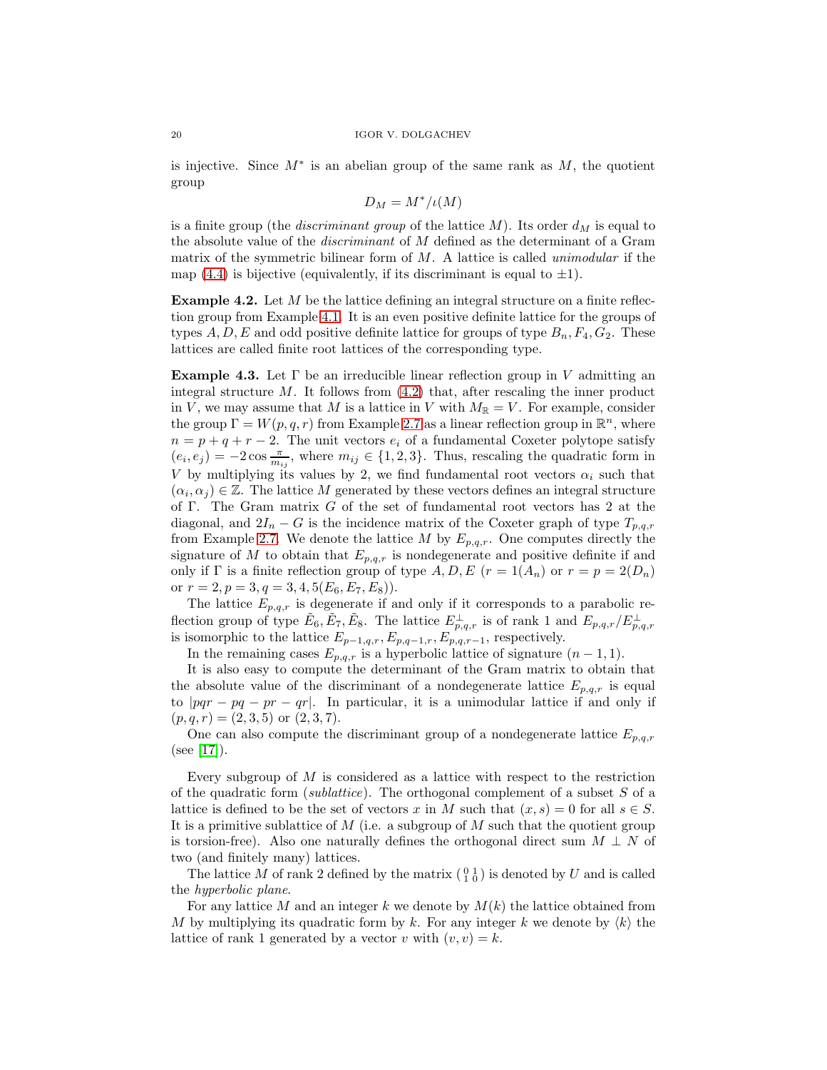is injective. Since $M^*$ is an abelian group of the same rank as $M$, the quotient group

$$D_M = M^*/\iota(M)$$

is a finite group (the *discriminant group* of the lattice $M$). Its order $d_M$ is equal to the absolute value of the *discriminant* of $M$ defined as the determinant of a Gram matrix of the symmetric bilinear form of $M$. A lattice is called *unimodular* if the map (4.4) is bijective (equivalently, if its discriminant is equal to $\pm 1$).

**Example 4.2.** Let $M$ be the lattice defining an integral structure on a finite reflection group from Example 4.1. It is an even positive definite lattice for the groups of types $A, D, E$ and odd positive definite lattice for groups of type $B_n, F_4, G_2$. These lattices are called finite root lattices of the corresponding type.

**Example 4.3.** Let $\Gamma$ be an irreducible linear reflection group in $V$ admitting an integral structure $M$. It follows from (4.2) that, after rescaling the inner product in $V$, we may assume that $M$ is a lattice in $V$ with $M_{\mathbb{R}} = V$. For example, consider the group $\Gamma = W(p,q,r)$ from Example 2.7 as a linear reflection group in $\mathbb{R}^n$, where $n = p+q+r-2$. The unit vectors $e_i$ of a fundamental Coxeter polytope satisfy $(e_i, e_j) = -2\cos\frac{\pi}{m_{ij}}$, where $m_{ij} \in \{1,2,3\}$. Thus, rescaling the quadratic form in $V$ by multiplying its values by 2, we find fundamental root vectors $\alpha_i$ such that $(\alpha_i, \alpha_j) \in \mathbb{Z}$. The lattice $M$ generated by these vectors defines an integral structure of $\Gamma$. The Gram matrix $G$ of the set of fundamental root vectors has 2 at the diagonal, and $2I_n - G$ is the incidence matrix of the Coxeter graph of type $T_{p,q,r}$ from Example 2.7. We denote the lattice $M$ by $E_{p,q,r}$. One computes directly the signature of $M$ to obtain that $E_{p,q,r}$ is nondegenerate and positive definite if and only if $\Gamma$ is a finite reflection group of type $A, D, E$ ($r = 1 (A_n)$ or $r = p = 2 (D_n)$ or $r = 2, p = 3, q = 3, 4, 5 (E_6, E_7, E_8)$).

The lattice $E_{p,q,r}$ is degenerate if and only if it corresponds to a parabolic reflection group of type $\tilde{E}_6, \tilde{E}_7, \tilde{E}_8$. The lattice $E_{p,q,r}^{\perp}$ is of rank 1 and $E_{p,q,r}/E_{p,q,r}^{\perp}$ is isomorphic to the lattice $E_{p-1,q,r}, E_{p,q-1,r}, E_{p,q,r-1}$, respectively.

In the remaining cases $E_{p,q,r}$ is a hyperbolic lattice of signature $(n-1, 1)$.

It is also easy to compute the determinant of the Gram matrix to obtain that the absolute value of the discriminant of a nondegenerate lattice $E_{p,q,r}$ is equal to $|pqr - pq - pr - qr|$. In particular, it is a unimodular lattice if and only if $(p,q,r) = (2,3,5)$ or $(2,3,7)$.

One can also compute the discriminant group of a nondegenerate lattice $E_{p,q,r}$ (see [17]).

Every subgroup of $M$ is considered as a lattice with respect to the restriction of the quadratic form (*sublattice*). The orthogonal complement of a subset $S$ of a lattice is defined to be the set of vectors $x$ in $M$ such that $(x,s) = 0$ for all $s \in S$. It is a primitive sublattice of $M$ (i.e. a subgroup of $M$ such that the quotient group is torsion-free). Also one naturally defines the orthogonal direct sum $M \perp N$ of two (and finitely many) lattices.

The lattice $M$ of rank 2 defined by the matrix $\left(\begin{smallmatrix} 0 & 1 \\ 1 & 0 \end{smallmatrix}\right)$ is denoted by $U$ and is called the *hyperbolic plane*.

For any lattice $M$ and an integer $k$ we denote by $M(k)$ the lattice obtained from $M$ by multiplying its quadratic form by $k$. For any integer $k$ we denote by $\langle k \rangle$ the lattice of rank 1 generated by a vector $v$ with $(v,v) = k$.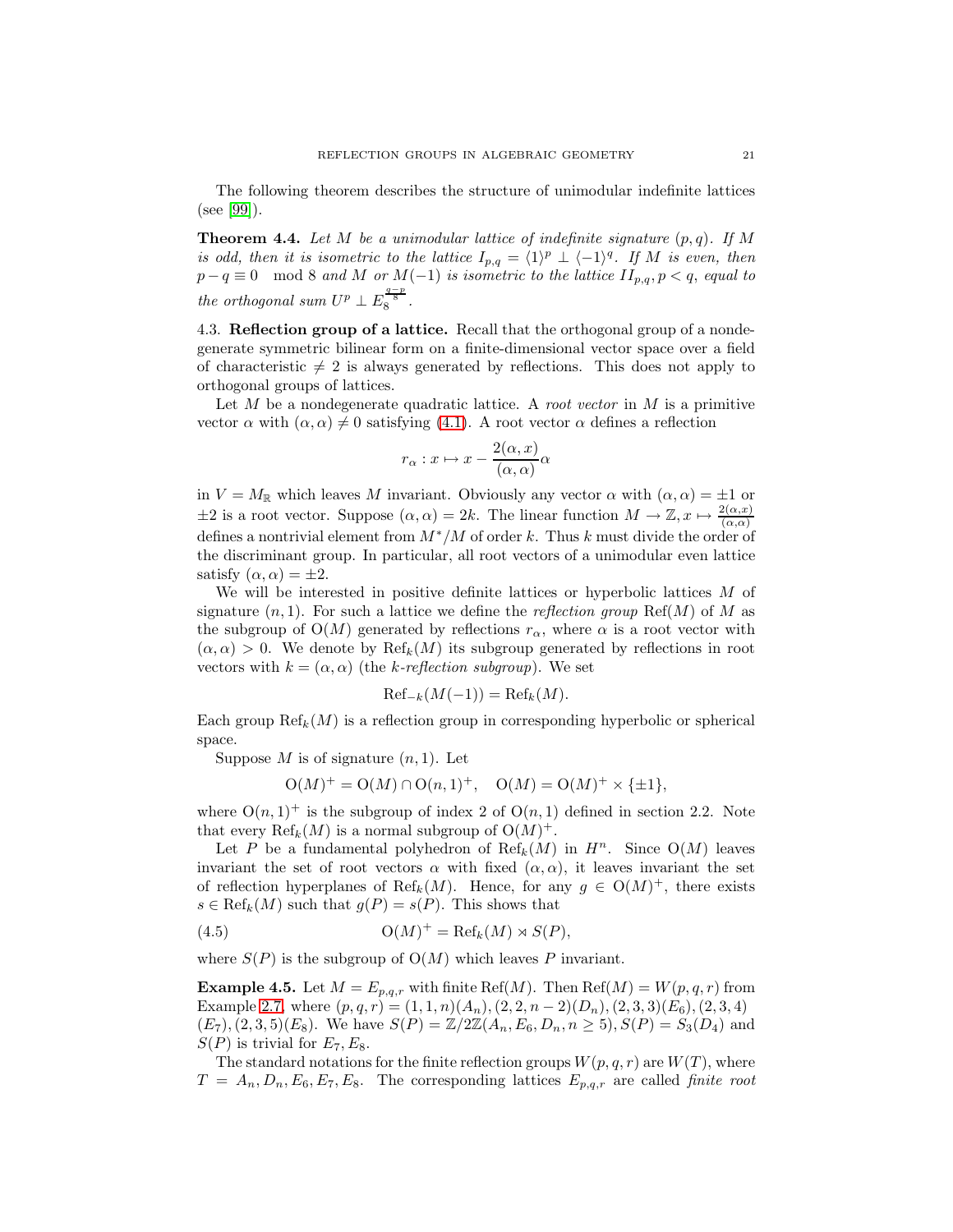The following theorem describes the structure of unimodular indefinite lattices (see [99]).

**Theorem 4.4.** *Let $M$ be a unimodular lattice of indefinite signature $(p,q)$. If $M$ is odd, then it is isometric to the lattice $I_{p,q} = \langle 1\rangle^p \perp \langle -1\rangle^q$. If $M$ is even, then $p - q \equiv 0 \mod 8$ and $M$ or $M(-1)$ is isometric to the lattice $II_{p,q}, p < q$, equal to the orthogonal sum $U^p \perp E_8^{\frac{q-p}{8}}$.*

4.3. **Reflection group of a lattice.** Recall that the orthogonal group of a nondegenerate symmetric bilinear form on a finite-dimensional vector space over a field of characteristic $\neq 2$ is always generated by reflections. This does not apply to orthogonal groups of lattices.

Let $M$ be a nondegenerate quadratic lattice. A *root vector* in $M$ is a primitive vector $\alpha$ with $(\alpha,\alpha) \neq 0$ satisfying (4.1). A root vector $\alpha$ defines a reflection

$$r_\alpha : x \mapsto x - \frac{2(\alpha, x)}{(\alpha,\alpha)}\alpha$$

in $V = M_{\mathbb{R}}$ which leaves $M$ invariant. Obviously any vector $\alpha$ with $(\alpha,\alpha) = \pm 1$ or $\pm 2$ is a root vector. Suppose $(\alpha,\alpha) = 2k$. The linear function $M \to \mathbb{Z}, x \mapsto \frac{2(\alpha,x)}{(\alpha,\alpha)}$ defines a nontrivial element from $M^*/M$ of order $k$. Thus $k$ must divide the order of the discriminant group. In particular, all root vectors of a unimodular even lattice satisfy $(\alpha,\alpha) = \pm 2$.

We will be interested in positive definite lattices or hyperbolic lattices $M$ of signature $(n,1)$. For such a lattice we define the *reflection group* $\mathrm{Ref}(M)$ of $M$ as the subgroup of $\mathrm{O}(M)$ generated by reflections $r_\alpha$, where $\alpha$ is a root vector with $(\alpha,\alpha) > 0$. We denote by $\mathrm{Ref}_k(M)$ its subgroup generated by reflections in root vectors with $k = (\alpha,\alpha)$ (the *k-reflection subgroup*). We set

$$\mathrm{Ref}_{-k}(M(-1)) = \mathrm{Ref}_k(M).$$

Each group $\mathrm{Ref}_k(M)$ is a reflection group in corresponding hyperbolic or spherical space.

Suppose $M$ is of signature $(n,1)$. Let

$$\mathrm{O}(M)^+ = \mathrm{O}(M) \cap \mathrm{O}(n,1)^+, \quad \mathrm{O}(M) = \mathrm{O}(M)^+ \times \{\pm 1\},$$

where $\mathrm{O}(n,1)^+$ is the subgroup of index 2 of $\mathrm{O}(n,1)$ defined in section 2.2. Note that every $\mathrm{Ref}_k(M)$ is a normal subgroup of $\mathrm{O}(M)^+$.

Let $P$ be a fundamental polyhedron of $\mathrm{Ref}_k(M)$ in $H^n$. Since $\mathrm{O}(M)$ leaves invariant the set of root vectors $\alpha$ with fixed $(\alpha,\alpha)$, it leaves invariant the set of reflection hyperplanes of $\mathrm{Ref}_k(M)$. Hence, for any $g \in \mathrm{O}(M)^+$, there exists $s \in \mathrm{Ref}_k(M)$ such that $g(P) = s(P)$. This shows that

$$\mathrm{O}(M)^+ = \mathrm{Ref}_k(M) \rtimes S(P), \tag{4.5}$$

where $S(P)$ is the subgroup of $\mathrm{O}(M)$ which leaves $P$ invariant.

**Example 4.5.** Let $M = E_{p,q,r}$ with finite $\mathrm{Ref}(M)$. Then $\mathrm{Ref}(M) = W(p,q,r)$ from Example 2.7, where $(p,q,r) = (1,1,n)(A_n), (2,2,n-2)(D_n), (2,3,3)(E_6), (2,3,4)$ $(E_7), (2,3,5)(E_8)$. We have $S(P) = \mathbb{Z}/2\mathbb{Z}(A_n, E_6, D_n, n \geq 5), S(P) = S_3(D_4)$ and $S(P)$ is trivial for $E_7, E_8$.

The standard notations for the finite reflection groups $W(p,q,r)$ are $W(T)$, where $T = A_n, D_n, E_6, E_7, E_8$. The corresponding lattices $E_{p,q,r}$ are called *finite root*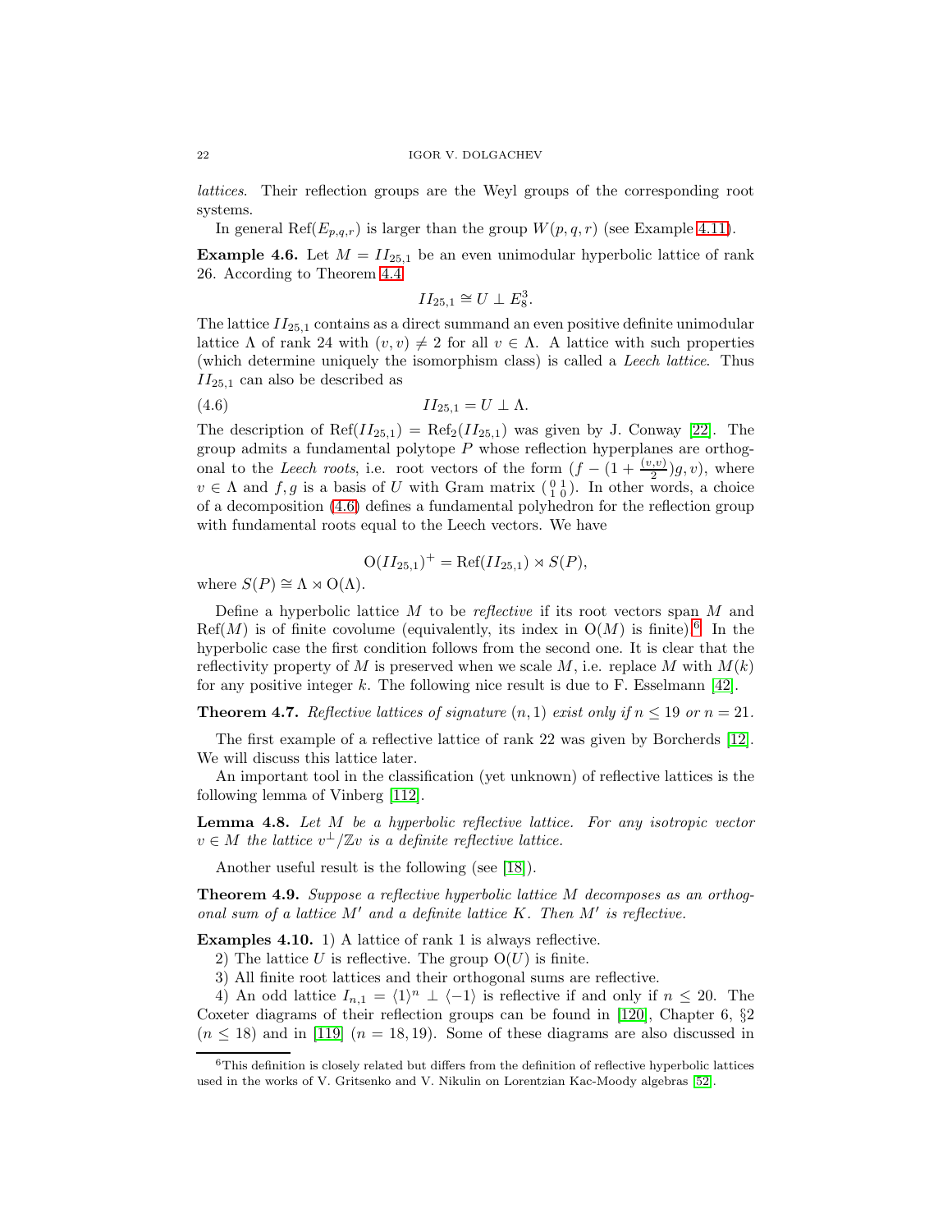*lattices*. Their reflection groups are the Weyl groups of the corresponding root systems.

In general $\mathrm{Ref}(E_{p,q,r})$ is larger than the group $W(p,q,r)$ (see Example 4.11).

**Example 4.6.** Let $M = II_{25,1}$ be an even unimodular hyperbolic lattice of rank 26. According to Theorem 4.4

$$II_{25,1} \cong U \perp E_8^3.$$

The lattice $II_{25,1}$ contains as a direct summand an even positive definite unimodular lattice $\Lambda$ of rank 24 with $(v,v) \neq 2$ for all $v \in \Lambda$. A lattice with such properties (which determine uniquely the isomorphism class) is called a *Leech lattice*. Thus $II_{25,1}$ can also be described as

$$II_{25,1} = U \perp \Lambda. \tag{4.6}$$

The description of $\mathrm{Ref}(II_{25,1}) = \mathrm{Ref}_2(II_{25,1})$ was given by J. Conway [22]. The group admits a fundamental polytope $P$ whose reflection hyperplanes are orthogonal to the *Leech roots*, i.e. root vectors of the form $(f - (1 + \frac{(v,v)}{2})g, v)$, where $v \in \Lambda$ and $f, g$ is a basis of $U$ with Gram matrix $\left(\begin{smallmatrix} 0 & 1 \\ 1 & 0 \end{smallmatrix}\right)$. In other words, a choice of a decomposition (4.6) defines a fundamental polyhedron for the reflection group with fundamental roots equal to the Leech vectors. We have

$$\mathrm{O}(II_{25,1})^+ = \mathrm{Ref}(II_{25,1}) \rtimes S(P),$$

where $S(P) \cong \Lambda \rtimes \mathrm{O}(\Lambda)$.

Define a hyperbolic lattice $M$ to be *reflective* if its root vectors span $M$ and $\mathrm{Ref}(M)$ is of finite covolume (equivalently, its index in $\mathrm{O}(M)$ is finite).[6] In the hyperbolic case the first condition follows from the second one. It is clear that the reflectivity property of $M$ is preserved when we scale $M$, i.e. replace $M$ with $M(k)$ for any positive integer $k$. The following nice result is due to F. Esselmann [42].

**Theorem 4.7.** *Reflective lattices of signature $(n,1)$ exist only if $n \leq 19$ or $n = 21$.*

The first example of a reflective lattice of rank 22 was given by Borcherds [12]. We will discuss this lattice later.

An important tool in the classification (yet unknown) of reflective lattices is the following lemma of Vinberg [112].

**Lemma 4.8.** *Let $M$ be a hyperbolic reflective lattice. For any isotropic vector $v \in M$ the lattice $v^\perp/\mathbb{Z}v$ is a definite reflective lattice.*

Another useful result is the following (see [18]).

**Theorem 4.9.** *Suppose a reflective hyperbolic lattice $M$ decomposes as an orthogonal sum of a lattice $M'$ and a definite lattice $K$. Then $M'$ is reflective.*

**Examples 4.10.** 1) A lattice of rank 1 is always reflective.

2) The lattice $U$ is reflective. The group $\mathrm{O}(U)$ is finite.

3) All finite root lattices and their orthogonal sums are reflective.

4) An odd lattice $I_{n,1} = \langle 1 \rangle^n \perp \langle -1 \rangle$ is reflective if and only if $n \leq 20$. The Coxeter diagrams of their reflection groups can be found in [120], Chapter 6, §2 ($n \leq 18$) and in [119] ($n = 18, 19$). Some of these diagrams are also discussed in

---

[6] This definition is closely related but differs from the definition of reflective hyperbolic lattices used in the works of V. Gritsenko and V. Nikulin on Lorentzian Kac-Moody algebras [52].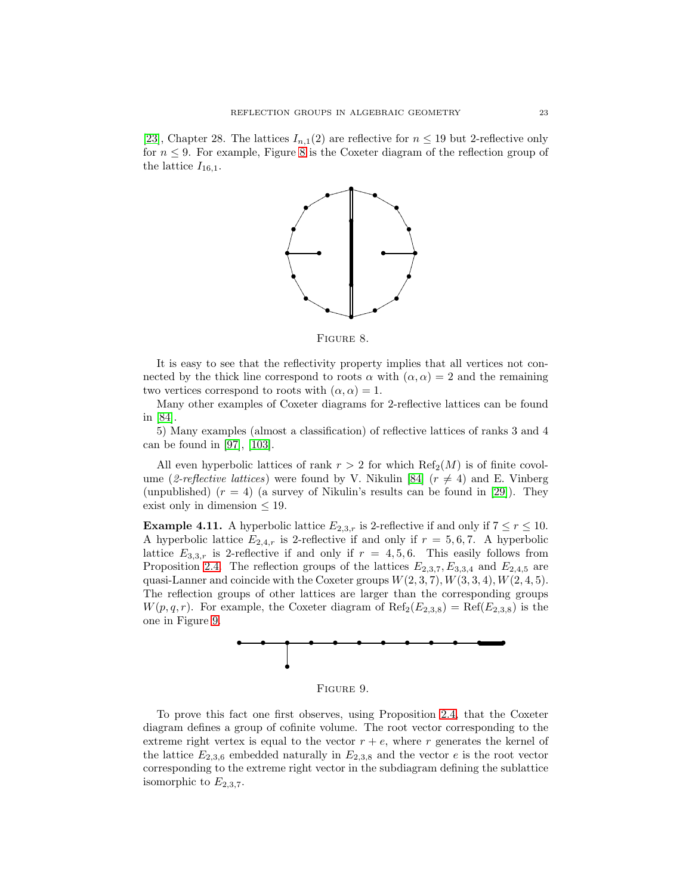[23], Chapter 28. The lattices $I_{n,1}(2)$ are reflective for $n \leq 19$ but 2-reflective only for $n \leq 9$. For example, Figure 8 is the Coxeter diagram of the reflection group of the lattice $I_{16,1}$.

Figure 8.

It is easy to see that the reflectivity property implies that all vertices not connected by the thick line correspond to roots $\alpha$ with $(\alpha, \alpha) = 2$ and the remaining two vertices correspond to roots with $(\alpha, \alpha) = 1$.

Many other examples of Coxeter diagrams for 2-reflective lattices can be found in [84].

5) Many examples (almost a classification) of reflective lattices of ranks 3 and 4 can be found in [97], [103].

All even hyperbolic lattices of rank $r > 2$ for which $\mathrm{Ref}_2(M)$ is of finite covolume (*2-reflective lattices*) were found by V. Nikulin [84] ($r \neq 4$) and E. Vinberg (unpublished) ($r = 4$) (a survey of Nikulin's results can be found in [29]). They exist only in dimension $\leq 19$.

**Example 4.11.** A hyperbolic lattice $E_{2,3,r}$ is 2-reflective if and only if $7 \leq r \leq 10$. A hyperbolic lattice $E_{2,4,r}$ is 2-reflective if and only if $r = 5, 6, 7$. A hyperbolic lattice $E_{3,3,r}$ is 2-reflective if and only if $r = 4, 5, 6$. This easily follows from Proposition 2.4. The reflection groups of the lattices $E_{2,3,7}, E_{3,3,4}$ and $E_{2,4,5}$ are quasi-Lanner and coincide with the Coxeter groups $W(2,3,7), W(3,3,4), W(2,4,5)$. The reflection groups of other lattices are larger than the corresponding groups $W(p,q,r)$. For example, the Coxeter diagram of $\mathrm{Ref}_2(E_{2,3,8}) = \mathrm{Ref}(E_{2,3,8})$ is the one in Figure 9.

Figure 9.

To prove this fact one first observes, using Proposition 2.4, that the Coxeter diagram defines a group of cofinite volume. The root vector corresponding to the extreme right vertex is equal to the vector $r + e$, where $r$ generates the kernel of the lattice $E_{2,3,6}$ embedded naturally in $E_{2,3,8}$ and the vector $e$ is the root vector corresponding to the extreme right vector in the subdiagram defining the sublattice isomorphic to $E_{2,3,7}$.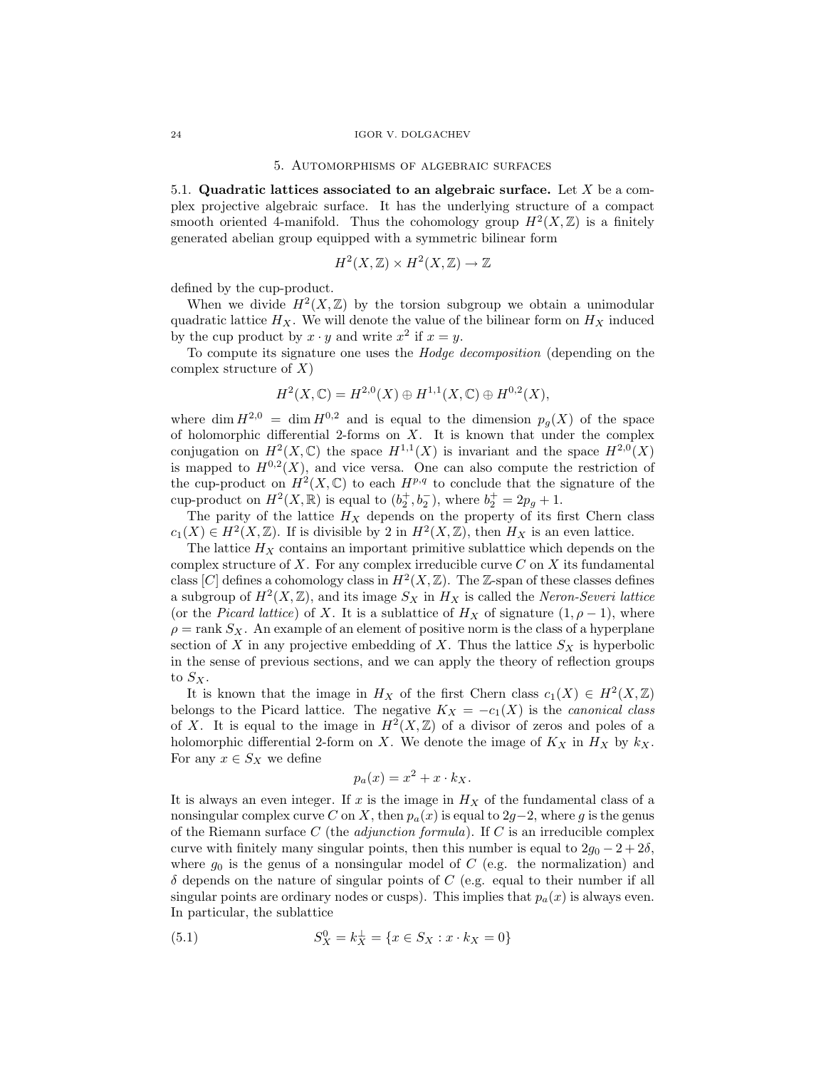## 5. Automorphisms of algebraic surfaces

5.1. **Quadratic lattices associated to an algebraic surface.** Let $X$ be a complex projective algebraic surface. It has the underlying structure of a compact smooth oriented 4-manifold. Thus the cohomology group $H^2(X,\mathbb{Z})$ is a finitely generated abelian group equipped with a symmetric bilinear form

$$H^2(X,\mathbb{Z}) \times H^2(X,\mathbb{Z}) \to \mathbb{Z}$$

defined by the cup-product.

When we divide $H^2(X,\mathbb{Z})$ by the torsion subgroup we obtain a unimodular quadratic lattice $H_X$. We will denote the value of the bilinear form on $H_X$ induced by the cup product by $x \cdot y$ and write $x^2$ if $x = y$.

To compute its signature one uses the *Hodge decomposition* (depending on the complex structure of $X$)

$$H^2(X,\mathbb{C}) = H^{2,0}(X) \oplus H^{1,1}(X,\mathbb{C}) \oplus H^{0,2}(X),$$

where $\dim H^{2,0} = \dim H^{0,2}$ and is equal to the dimension $p_g(X)$ of the space of holomorphic differential 2-forms on $X$. It is known that under the complex conjugation on $H^2(X,\mathbb{C})$ the space $H^{1,1}(X)$ is invariant and the space $H^{2,0}(X)$ is mapped to $H^{0,2}(X)$, and vice versa. One can also compute the restriction of the cup-product on $H^2(X,\mathbb{C})$ to each $H^{p,q}$ to conclude that the signature of the cup-product on $H^2(X,\mathbb{R})$ is equal to $(b_2^+, b_2^-)$, where $b_2^+ = 2p_g + 1$.

The parity of the lattice $H_X$ depends on the property of its first Chern class $c_1(X) \in H^2(X,\mathbb{Z})$. If is divisible by 2 in $H^2(X,\mathbb{Z})$, then $H_X$ is an even lattice.

The lattice $H_X$ contains an important primitive sublattice which depends on the complex structure of $X$. For any complex irreducible curve $C$ on $X$ its fundamental class $[C]$ defines a cohomology class in $H^2(X,\mathbb{Z})$. The $\mathbb{Z}$-span of these classes defines a subgroup of $H^2(X,\mathbb{Z})$, and its image $S_X$ in $H_X$ is called the *Neron-Severi lattice* (or the *Picard lattice*) of $X$. It is a sublattice of $H_X$ of signature $(1, \rho - 1)$, where $\rho = \text{rank}\, S_X$. An example of an element of positive norm is the class of a hyperplane section of $X$ in any projective embedding of $X$. Thus the lattice $S_X$ is hyperbolic in the sense of previous sections, and we can apply the theory of reflection groups to $S_X$.

It is known that the image in $H_X$ of the first Chern class $c_1(X) \in H^2(X,\mathbb{Z})$ belongs to the Picard lattice. The negative $K_X = -c_1(X)$ is the *canonical class* of $X$. It is equal to the image in $H^2(X,\mathbb{Z})$ of a divisor of zeros and poles of a holomorphic differential 2-form on $X$. We denote the image of $K_X$ in $H_X$ by $k_X$. For any $x \in S_X$ we define

$$p_a(x) = x^2 + x \cdot k_X.$$

It is always an even integer. If $x$ is the image in $H_X$ of the fundamental class of a nonsingular complex curve $C$ on $X$, then $p_a(x)$ is equal to $2g-2$, where $g$ is the genus of the Riemann surface $C$ (the *adjunction formula*). If $C$ is an irreducible complex curve with finitely many singular points, then this number is equal to $2g_0 - 2 + 2\delta$, where $g_0$ is the genus of a nonsingular model of $C$ (e.g. the normalization) and $\delta$ depends on the nature of singular points of $C$ (e.g. equal to their number if all singular points are ordinary nodes or cusps). This implies that $p_a(x)$ is always even. In particular, the sublattice

$$S_X^0 = k_X^\perp = \{x \in S_X : x \cdot k_X = 0\} \tag{5.1}$$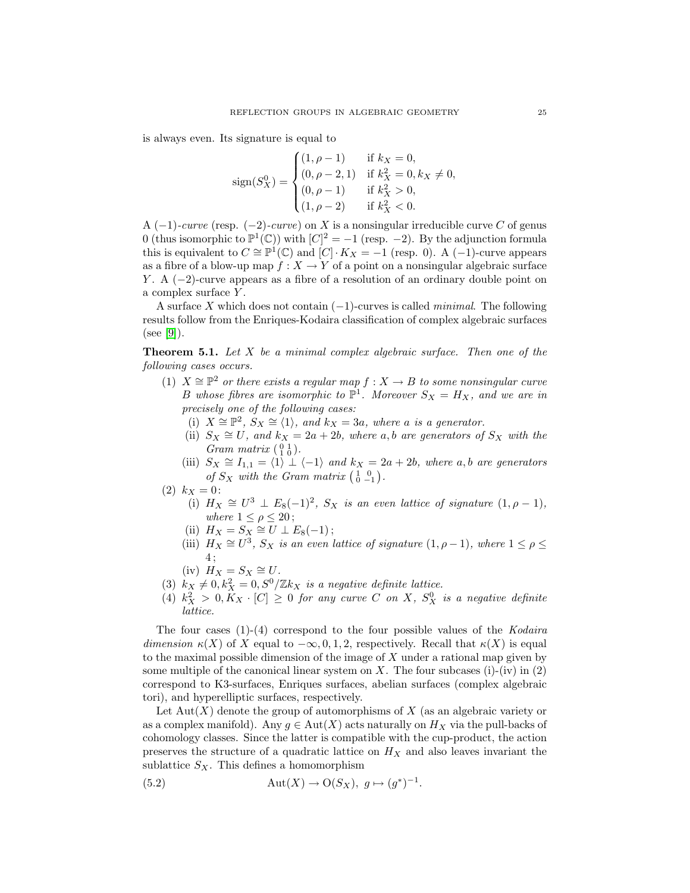is always even. Its signature is equal to

$$\operatorname{sign}(S_X^0) = \begin{cases} (1, \rho - 1) & \text{if } k_X = 0, \\ (0, \rho - 2, 1) & \text{if } k_X^2 = 0, k_X \neq 0, \\ (0, \rho - 1) & \text{if } k_X^2 > 0, \\ (1, \rho - 2) & \text{if } k_X^2 < 0. \end{cases}$$

A $(-1)$-*curve* (resp. $(-2)$-*curve*) on $X$ is a nonsingular irreducible curve $C$ of genus 0 (thus isomorphic to $\mathbb{P}^1(\mathbb{C})$) with $[C]^2 = -1$ (resp. $-2$). By the adjunction formula this is equivalent to $C \cong \mathbb{P}^1(\mathbb{C})$ and $[C] \cdot K_X = -1$ (resp. 0). A $(-1)$-curve appears as a fibre of a blow-up map $f : X \to Y$ of a point on a nonsingular algebraic surface $Y$. A $(-2)$-curve appears as a fibre of a resolution of an ordinary double point on a complex surface $Y$.

A surface $X$ which does not contain $(-1)$-curves is called *minimal*. The following results follow from the Enriques-Kodaira classification of complex algebraic surfaces (see [9]).

**Theorem 5.1.** *Let $X$ be a minimal complex algebraic surface. Then one of the following cases occurs.*

(1) *$X \cong \mathbb{P}^2$ or there exists a regular map $f : X \to B$ to some nonsingular curve $B$ whose fibres are isomorphic to $\mathbb{P}^1$. Moreover $S_X = H_X$, and we are in precisely one of the following cases:*
   (i) *$X \cong \mathbb{P}^2$, $S_X \cong \langle 1 \rangle$, and $k_X = 3a$, where $a$ is a generator.*
   (ii) *$S_X \cong U$, and $k_X = 2a + 2b$, where $a, b$ are generators of $S_X$ with the Gram matrix $\left(\begin{smallmatrix} 0 & 1 \\ 1 & 0 \end{smallmatrix}\right)$.*
   (iii) *$S_X \cong I_{1,1} = \langle 1 \rangle \perp \langle -1 \rangle$ and $k_X = 2a + 2b$, where $a, b$ are generators of $S_X$ with the Gram matrix $\left(\begin{smallmatrix} 1 & 0 \\ 0 & -1 \end{smallmatrix}\right)$.*

(2) *$k_X = 0$:*
   (i) *$H_X \cong U^3 \perp E_8(-1)^2$, $S_X$ is an even lattice of signature $(1, \rho - 1)$, where $1 \leq \rho \leq 20$ ;*
   (ii) *$H_X = S_X \cong U \perp E_8(-1)$ ;*
   (iii) *$H_X \cong U^3$, $S_X$ is an even lattice of signature $(1, \rho - 1)$, where $1 \leq \rho \leq 4$ ;*
   (iv) *$H_X = S_X \cong U$.*

(3) *$k_X \neq 0, k_X^2 = 0, S^0/\mathbb{Z}k_X$ is a negative definite lattice.*

(4) *$k_X^2 > 0, K_X \cdot [C] \geq 0$ for any curve $C$ on $X$, $S_X^0$ is a negative definite lattice.*

The four cases (1)-(4) correspond to the four possible values of the *Kodaira dimension* $\kappa(X)$ of $X$ equal to $-\infty, 0, 1, 2$, respectively. Recall that $\kappa(X)$ is equal to the maximal possible dimension of the image of $X$ under a rational map given by some multiple of the canonical linear system on $X$. The four subcases (i)-(iv) in (2) correspond to K3-surfaces, Enriques surfaces, abelian surfaces (complex algebraic tori), and hyperelliptic surfaces, respectively.

Let $\operatorname{Aut}(X)$ denote the group of automorphisms of $X$ (as an algebraic variety or as a complex manifold). Any $g \in \operatorname{Aut}(X)$ acts naturally on $H_X$ via the pull-backs of cohomology classes. Since the latter is compatible with the cup-product, the action preserves the structure of a quadratic lattice on $H_X$ and also leaves invariant the sublattice $S_X$. This defines a homomorphism

$$\operatorname{Aut}(X) \to \operatorname{O}(S_X), \ g \mapsto (g^*)^{-1}. \tag{5.2}$$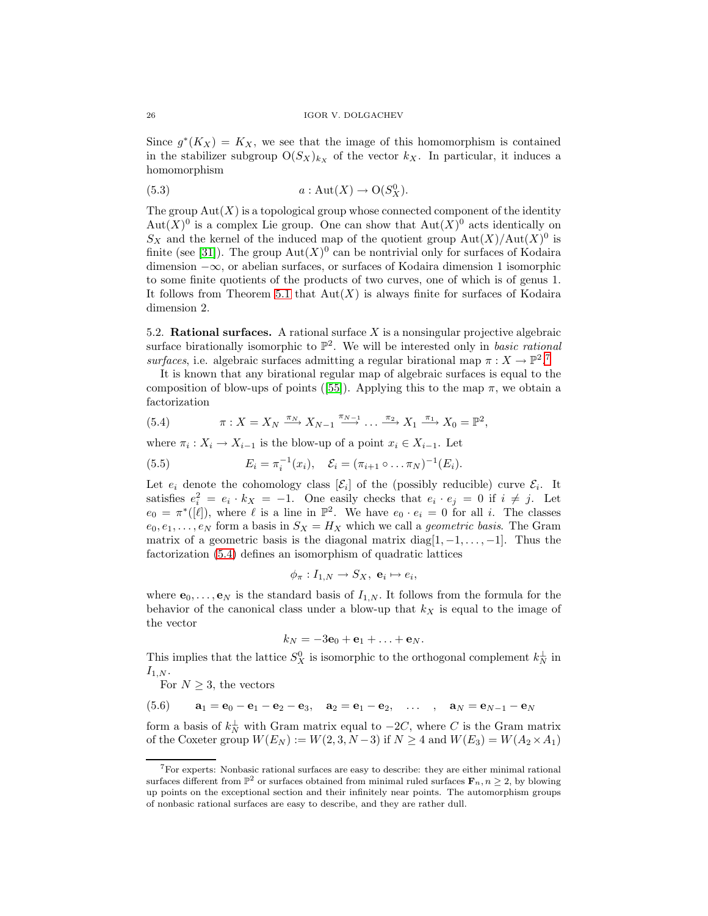Since $g^*(K_X) = K_X$, we see that the image of this homomorphism is contained in the stabilizer subgroup $\mathrm{O}(S_X)_{k_X}$ of the vector $k_X$. In particular, it induces a homomorphism

$$a : \mathrm{Aut}(X) \to \mathrm{O}(S_X^0). \tag{5.3}$$

The group $\mathrm{Aut}(X)$ is a topological group whose connected component of the identity $\mathrm{Aut}(X)^0$ is a complex Lie group. One can show that $\mathrm{Aut}(X)^0$ acts identically on $S_X$ and the kernel of the induced map of the quotient group $\mathrm{Aut}(X)/\mathrm{Aut}(X)^0$ is finite (see [31]). The group $\mathrm{Aut}(X)^0$ can be nontrivial only for surfaces of Kodaira dimension $-\infty$, or abelian surfaces, or surfaces of Kodaira dimension 1 isomorphic to some finite quotients of the products of two curves, one of which is of genus 1. It follows from Theorem 5.1 that $\mathrm{Aut}(X)$ is always finite for surfaces of Kodaira dimension 2.

5.2. **Rational surfaces.** A rational surface $X$ is a nonsingular projective algebraic surface birationally isomorphic to $\mathbb{P}^2$. We will be interested only in *basic rational surfaces*, i.e. algebraic surfaces admitting a regular birational map $\pi : X \to \mathbb{P}^2$.[7]

It is known that any birational regular map of algebraic surfaces is equal to the composition of blow-ups of points ([55]). Applying this to the map $\pi$, we obtain a factorization

$$\pi : X = X_N \xrightarrow{\pi_N} X_{N-1} \xrightarrow{\pi_{N-1}} \dots \xrightarrow{\pi_2} X_1 \xrightarrow{\pi_1} X_0 = \mathbb{P}^2, \tag{5.4}$$

where $\pi_i : X_i \to X_{i-1}$ is the blow-up of a point $x_i \in X_{i-1}$. Let

$$E_i = \pi_i^{-1}(x_i), \quad \mathcal{E}_i = (\pi_{i+1} \circ \dots \pi_N)^{-1}(E_i). \tag{5.5}$$

Let $e_i$ denote the cohomology class $[\mathcal{E}_i]$ of the (possibly reducible) curve $\mathcal{E}_i$. It satisfies $e_i^2 = e_i \cdot k_X = -1$. One easily checks that $e_i \cdot e_j = 0$ if $i \neq j$. Let $e_0 = \pi^*([\ell])$, where $\ell$ is a line in $\mathbb{P}^2$. We have $e_0 \cdot e_i = 0$ for all $i$. The classes $e_0, e_1, \dots, e_N$ form a basis in $S_X = H_X$ which we call a *geometric basis*. The Gram matrix of a geometric basis is the diagonal matrix $\mathrm{diag}[1, -1, \dots, -1]$. Thus the factorization (5.4) defines an isomorphism of quadratic lattices

$$\phi_\pi : I_{1,N} \to S_X, \ \mathbf{e}_i \mapsto e_i,$$

where $\mathbf{e}_0, \dots, \mathbf{e}_N$ is the standard basis of $I_{1,N}$. It follows from the formula for the behavior of the canonical class under a blow-up that $k_X$ is equal to the image of the vector

$$k_N = -3\mathbf{e}_0 + \mathbf{e}_1 + \dots + \mathbf{e}_N.$$

This implies that the lattice $S_X^0$ is isomorphic to the orthogonal complement $k_N^\perp$ in $I_{1,N}$.

For $N \geq 3$, the vectors

$$\mathbf{a}_1 = \mathbf{e}_0 - \mathbf{e}_1 - \mathbf{e}_2 - \mathbf{e}_3, \quad \mathbf{a}_2 = \mathbf{e}_1 - \mathbf{e}_2, \quad \dots \quad , \quad \mathbf{a}_N = \mathbf{e}_{N-1} - \mathbf{e}_N \tag{5.6}$$

form a basis of $k_N^\perp$ with Gram matrix equal to $-2C$, where $C$ is the Gram matrix of the Coxeter group $W(E_N) := W(2, 3, N-3)$ if $N \geq 4$ and $W(E_3) = W(A_2 \times A_1)$

[7] For experts: Nonbasic rational surfaces are easy to describe: they are either minimal rational surfaces different from $\mathbb{P}^2$ or surfaces obtained from minimal ruled surfaces $\mathbf{F}_n, n \geq 2$, by blowing up points on the exceptional section and their infinitely near points. The automorphism groups of nonbasic rational surfaces are easy to describe, and they are rather dull.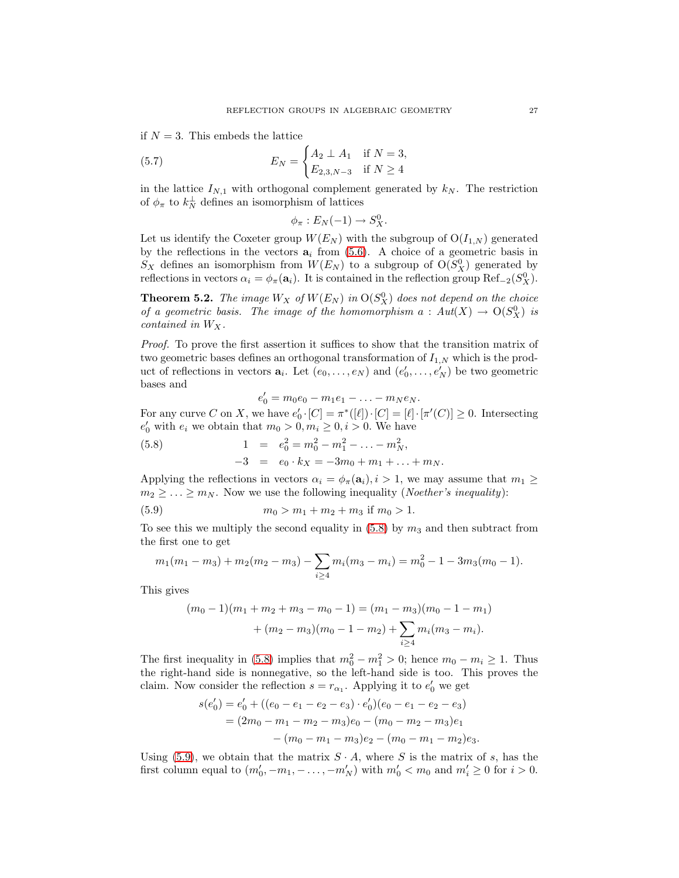if $N = 3$. This embeds the lattice

$$
E_N = \begin{cases} A_2 \perp A_1 & \text{if } N = 3, \\ E_{2,3,N-3} & \text{if } N \geq 4 \end{cases} \tag{5.7}
$$

in the lattice $I_{N,1}$ with orthogonal complement generated by $k_N$. The restriction of $\phi_\pi$ to $k_N^\perp$ defines an isomorphism of lattices

$$
\phi_\pi : E_N(-1) \to S_X^0.
$$

Let us identify the Coxeter group $W(E_N)$ with the subgroup of $\mathrm{O}(I_{1,N})$ generated by the reflections in the vectors $\mathbf{a}_i$ from (5.6). A choice of a geometric basis in $S_X$ defines an isomorphism from $W(E_N)$ to a subgroup of $\mathrm{O}(S_X^0)$ generated by reflections in vectors $\alpha_i = \phi_\pi(\mathbf{a}_i)$. It is contained in the reflection group $\mathrm{Ref}_{-2}(S_X^0)$.

**Theorem 5.2.** *The image $W_X$ of $W(E_N)$ in $\mathrm{O}(S_X^0)$ does not depend on the choice of a geometric basis. The image of the homomorphism $a : Aut(X) \to \mathrm{O}(S_X^0)$ is contained in $W_X$.*

*Proof.* To prove the first assertion it suffices to show that the transition matrix of two geometric bases defines an orthogonal transformation of $I_{1,N}$ which is the product of reflections in vectors $\mathbf{a}_i$. Let $(e_0, \ldots, e_N)$ and $(e_0', \ldots, e_N')$ be two geometric bases and

$$
e_0' = m_0 e_0 - m_1 e_1 - \ldots - m_N e_N.
$$

For any curve $C$ on $X$, we have $e_0' \cdot [C] = \pi^*([\ell]) \cdot [C] = [\ell] \cdot [\pi'(C)] \geq 0$. Intersecting $e_0'$ with $e_i$ we obtain that $m_0 > 0, m_i \geq 0, i > 0$. We have

$$
\begin{aligned}
1 &= e_0^2 = m_0^2 - m_1^2 - \ldots - m_N^2, \\
-3 &= e_0 \cdot k_X = -3m_0 + m_1 + \ldots + m_N.
\end{aligned} \tag{5.8}
$$

Applying the reflections in vectors $\alpha_i = \phi_\pi(\mathbf{a}_i), i > 1$, we may assume that $m_1 \geq m_2 \geq \ldots \geq m_N$. Now we use the following inequality (*Noether's inequality*):

$$
m_0 > m_1 + m_2 + m_3 \text{ if } m_0 > 1. \tag{5.9}
$$

To see this we multiply the second equality in (5.8) by $m_3$ and then subtract from the first one to get

$$
m_1(m_1 - m_3) + m_2(m_2 - m_3) - \sum_{i \geq 4} m_i(m_3 - m_i) = m_0^2 - 1 - 3m_3(m_0 - 1).
$$

This gives

$$
\begin{aligned}
(m_0 - 1)(m_1 + m_2 + m_3 - m_0 - 1) &= (m_1 - m_3)(m_0 - 1 - m_1) \\
&\quad + (m_2 - m_3)(m_0 - 1 - m_2) + \sum_{i \geq 4} m_i(m_3 - m_i).
\end{aligned}
$$

The first inequality in (5.8) implies that $m_0^2 - m_1^2 > 0$; hence $m_0 - m_i \geq 1$. Thus the right-hand side is nonnegative, so the left-hand side is too. This proves the claim. Now consider the reflection $s = r_{\alpha_1}$. Applying it to $e_0'$ we get

$$
\begin{aligned}
s(e_0') &= e_0' + ((e_0 - e_1 - e_2 - e_3) \cdot e_0')(e_0 - e_1 - e_2 - e_3) \\
&= (2m_0 - m_1 - m_2 - m_3)e_0 - (m_0 - m_2 - m_3)e_1 \\
&\quad - (m_0 - m_1 - m_3)e_2 - (m_0 - m_1 - m_2)e_3.
\end{aligned}
$$

Using (5.9), we obtain that the matrix $S \cdot A$, where $S$ is the matrix of $s$, has the first column equal to $(m_0', -m_1, - \ldots, -m_N')$ with $m_0' < m_0$ and $m_i' \geq 0$ for $i > 0$.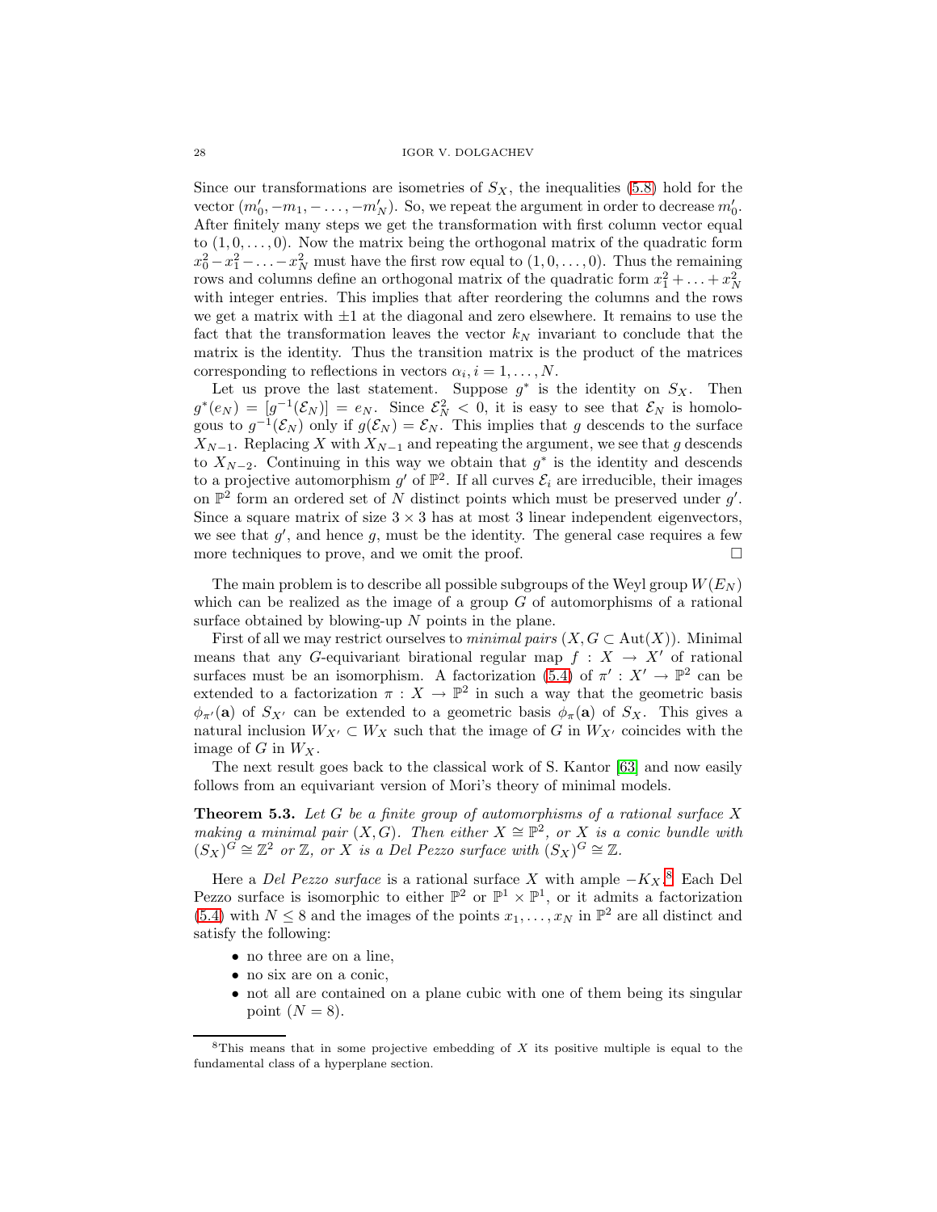Since our transformations are isometries of $S_X$, the inequalities (5.8) hold for the vector $(m'_0, -m_1, -\dots, -m'_N)$. So, we repeat the argument in order to decrease $m'_0$. After finitely many steps we get the transformation with first column vector equal to $(1, 0, \dots, 0)$. Now the matrix being the orthogonal matrix of the quadratic form $x_0^2 - x_1^2 - \dots - x_N^2$ must have the first row equal to $(1, 0, \dots, 0)$. Thus the remaining rows and columns define an orthogonal matrix of the quadratic form $x_1^2 + \dots + x_N^2$ with integer entries. This implies that after reordering the columns and the rows we get a matrix with $\pm 1$ at the diagonal and zero elsewhere. It remains to use the fact that the transformation leaves the vector $k_N$ invariant to conclude that the matrix is the identity. Thus the transition matrix is the product of the matrices corresponding to reflections in vectors $\alpha_i, i = 1, \dots, N$.

Let us prove the last statement. Suppose $g^*$ is the identity on $S_X$. Then $g^*(e_N) = [g^{-1}(\mathcal{E}_N)] = e_N$. Since $\mathcal{E}_N^2 < 0$, it is easy to see that $\mathcal{E}_N$ is homologous to $g^{-1}(\mathcal{E}_N)$ only if $g(\mathcal{E}_N) = \mathcal{E}_N$. This implies that $g$ descends to the surface $X_{N-1}$. Replacing $X$ with $X_{N-1}$ and repeating the argument, we see that $g$ descends to $X_{N-2}$. Continuing in this way we obtain that $g^*$ is the identity and descends to a projective automorphism $g'$ of $\mathbb{P}^2$. If all curves $\mathcal{E}_i$ are irreducible, their images on $\mathbb{P}^2$ form an ordered set of $N$ distinct points which must be preserved under $g'$. Since a square matrix of size $3 \times 3$ has at most 3 linear independent eigenvectors, we see that $g'$, and hence $g$, must be the identity. The general case requires a few more techniques to prove, and we omit the proof. $\square$

The main problem is to describe all possible subgroups of the Weyl group $W(E_N)$ which can be realized as the image of a group $G$ of automorphisms of a rational surface obtained by blowing-up $N$ points in the plane.

First of all we may restrict ourselves to *minimal pairs* $(X, G \subset \mathrm{Aut}(X))$. Minimal means that any $G$-equivariant birational regular map $f : X \to X'$ of rational surfaces must be an isomorphism. A factorization (5.4) of $\pi' : X' \to \mathbb{P}^2$ can be extended to a factorization $\pi : X \to \mathbb{P}^2$ in such a way that the geometric basis $\phi_{\pi'}(\mathbf{a})$ of $S_{X'}$ can be extended to a geometric basis $\phi_\pi(\mathbf{a})$ of $S_X$. This gives a natural inclusion $W_{X'} \subset W_X$ such that the image of $G$ in $W_{X'}$ coincides with the image of $G$ in $W_X$.

The next result goes back to the classical work of S. Kantor [63] and now easily follows from an equivariant version of Mori's theory of minimal models.

**Theorem 5.3.** *Let $G$ be a finite group of automorphisms of a rational surface $X$ making a minimal pair $(X, G)$. Then either $X \cong \mathbb{P}^2$, or $X$ is a conic bundle with $(S_X)^G \cong \mathbb{Z}^2$ or $\mathbb{Z}$, or $X$ is a Del Pezzo surface with $(S_X)^G \cong \mathbb{Z}$.*

Here a *Del Pezzo surface* is a rational surface $X$ with ample $-K_X$.[8] Each Del Pezzo surface is isomorphic to either $\mathbb{P}^2$ or $\mathbb{P}^1 \times \mathbb{P}^1$, or it admits a factorization (5.4) with $N \leq 8$ and the images of the points $x_1, \dots, x_N$ in $\mathbb{P}^2$ are all distinct and satisfy the following:

- no three are on a line,
- no six are on a conic,
- not all are contained on a plane cubic with one of them being its singular point ($N = 8$).

[8] This means that in some projective embedding of $X$ its positive multiple is equal to the fundamental class of a hyperplane section.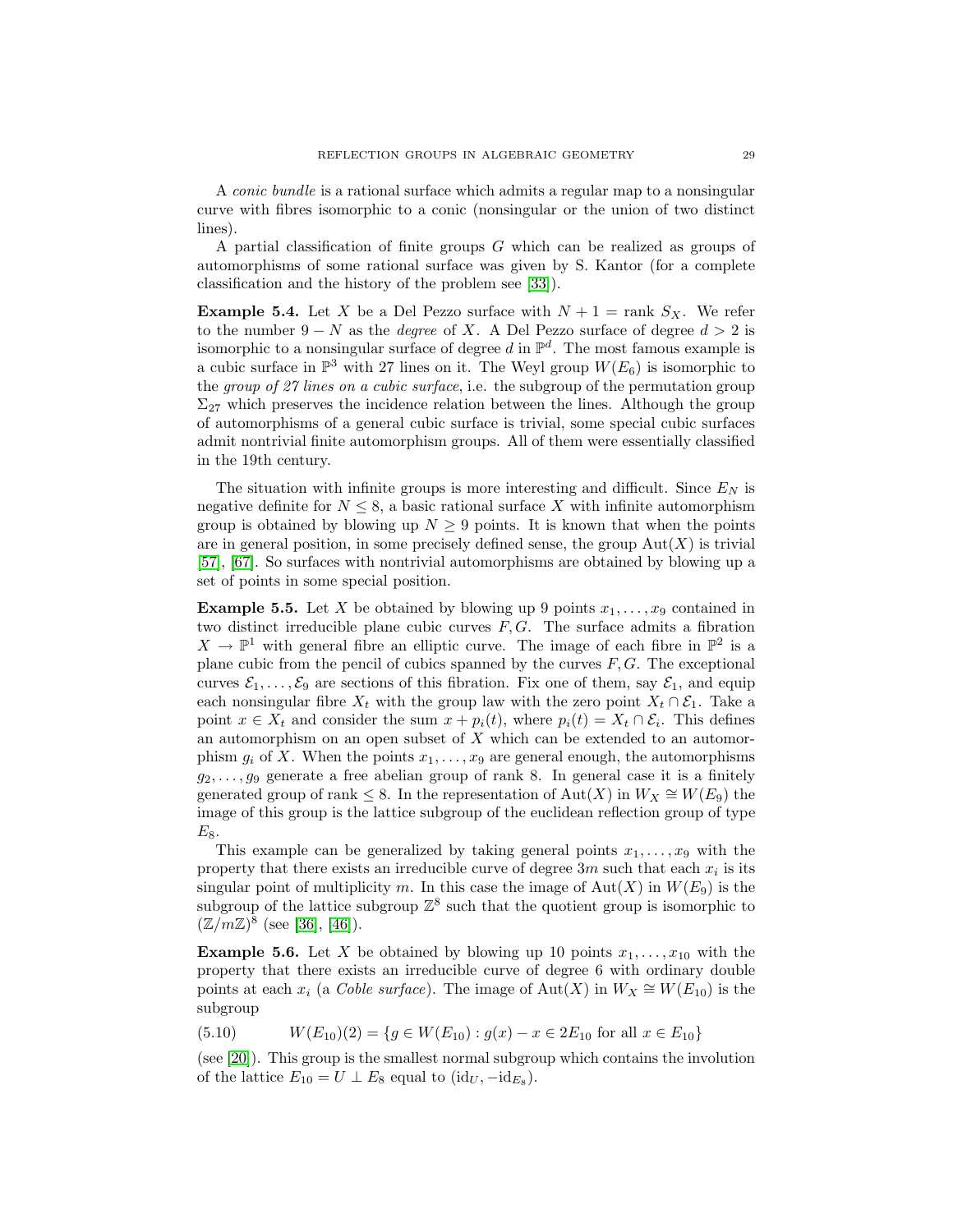A *conic bundle* is a rational surface which admits a regular map to a nonsingular curve with fibres isomorphic to a conic (nonsingular or the union of two distinct lines).

A partial classification of finite groups $G$ which can be realized as groups of automorphisms of some rational surface was given by S. Kantor (for a complete classification and the history of the problem see [33]).

**Example 5.4.** Let $X$ be a Del Pezzo surface with $N + 1 = \text{rank } S_X$. We refer to the number $9 - N$ as the *degree* of $X$. A Del Pezzo surface of degree $d > 2$ is isomorphic to a nonsingular surface of degree $d$ in $\mathbb{P}^d$. The most famous example is a cubic surface in $\mathbb{P}^3$ with 27 lines on it. The Weyl group $W(E_6)$ is isomorphic to the *group of 27 lines on a cubic surface*, i.e. the subgroup of the permutation group $\Sigma_{27}$ which preserves the incidence relation between the lines. Although the group of automorphisms of a general cubic surface is trivial, some special cubic surfaces admit nontrivial finite automorphism groups. All of them were essentially classified in the 19th century.

The situation with infinite groups is more interesting and difficult. Since $E_N$ is negative definite for $N \leq 8$, a basic rational surface $X$ with infinite automorphism group is obtained by blowing up $N \geq 9$ points. It is known that when the points are in general position, in some precisely defined sense, the group $\text{Aut}(X)$ is trivial [57], [67]. So surfaces with nontrivial automorphisms are obtained by blowing up a set of points in some special position.

**Example 5.5.** Let $X$ be obtained by blowing up 9 points $x_1, \ldots, x_9$ contained in two distinct irreducible plane cubic curves $F, G$. The surface admits a fibration $X \to \mathbb{P}^1$ with general fibre an elliptic curve. The image of each fibre in $\mathbb{P}^2$ is a plane cubic from the pencil of cubics spanned by the curves $F, G$. The exceptional curves $\mathcal{E}_1, \ldots, \mathcal{E}_9$ are sections of this fibration. Fix one of them, say $\mathcal{E}_1$, and equip each nonsingular fibre $X_t$ with the group law with the zero point $X_t \cap \mathcal{E}_1$. Take a point $x \in X_t$ and consider the sum $x + p_i(t)$, where $p_i(t) = X_t \cap \mathcal{E}_i$. This defines an automorphism on an open subset of $X$ which can be extended to an automorphism $g_i$ of $X$. When the points $x_1, \ldots, x_9$ are general enough, the automorphisms $g_2, \ldots, g_9$ generate a free abelian group of rank 8. In general case it is a finitely generated group of rank $\leq 8$. In the representation of $\text{Aut}(X)$ in $W_X \cong W(E_9)$ the image of this group is the lattice subgroup of the euclidean reflection group of type $E_8$.

This example can be generalized by taking general points $x_1, \ldots, x_9$ with the property that there exists an irreducible curve of degree $3m$ such that each $x_i$ is its singular point of multiplicity $m$. In this case the image of $\text{Aut}(X)$ in $W(E_9)$ is the subgroup of the lattice subgroup $\mathbb{Z}^8$ such that the quotient group is isomorphic to $(\mathbb{Z}/m\mathbb{Z})^8$ (see [36], [46]).

**Example 5.6.** Let $X$ be obtained by blowing up 10 points $x_1, \ldots, x_{10}$ with the property that there exists an irreducible curve of degree 6 with ordinary double points at each $x_i$ (a *Coble surface*). The image of $\text{Aut}(X)$ in $W_X \cong W(E_{10})$ is the subgroup

$$W(E_{10})(2) = \{g \in W(E_{10}) : g(x) - x \in 2E_{10} \text{ for all } x \in E_{10}\} \tag{5.10}$$

(see [20]). This group is the smallest normal subgroup which contains the involution of the lattice $E_{10} = U \perp E_8$ equal to $(\text{id}_U, -\text{id}_{E_8})$.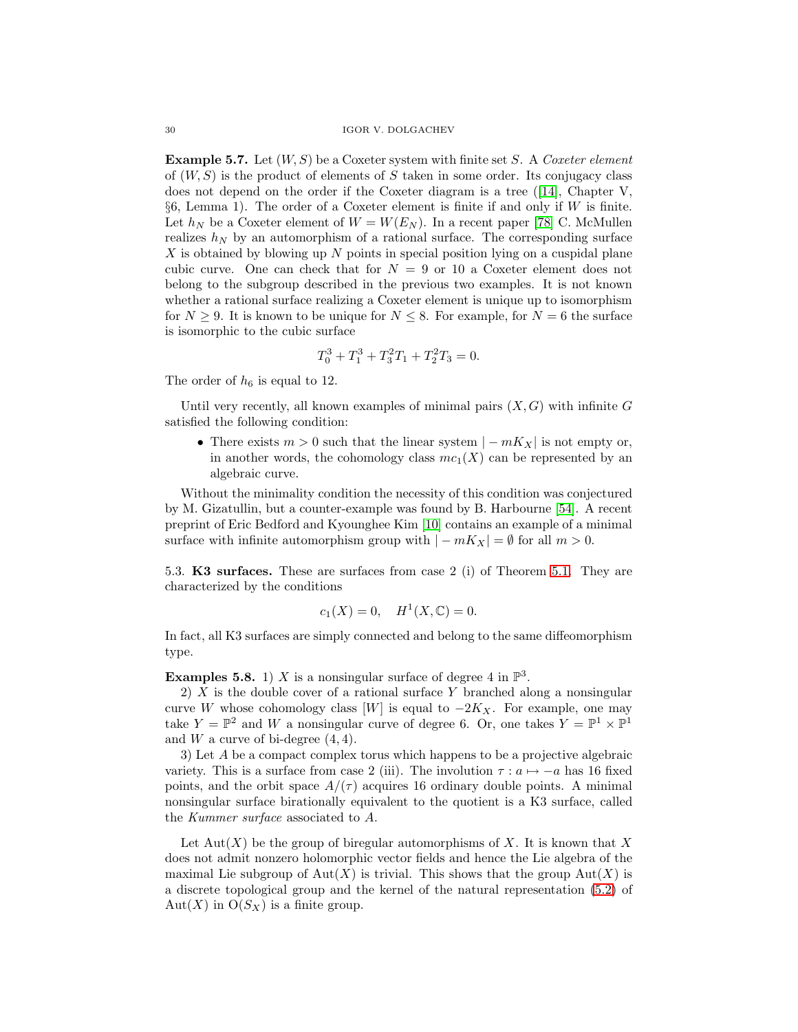**Example 5.7.** Let $(W, S)$ be a Coxeter system with finite set $S$. A *Coxeter element* of $(W, S)$ is the product of elements of $S$ taken in some order. Its conjugacy class does not depend on the order if the Coxeter diagram is a tree ([14], Chapter V, §6, Lemma 1). The order of a Coxeter element is finite if and only if $W$ is finite. Let $h_N$ be a Coxeter element of $W = W(E_N)$. In a recent paper [78] C. McMullen realizes $h_N$ by an automorphism of a rational surface. The corresponding surface $X$ is obtained by blowing up $N$ points in special position lying on a cuspidal plane cubic curve. One can check that for $N = 9$ or $10$ a Coxeter element does not belong to the subgroup described in the previous two examples. It is not known whether a rational surface realizing a Coxeter element is unique up to isomorphism for $N \geq 9$. It is known to be unique for $N \leq 8$. For example, for $N = 6$ the surface is isomorphic to the cubic surface

$$T_0^3 + T_1^3 + T_3^2 T_1 + T_2^2 T_3 = 0.$$

The order of $h_6$ is equal to 12.

Until very recently, all known examples of minimal pairs $(X, G)$ with infinite $G$ satisfied the following condition:

- There exists $m > 0$ such that the linear system $|-mK_X|$ is not empty or, in another words, the cohomology class $mc_1(X)$ can be represented by an algebraic curve.

Without the minimality condition the necessity of this condition was conjectured by M. Gizatullin, but a counter-example was found by B. Harbourne [54]. A recent preprint of Eric Bedford and Kyounghee Kim [10] contains an example of a minimal surface with infinite automorphism group with $|-mK_X| = \emptyset$ for all $m > 0$.

5.3. **K3 surfaces.** These are surfaces from case 2 (i) of Theorem 5.1. They are characterized by the conditions

$$c_1(X) = 0, \quad H^1(X, \mathbb{C}) = 0.$$

In fact, all K3 surfaces are simply connected and belong to the same diffeomorphism type.

**Examples 5.8.** 1) $X$ is a nonsingular surface of degree 4 in $\mathbb{P}^3$.

2) $X$ is the double cover of a rational surface $Y$ branched along a nonsingular curve $W$ whose cohomology class $[W]$ is equal to $-2K_X$. For example, one may take $Y = \mathbb{P}^2$ and $W$ a nonsingular curve of degree 6. Or, one takes $Y = \mathbb{P}^1 \times \mathbb{P}^1$ and $W$ a curve of bi-degree $(4, 4)$.

3) Let $A$ be a compact complex torus which happens to be a projective algebraic variety. This is a surface from case 2 (iii). The involution $\tau : a \mapsto -a$ has 16 fixed points, and the orbit space $A/(\tau)$ acquires 16 ordinary double points. A minimal nonsingular surface birationally equivalent to the quotient is a K3 surface, called the *Kummer surface* associated to $A$.

Let $\mathrm{Aut}(X)$ be the group of biregular automorphisms of $X$. It is known that $X$ does not admit nonzero holomorphic vector fields and hence the Lie algebra of the maximal Lie subgroup of $\mathrm{Aut}(X)$ is trivial. This shows that the group $\mathrm{Aut}(X)$ is a discrete topological group and the kernel of the natural representation (5.2) of $\mathrm{Aut}(X)$ in $\mathrm{O}(S_X)$ is a finite group.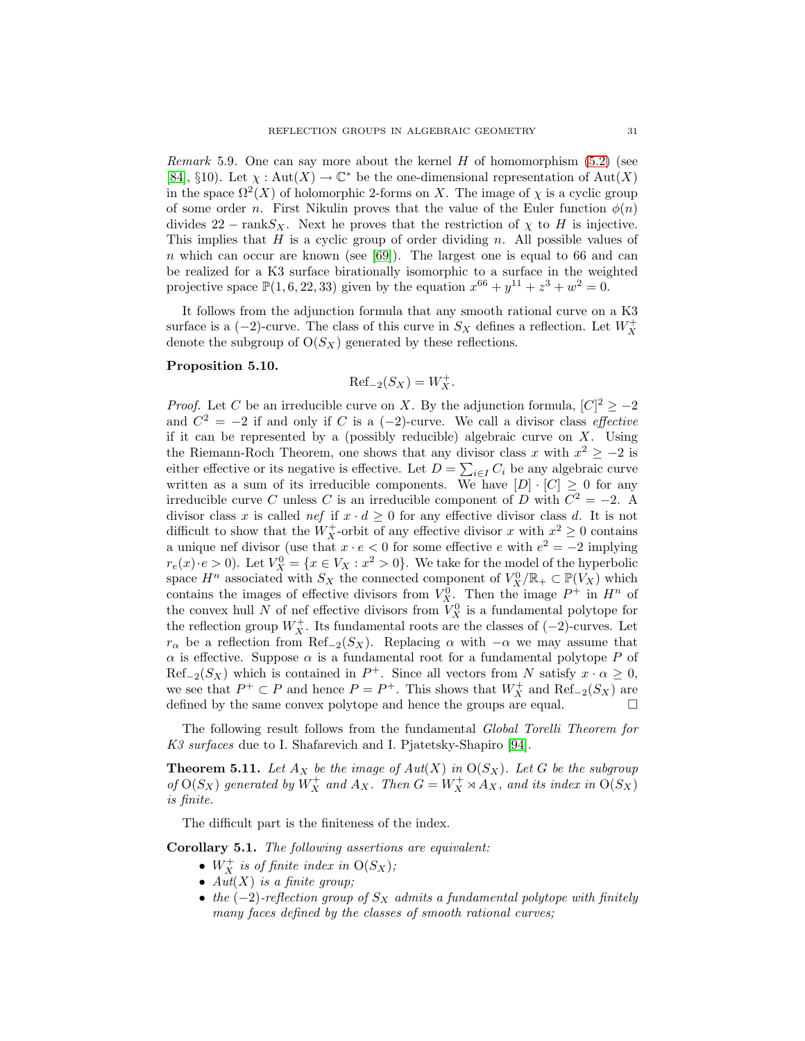*Remark* 5.9. One can say more about the kernel $H$ of homomorphism (5.2) (see [84], §10). Let $\chi : \mathrm{Aut}(X) \to \mathbb{C}^*$ be the one-dimensional representation of $\mathrm{Aut}(X)$ in the space $\Omega^2(X)$ of holomorphic 2-forms on $X$. The image of $\chi$ is a cyclic group of some order $n$. First Nikulin proves that the value of the Euler function $\phi(n)$ divides $22 - \mathrm{rank} S_X$. Next he proves that the restriction of $\chi$ to $H$ is injective. This implies that $H$ is a cyclic group of order dividing $n$. All possible values of $n$ which can occur are known (see [69]). The largest one is equal to 66 and can be realized for a K3 surface birationally isomorphic to a surface in the weighted projective space $\mathbb{P}(1, 6, 22, 33)$ given by the equation $x^{66} + y^{11} + z^3 + w^2 = 0$.

It follows from the adjunction formula that any smooth rational curve on a K3 surface is a $(-2)$-curve. The class of this curve in $S_X$ defines a reflection. Let $W_X^+$ denote the subgroup of $\mathrm{O}(S_X)$ generated by these reflections.

**Proposition 5.10.**

$$\mathrm{Ref}_{-2}(S_X) = W_X^+.$$

*Proof.* Let $C$ be an irreducible curve on $X$. By the adjunction formula, $[C]^2 \geq -2$ and $C^2 = -2$ if and only if $C$ is a $(-2)$-curve. We call a divisor class *effective* if it can be represented by a (possibly reducible) algebraic curve on $X$. Using the Riemann-Roch Theorem, one shows that any divisor class $x$ with $x^2 \geq -2$ is either effective or its negative is effective. Let $D = \sum_{i \in I} C_i$ be any algebraic curve written as a sum of its irreducible components. We have $[D] \cdot [C] \geq 0$ for any irreducible curve $C$ unless $C$ is an irreducible component of $D$ with $C^2 = -2$. A divisor class $x$ is called *nef* if $x \cdot d \geq 0$ for any effective divisor class $d$. It is not difficult to show that the $W_X^+$-orbit of any effective divisor $x$ with $x^2 \geq 0$ contains a unique nef divisor (use that $x \cdot e < 0$ for some effective $e$ with $e^2 = -2$ implying $r_e(x) \cdot e > 0$). Let $V_X^0 = \{x \in V_X : x^2 > 0\}$. We take for the model of the hyperbolic space $H^n$ associated with $S_X$ the connected component of $V_X^0/\mathbb{R}_+ \subset \mathbb{P}(V_X)$ which contains the images of effective divisors from $V_X^0$. Then the image $P^+$ in $H^n$ of the convex hull $N$ of nef effective divisors from $V_X^0$ is a fundamental polytope for the reflection group $W_X^+$. Its fundamental roots are the classes of $(-2)$-curves. Let $r_\alpha$ be a reflection from $\mathrm{Ref}_{-2}(S_X)$. Replacing $\alpha$ with $-\alpha$ we may assume that $\alpha$ is effective. Suppose $\alpha$ is a fundamental root for a fundamental polytope $P$ of $\mathrm{Ref}_{-2}(S_X)$ which is contained in $P^+$. Since all vectors from $N$ satisfy $x \cdot \alpha \geq 0$, we see that $P^+ \subset P$ and hence $P = P^+$. This shows that $W_X^+$ and $\mathrm{Ref}_{-2}(S_X)$ are defined by the same convex polytope and hence the groups are equal. $\square$

The following result follows from the fundamental *Global Torelli Theorem for K3 surfaces* due to I. Shafarevich and I. Pjatetsky-Shapiro [94].

**Theorem 5.11.** *Let $A_X$ be the image of $Aut(X)$ in $\mathrm{O}(S_X)$. Let $G$ be the subgroup of $\mathrm{O}(S_X)$ generated by $W_X^+$ and $A_X$. Then $G = W_X^+ \rtimes A_X$, and its index in $\mathrm{O}(S_X)$ is finite.*

The difficult part is the finiteness of the index.

**Corollary 5.1.** *The following assertions are equivalent:*

- *$W_X^+$ is of finite index in $\mathrm{O}(S_X)$;*
- *$Aut(X)$ is a finite group;*
- *the $(-2)$-reflection group of $S_X$ admits a fundamental polytope with finitely many faces defined by the classes of smooth rational curves;*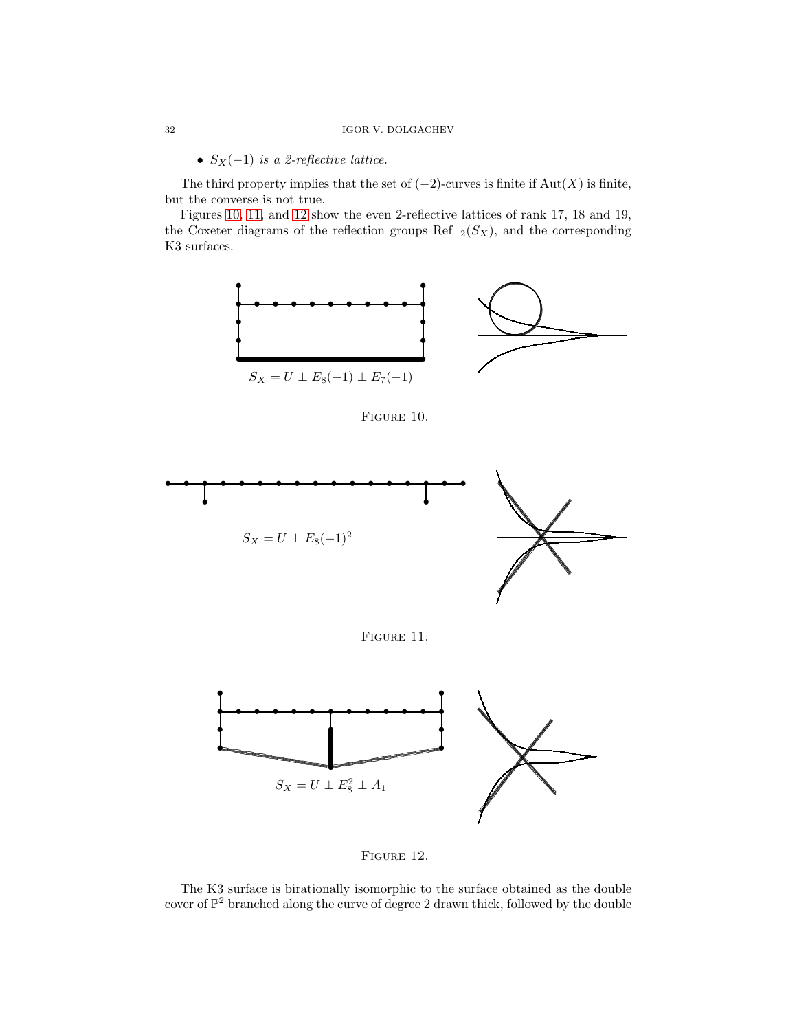- $S_X(-1)$ *is a 2-reflective lattice.*

The third property implies that the set of $(-2)$-curves is finite if $\mathrm{Aut}(X)$ is finite, but the converse is not true.

Figures 10, 11, and 12 show the even 2-reflective lattices of rank 17, 18 and 19, the Coxeter diagrams of the reflection groups $\mathrm{Ref}_{-2}(S_X)$, and the corresponding K3 surfaces.

$S_X = U \perp E_8(-1) \perp E_7(-1)$

FIGURE 10.

$S_X = U \perp E_8(-1)^2$

FIGURE 11.

$S_X = U \perp E_8^2 \perp A_1$

FIGURE 12.

The K3 surface is birationally isomorphic to the surface obtained as the double cover of $\mathbb{P}^2$ branched along the curve of degree 2 drawn thick, followed by the double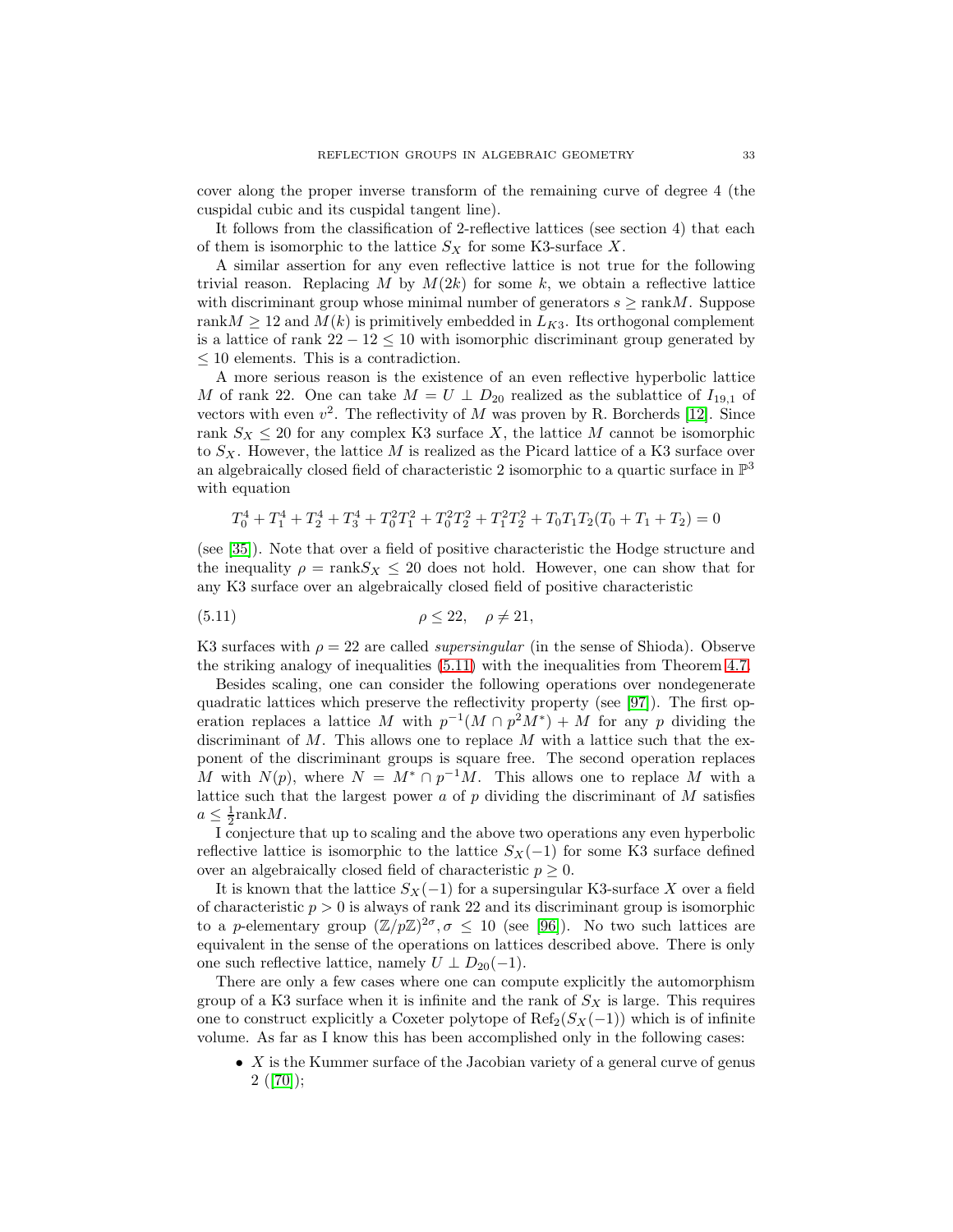cover along the proper inverse transform of the remaining curve of degree 4 (the cuspidal cubic and its cuspidal tangent line).

It follows from the classification of 2-reflective lattices (see section 4) that each of them is isomorphic to the lattice $S_X$ for some K3-surface $X$.

A similar assertion for any even reflective lattice is not true for the following trivial reason. Replacing $M$ by $M(2k)$ for some $k$, we obtain a reflective lattice with discriminant group whose minimal number of generators $s \geq \mathrm{rank} M$. Suppose $\mathrm{rank} M \geq 12$ and $M(k)$ is primitively embedded in $L_{K3}$. Its orthogonal complement is a lattice of rank $22 - 12 \leq 10$ with isomorphic discriminant group generated by $\leq 10$ elements. This is a contradiction.

A more serious reason is the existence of an even reflective hyperbolic lattice $M$ of rank 22. One can take $M = U \perp D_{20}$ realized as the sublattice of $I_{19,1}$ of vectors with even $v^2$. The reflectivity of $M$ was proven by R. Borcherds [12]. Since rank $S_X \leq 20$ for any complex K3 surface $X$, the lattice $M$ cannot be isomorphic to $S_X$. However, the lattice $M$ is realized as the Picard lattice of a K3 surface over an algebraically closed field of characteristic 2 isomorphic to a quartic surface in $\mathbb{P}^3$ with equation

$$T_0^4 + T_1^4 + T_2^4 + T_3^4 + T_0^2T_1^2 + T_0^2T_2^2 + T_1^2T_2^2 + T_0T_1T_2(T_0 + T_1 + T_2) = 0$$

(see [35]). Note that over a field of positive characteristic the Hodge structure and the inequality $\rho = \mathrm{rank} S_X \leq 20$ does not hold. However, one can show that for any K3 surface over an algebraically closed field of positive characteristic

$$\rho \leq 22, \quad \rho \neq 21, \tag{5.11}$$

K3 surfaces with $\rho = 22$ are called *supersingular* (in the sense of Shioda). Observe the striking analogy of inequalities (5.11) with the inequalities from Theorem 4.7.

Besides scaling, one can consider the following operations over nondegenerate quadratic lattices which preserve the reflectivity property (see [97]). The first operation replaces a lattice $M$ with $p^{-1}(M \cap p^2 M^*) + M$ for any $p$ dividing the discriminant of $M$. This allows one to replace $M$ with a lattice such that the exponent of the discriminant groups is square free. The second operation replaces $M$ with $N(p)$, where $N = M^* \cap p^{-1}M$. This allows one to replace $M$ with a lattice such that the largest power $a$ of $p$ dividing the discriminant of $M$ satisfies $a \leq \frac{1}{2}\mathrm{rank} M$.

I conjecture that up to scaling and the above two operations any even hyperbolic reflective lattice is isomorphic to the lattice $S_X(-1)$ for some K3 surface defined over an algebraically closed field of characteristic $p \geq 0$.

It is known that the lattice $S_X(-1)$ for a supersingular K3-surface $X$ over a field of characteristic $p > 0$ is always of rank 22 and its discriminant group is isomorphic to a $p$-elementary group $(\mathbb{Z}/p\mathbb{Z})^{2\sigma}, \sigma \leq 10$ (see [96]). No two such lattices are equivalent in the sense of the operations on lattices described above. There is only one such reflective lattice, namely $U \perp D_{20}(-1)$.

There are only a few cases where one can compute explicitly the automorphism group of a K3 surface when it is infinite and the rank of $S_X$ is large. This requires one to construct explicitly a Coxeter polytope of $\mathrm{Ref}_2(S_X(-1))$ which is of infinite volume. As far as I know this has been accomplished only in the following cases:

- $X$ is the Kummer surface of the Jacobian variety of a general curve of genus 2 ([70]);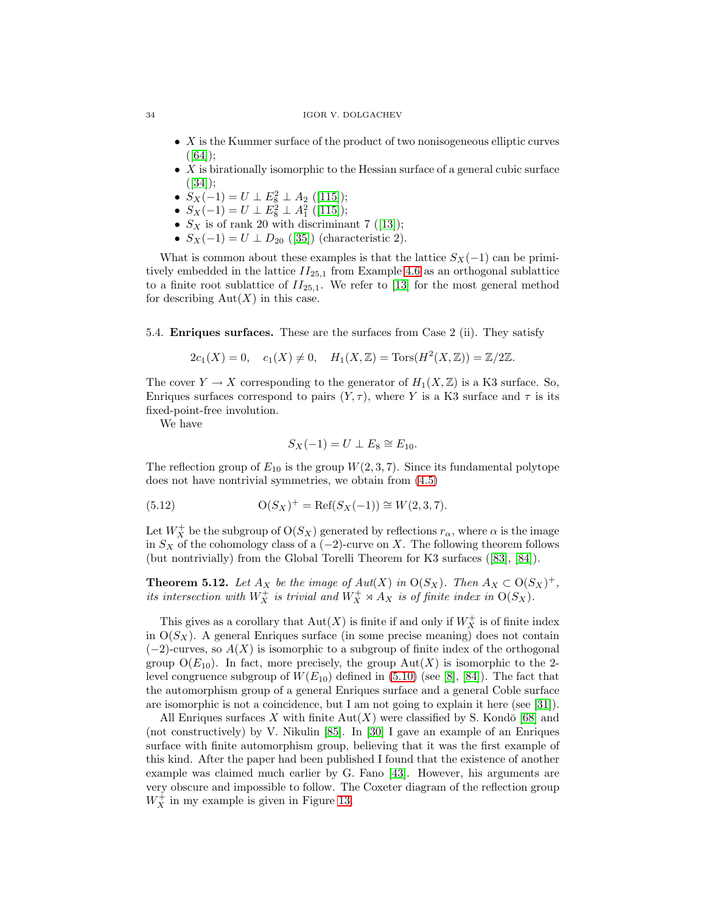- $X$ is the Kummer surface of the product of two nonisogeneous elliptic curves ([64]);
- $X$ is birationally isomorphic to the Hessian surface of a general cubic surface ([34]);
- $S_X(-1) = U \perp E_8^2 \perp A_2$ ([115]);
- $S_X(-1) = U \perp E_8^2 \perp A_1^2$ ([115]);
- $S_X$ is of rank 20 with discriminant 7 ([13]);
- $S_X(-1) = U \perp D_{20}$ ([35]) (characteristic 2).

What is common about these examples is that the lattice $S_X(-1)$ can be primitively embedded in the lattice $II_{25,1}$ from Example 4.6 as an orthogonal sublattice to a finite root sublattice of $II_{25,1}$. We refer to [13] for the most general method for describing $\mathrm{Aut}(X)$ in this case.

### 5.4. **Enriques surfaces.** 

These are the surfaces from Case 2 (ii). They satisfy

$$2c_1(X) = 0, \quad c_1(X) \neq 0, \quad H_1(X, \mathbb{Z}) = \mathrm{Tors}(H^2(X, \mathbb{Z})) = \mathbb{Z}/2\mathbb{Z}.$$

The cover $Y \to X$ corresponding to the generator of $H_1(X, \mathbb{Z})$ is a K3 surface. So, Enriques surfaces correspond to pairs $(Y, \tau)$, where $Y$ is a K3 surface and $\tau$ is its fixed-point-free involution.

We have

$$S_X(-1) = U \perp E_8 \cong E_{10}.$$

The reflection group of $E_{10}$ is the group $W(2, 3, 7)$. Since its fundamental polytope does not have nontrivial symmetries, we obtain from (4.5)

$$\mathrm{O}(S_X)^+ = \mathrm{Ref}(S_X(-1)) \cong W(2, 3, 7). \tag{5.12}$$

Let $W_X^+$ be the subgroup of $\mathrm{O}(S_X)$ generated by reflections $r_\alpha$, where $\alpha$ is the image in $S_X$ of the cohomology class of a $(-2)$-curve on $X$. The following theorem follows (but nontrivially) from the Global Torelli Theorem for K3 surfaces ([83], [84]).

**Theorem 5.12.** *Let $A_X$ be the image of Aut(X) in $\mathrm{O}(S_X)$. Then $A_X \subset \mathrm{O}(S_X)^+$, its intersection with $W_X^+$ is trivial and $W_X^+ \rtimes A_X$ is of finite index in $\mathrm{O}(S_X)$.*

This gives as a corollary that $\mathrm{Aut}(X)$ is finite if and only if $W_X^+$ is of finite index in $\mathrm{O}(S_X)$. A general Enriques surface (in some precise meaning) does not contain $(-2)$-curves, so $A(X)$ is isomorphic to a subgroup of finite index of the orthogonal group $\mathrm{O}(E_{10})$. In fact, more precisely, the group $\mathrm{Aut}(X)$ is isomorphic to the 2-level congruence subgroup of $W(E_{10})$ defined in (5.10) (see [8], [84]). The fact that the automorphism group of a general Enriques surface and a general Coble surface are isomorphic is not a coincidence, but I am not going to explain it here (see [31]).

All Enriques surfaces $X$ with finite $\mathrm{Aut}(X)$ were classified by S. Kondō [68] and (not constructively) by V. Nikulin [85]. In [30] I gave an example of an Enriques surface with finite automorphism group, believing that it was the first example of this kind. After the paper had been published I found that the existence of another example was claimed much earlier by G. Fano [43]. However, his arguments are very obscure and impossible to follow. The Coxeter diagram of the reflection group $W_X^+$ in my example is given in Figure 13.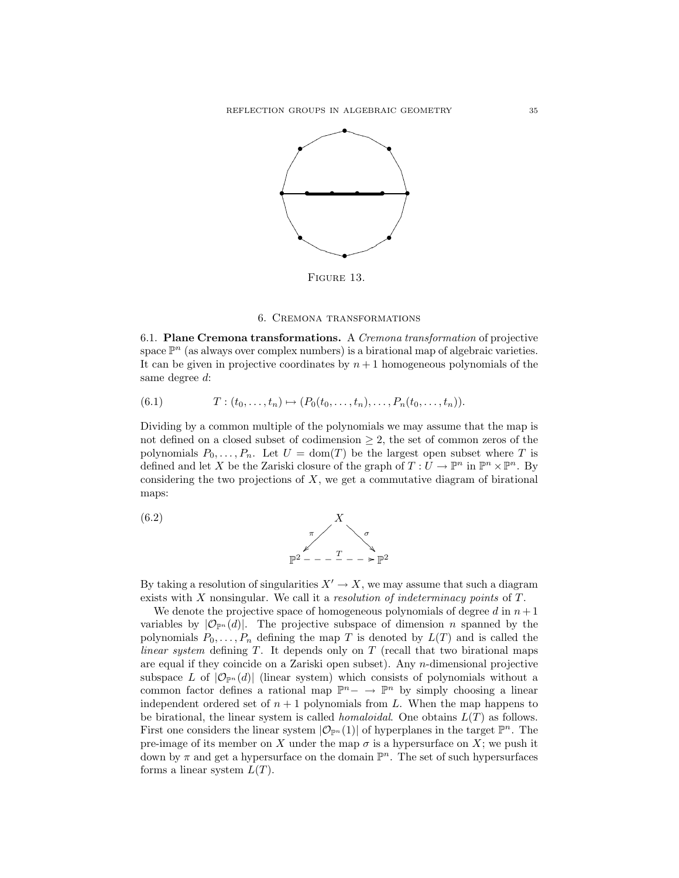Figure 13.

## 6. Cremona transformations

**6.1. Plane Cremona transformations.** A *Cremona transformation* of projective space $\mathbb{P}^n$ (as always over complex numbers) is a birational map of algebraic varieties. It can be given in projective coordinates by $n+1$ homogeneous polynomials of the same degree $d$:

$$T : (t_0, \ldots, t_n) \mapsto (P_0(t_0, \ldots, t_n), \ldots, P_n(t_0, \ldots, t_n)). \tag{6.1}$$

Dividing by a common multiple of the polynomials we may assume that the map is not defined on a closed subset of codimension $\geq 2$, the set of common zeros of the polynomials $P_0, \ldots, P_n$. Let $U = \mathrm{dom}(T)$ be the largest open subset where $T$ is defined and let $X$ be the Zariski closure of the graph of $T : U \to \mathbb{P}^n$ in $\mathbb{P}^n \times \mathbb{P}^n$. By considering the two projections of $X$, we get a commutative diagram of birational maps:

$$\begin{array}{ccc} & X & \\ {}^{\pi}\swarrow & & \searrow^{\sigma} \\ \mathbb{P}^2 & \overset{T}{- - - \to} & \mathbb{P}^2 \end{array} \tag{6.2}$$

By taking a resolution of singularities $X' \to X$, we may assume that such a diagram exists with $X$ nonsingular. We call it a *resolution of indeterminacy points* of $T$.

We denote the projective space of homogeneous polynomials of degree $d$ in $n+1$ variables by $|\mathcal{O}_{\mathbb{P}^n}(d)|$. The projective subspace of dimension $n$ spanned by the polynomials $P_0, \ldots, P_n$ defining the map $T$ is denoted by $L(T)$ and is called the *linear system* defining $T$. It depends only on $T$ (recall that two birational maps are equal if they coincide on a Zariski open subset). Any $n$-dimensional projective subspace $L$ of $|\mathcal{O}_{\mathbb{P}^n}(d)|$ (linear system) which consists of polynomials without a common factor defines a rational map $\mathbb{P}^n - \to \mathbb{P}^n$ by simply choosing a linear independent ordered set of $n+1$ polynomials from $L$. When the map happens to be birational, the linear system is called *homaloidal*. One obtains $L(T)$ as follows. First one considers the linear system $|\mathcal{O}_{\mathbb{P}^n}(1)|$ of hyperplanes in the target $\mathbb{P}^n$. The pre-image of its member on $X$ under the map $\sigma$ is a hypersurface on $X$; we push it down by $\pi$ and get a hypersurface on the domain $\mathbb{P}^n$. The set of such hypersurfaces forms a linear system $L(T)$.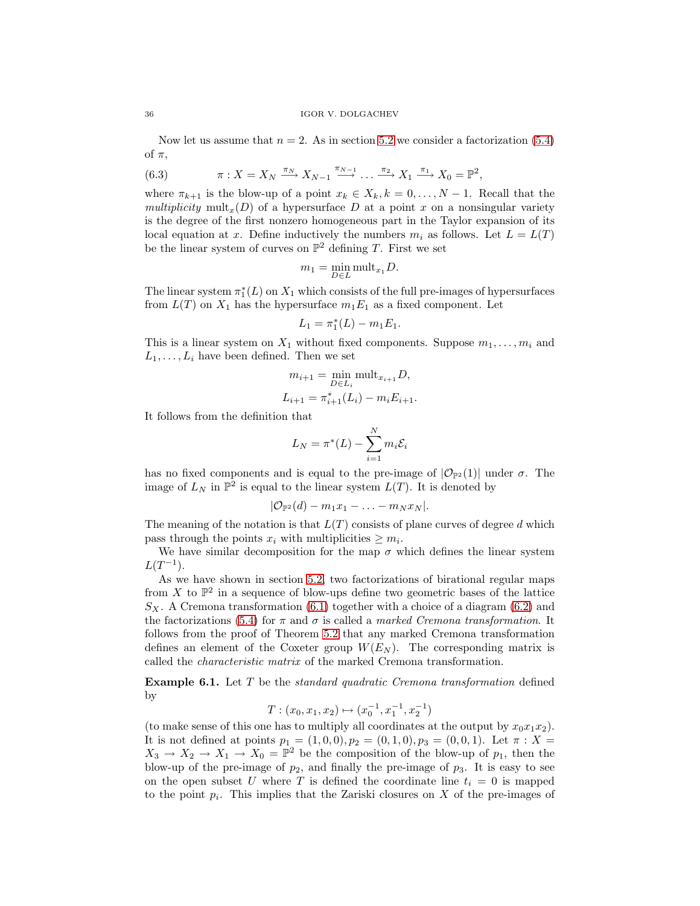Now let us assume that $n = 2$. As in section 5.2 we consider a factorization (5.4) of $\pi$,

$$\pi : X = X_N \xrightarrow{\pi_N} X_{N-1} \xrightarrow{\pi_{N-1}} \dots \xrightarrow{\pi_2} X_1 \xrightarrow{\pi_1} X_0 = \mathbb{P}^2, \tag{6.3}$$

where $\pi_{k+1}$ is the blow-up of a point $x_k \in X_k, k = 0, \dots, N-1$. Recall that the *multiplicity* $\mathrm{mult}_x(D)$ of a hypersurface $D$ at a point $x$ on a nonsingular variety is the degree of the first nonzero homogeneous part in the Taylor expansion of its local equation at $x$. Define inductively the numbers $m_i$ as follows. Let $L = L(T)$ be the linear system of curves on $\mathbb{P}^2$ defining $T$. First we set

$$m_1 = \min_{D \in L} \mathrm{mult}_{x_1} D.$$

The linear system $\pi_1^*(L)$ on $X_1$ which consists of the full pre-images of hypersurfaces from $L(T)$ on $X_1$ has the hypersurface $m_1 E_1$ as a fixed component. Let

$$L_1 = \pi_1^*(L) - m_1 E_1.$$

This is a linear system on $X_1$ without fixed components. Suppose $m_1, \dots, m_i$ and $L_1, \dots, L_i$ have been defined. Then we set

$$m_{i+1} = \min_{D \in L_i} \mathrm{mult}_{x_{i+1}} D,$$
$$L_{i+1} = \pi_{i+1}^*(L_i) - m_i E_{i+1}.$$

It follows from the definition that

$$L_N = \pi^*(L) - \sum_{i=1}^{N} m_i \mathcal{E}_i$$

has no fixed components and is equal to the pre-image of $|\mathcal{O}_{\mathbb{P}^2}(1)|$ under $\sigma$. The image of $L_N$ in $\mathbb{P}^2$ is equal to the linear system $L(T)$. It is denoted by

$$|\mathcal{O}_{\mathbb{P}^2}(d) - m_1 x_1 - \dots - m_N x_N|.$$

The meaning of the notation is that $L(T)$ consists of plane curves of degree $d$ which pass through the points $x_i$ with multiplicities $\geq m_i$.

We have similar decomposition for the map $\sigma$ which defines the linear system $L(T^{-1})$.

As we have shown in section 5.2, two factorizations of birational regular maps from $X$ to $\mathbb{P}^2$ in a sequence of blow-ups define two geometric bases of the lattice $S_X$. A Cremona transformation (6.1) together with a choice of a diagram (6.2) and the factorizations (5.4) for $\pi$ and $\sigma$ is called a *marked Cremona transformation*. It follows from the proof of Theorem 5.2 that any marked Cremona transformation defines an element of the Coxeter group $W(E_N)$. The corresponding matrix is called the *characteristic matrix* of the marked Cremona transformation.

**Example 6.1.** Let $T$ be the *standard quadratic Cremona transformation* defined by

$$T : (x_0, x_1, x_2) \mapsto (x_0^{-1}, x_1^{-1}, x_2^{-1})$$

(to make sense of this one has to multiply all coordinates at the output by $x_0x_1x_2$). It is not defined at points $p_1 = (1, 0, 0), p_2 = (0, 1, 0), p_3 = (0, 0, 1)$. Let $\pi : X = X_3 \to X_2 \to X_1 \to X_0 = \mathbb{P}^2$ be the composition of the blow-up of $p_1$, then the blow-up of the pre-image of $p_2$, and finally the pre-image of $p_3$. It is easy to see on the open subset $U$ where $T$ is defined the coordinate line $t_i = 0$ is mapped to the point $p_i$. This implies that the Zariski closures on $X$ of the pre-images of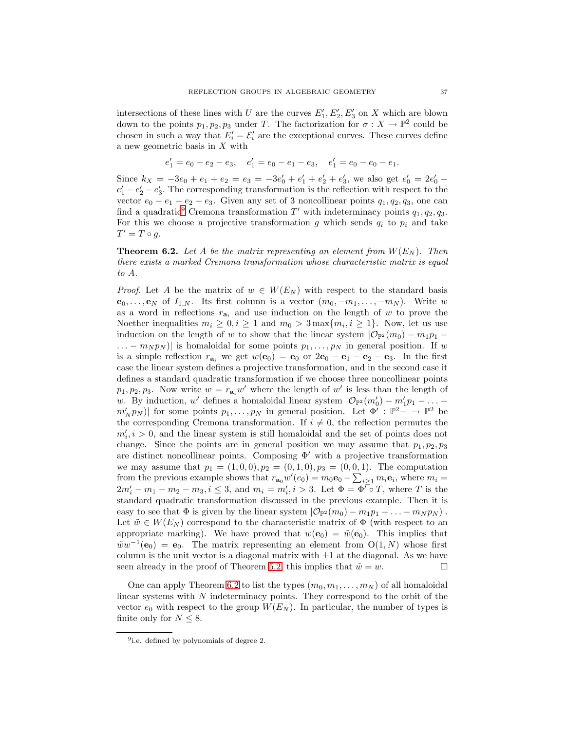intersections of these lines with $U$ are the curves $E_1', E_2', E_3'$ on $X$ which are blown down to the points $p_1, p_2, p_3$ under $T$. The factorization for $\sigma : X \to \mathbb{P}^2$ could be chosen in such a way that $E_i' = \mathcal{E}_i'$ are the exceptional curves. These curves define a new geometric basis in $X$ with

$$e_1' = e_0 - e_2 - e_3, \quad e_1' = e_0 - e_1 - e_3, \quad e_1' = e_0 - e_0 - e_1.$$

Since $k_X = -3e_0 + e_1 + e_2 = e_3 = -3e_0' + e_1' + e_2' + e_3'$, we also get $e_0' = 2e_0' - e_1' - e_2' - e_3'$. The corresponding transformation is the reflection with respect to the vector $e_0 - e_1 - e_2 - e_3$. Given any set of 3 noncollinear points $q_1, q_2, q_3$, one can find a quadratic[9] Cremona transformation $T'$ with indeterminacy points $q_1, q_2, q_3$. For this we choose a projective transformation $g$ which sends $q_i$ to $p_i$ and take $T' = T \circ g$.

**Theorem 6.2.** *Let $A$ be the matrix representing an element from $W(E_N)$. Then there exists a marked Cremona transformation whose characteristic matrix is equal to $A$.*

*Proof.* Let $A$ be the matrix of $w \in W(E_N)$ with respect to the standard basis $\mathbf{e}_0, \ldots, \mathbf{e}_N$ of $I_{1,N}$. Its first column is a vector $(m_0, -m_1, \ldots, -m_N)$. Write $w$ as a word in reflections $r_{\mathbf{a}_i}$ and use induction on the length of $w$ to prove the Noether inequalities $m_i \geq 0, i \geq 1$ and $m_0 > 3\max\{m_i, i \geq 1\}$. Now, let us use induction on the length of $w$ to show that the linear system $|\mathcal{O}_{\mathbb{P}^2}(m_0) - m_1p_1 - \ldots - m_Np_N)|$ is homaloidal for some points $p_1, \ldots, p_N$ in general position. If $w$ is a simple reflection $r_{\mathbf{a}_i}$ we get $w(\mathbf{e}_0) = \mathbf{e}_0$ or $2\mathbf{e}_0 - \mathbf{e}_1 - \mathbf{e}_2 - \mathbf{e}_3$. In the first case the linear system defines a projective transformation, and in the second case it defines a standard quadratic transformation if we choose three noncollinear points $p_1, p_2, p_3$. Now write $w = r_{\mathbf{a}_i}w'$ where the length of $w'$ is less than the length of $w$. By induction, $w'$ defines a homaloidal linear system $|\mathcal{O}_{\mathbb{P}^2}(m_0') - m_1'p_1 - \ldots - m_N'p_N)|$ for some points $p_1, \ldots, p_N$ in general position. Let $\Phi' : \mathbb{P}^2 - \to \mathbb{P}^2$ be the corresponding Cremona transformation. If $i \neq 0$, the reflection permutes the $m_i', i > 0$, and the linear system is still homaloidal and the set of points does not change. Since the points are in general position we may assume that $p_1, p_2, p_3$ are distinct noncollinear points. Composing $\Phi'$ with a projective transformation we may assume that $p_1 = (1,0,0), p_2 = (0,1,0), p_3 = (0,0,1)$. The computation from the previous example shows that $r_{\mathbf{a}_0}w'(e_0) = m_0\mathbf{e}_0 - \sum_{i \geq 1} m_i\mathbf{e}_i$, where $m_i = 2m_i' - m_1 - m_2 - m_3, i \leq 3$, and $m_i = m_i', i > 3$. Let $\Phi = \Phi' \circ T$, where $T$ is the standard quadratic transformation discussed in the previous example. Then it is easy to see that $\Phi$ is given by the linear system $|\mathcal{O}_{\mathbb{P}^2}(m_0) - m_1p_1 - \ldots - m_Np_N)|$. Let $\tilde{w} \in W(E_N)$ correspond to the characteristic matrix of $\Phi$ (with respect to an appropriate marking). We have proved that $w(\mathbf{e}_0) = \tilde{w}(\mathbf{e}_0)$. This implies that $\tilde{w}w^{-1}(\mathbf{e}_0) = \mathbf{e}_0$. The matrix representing an element from $\mathrm{O}(1,N)$ whose first column is the unit vector is a diagonal matrix with $\pm 1$ at the diagonal. As we have seen already in the proof of Theorem 5.2, this implies that $\tilde{w} = w$. $\square$

One can apply Theorem 6.2 to list the types $(m_0, m_1, \ldots, m_N)$ of all homaloidal linear systems with $N$ indeterminacy points. They correspond to the orbit of the vector $e_0$ with respect to the group $W(E_N)$. In particular, the number of types is finite only for $N \leq 8$.

[9] i.e. defined by polynomials of degree 2.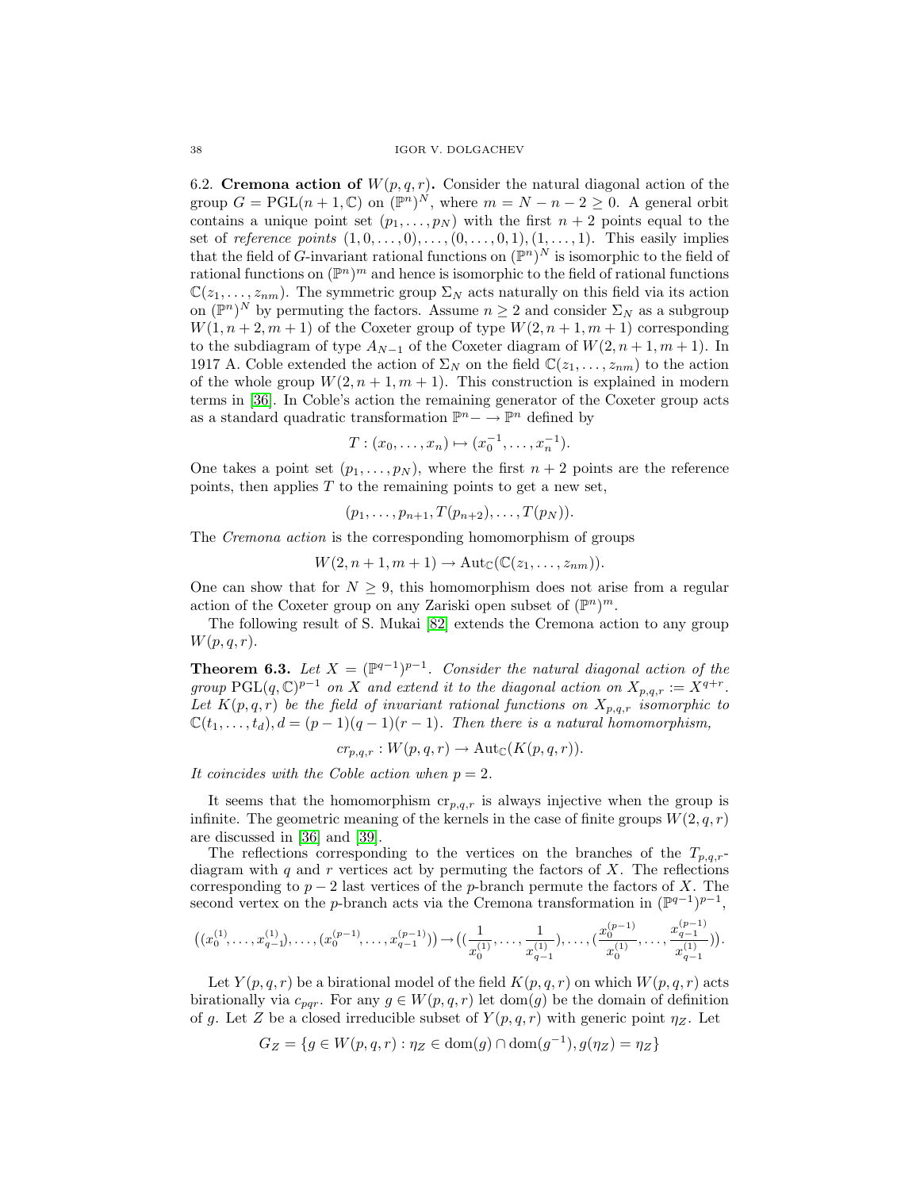**6.2. Cremona action of $W(p,q,r)$.** Consider the natural diagonal action of the group $G = \mathrm{PGL}(n+1,\mathbb{C})$ on $(\mathbb{P}^n)^N$, where $m = N-n-2 \geq 0$. A general orbit contains a unique point set $(p_1,\ldots,p_N)$ with the first $n+2$ points equal to the set of *reference points* $(1,0,\ldots,0),\ldots,(0,\ldots,0,1),(1,\ldots,1)$. This easily implies that the field of $G$-invariant rational functions on $(\mathbb{P}^n)^N$ is isomorphic to the field of rational functions on $(\mathbb{P}^n)^m$ and hence is isomorphic to the field of rational functions $\mathbb{C}(z_1,\ldots,z_{nm})$. The symmetric group $\Sigma_N$ acts naturally on this field via its action on $(\mathbb{P}^n)^N$ by permuting the factors. Assume $n \geq 2$ and consider $\Sigma_N$ as a subgroup $W(1,n+2,m+1)$ of the Coxeter group of type $W(2,n+1,m+1)$ corresponding to the subdiagram of type $A_{N-1}$ of the Coxeter diagram of $W(2,n+1,m+1)$. In 1917 A. Coble extended the action of $\Sigma_N$ on the field $\mathbb{C}(z_1,\ldots,z_{nm})$ to the action of the whole group $W(2,n+1,m+1)$. This construction is explained in modern terms in [36]. In Coble's action the remaining generator of the Coxeter group acts as a standard quadratic transformation $\mathbb{P}^n - \rightarrow \mathbb{P}^n$ defined by

$$T : (x_0,\ldots,x_n) \mapsto (x_0^{-1},\ldots,x_n^{-1}).$$

One takes a point set $(p_1,\ldots,p_N)$, where the first $n+2$ points are the reference points, then applies $T$ to the remaining points to get a new set,

$$(p_1,\ldots,p_{n+1},T(p_{n+2}),\ldots,T(p_N)).$$

The *Cremona action* is the corresponding homomorphism of groups

$$W(2,n+1,m+1) \to \mathrm{Aut}_{\mathbb{C}}(\mathbb{C}(z_1,\ldots,z_{nm})).$$

One can show that for $N \geq 9$, this homomorphism does not arise from a regular action of the Coxeter group on any Zariski open subset of $(\mathbb{P}^n)^m$.

The following result of S. Mukai [82] extends the Cremona action to any group $W(p,q,r)$.

**Theorem 6.3.** *Let $X = (\mathbb{P}^{q-1})^{p-1}$. Consider the natural diagonal action of the group $\mathrm{PGL}(q,\mathbb{C})^{p-1}$ on $X$ and extend it to the diagonal action on $X_{p,q,r} := X^{q+r}$. Let $K(p,q,r)$ be the field of invariant rational functions on $X_{p,q,r}$ isomorphic to $\mathbb{C}(t_1,\ldots,t_d), d = (p-1)(q-1)(r-1)$. Then there is a natural homomorphism,*

$$cr_{p,q,r} : W(p,q,r) \to \mathrm{Aut}_{\mathbb{C}}(K(p,q,r)).$$

*It coincides with the Coble action when $p = 2$.*

It seems that the homomorphism $\mathrm{cr}_{p,q,r}$ is always injective when the group is infinite. The geometric meaning of the kernels in the case of finite groups $W(2,q,r)$ are discussed in [36] and [39].

The reflections corresponding to the vertices on the branches of the $T_{p,q,r}$-diagram with $q$ and $r$ vertices act by permuting the factors of $X$. The reflections corresponding to $p-2$ last vertices of the $p$-branch permute the factors of $X$. The second vertex on the $p$-branch acts via the Cremona transformation in $(\mathbb{P}^{q-1})^{p-1}$,

$$\big((x_0^{(1)},\ldots,x_{q-1}^{(1)}),\ldots,(x_0^{(p-1)},\ldots,x_{q-1}^{(p-1)})\big) \to \big((\frac{1}{x_0^{(1)}},\ldots,\frac{1}{x_{q-1}^{(1)}}),\ldots,(\frac{x_0^{(p-1)}}{x_0^{(1)}},\ldots,\frac{x_{q-1}^{(p-1)}}{x_{q-1}^{(1)}})\big).$$

Let $Y(p,q,r)$ be a birational model of the field $K(p,q,r)$ on which $W(p,q,r)$ acts birationally via $c_{pqr}$. For any $g \in W(p,q,r)$ let $\mathrm{dom}(g)$ be the domain of definition of $g$. Let $Z$ be a closed irreducible subset of $Y(p,q,r)$ with generic point $\eta_Z$. Let

$$G_Z = \{g \in W(p,q,r) : \eta_Z \in \mathrm{dom}(g) \cap \mathrm{dom}(g^{-1}), g(\eta_Z) = \eta_Z\}$$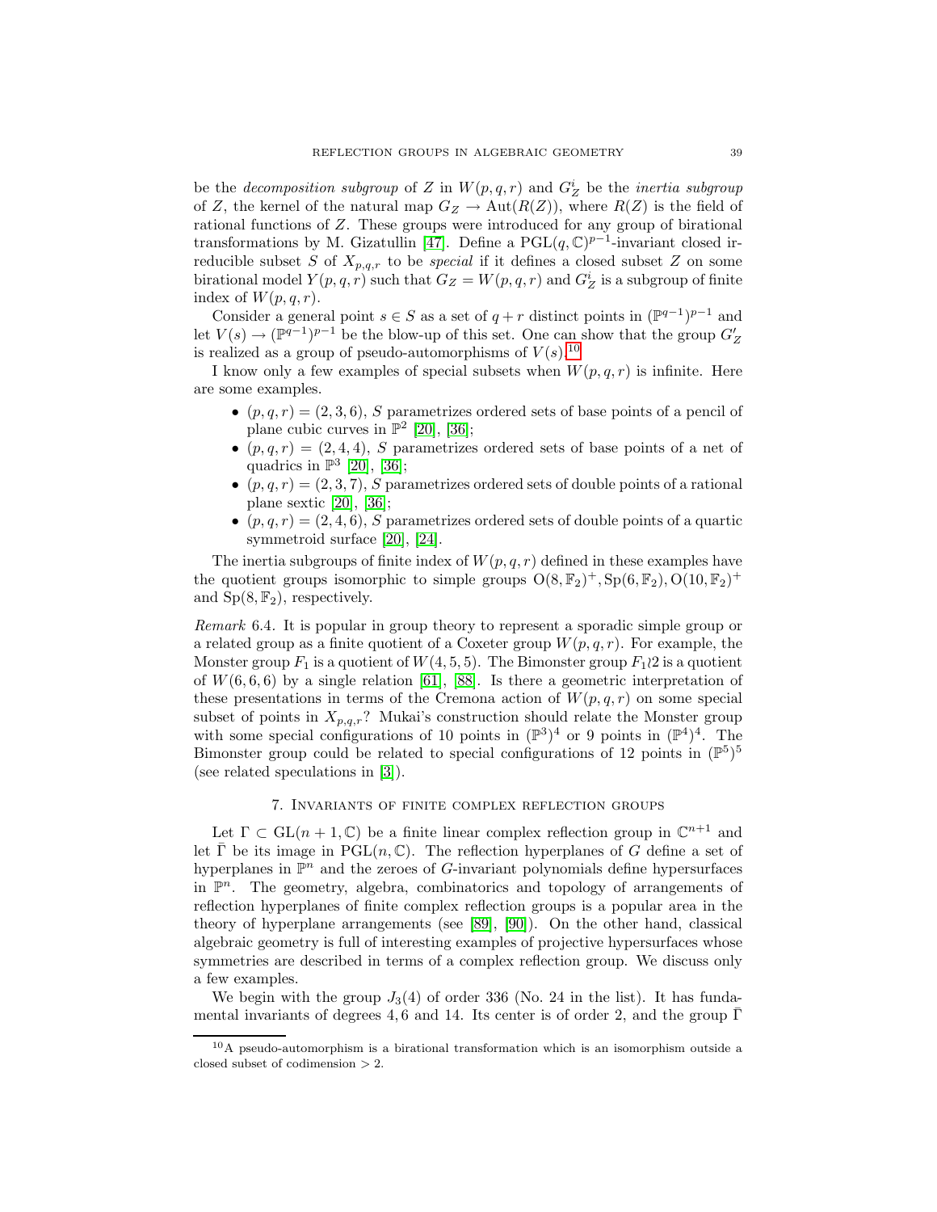be the *decomposition subgroup* of $Z$ in $W(p,q,r)$ and $G_Z^i$ be the *inertia subgroup* of $Z$, the kernel of the natural map $G_Z \to \mathrm{Aut}(R(Z))$, where $R(Z)$ is the field of rational functions of $Z$. These groups were introduced for any group of birational transformations by M. Gizatullin [47]. Define a $\mathrm{PGL}(q,\mathbb{C})^{p-1}$-invariant closed irreducible subset $S$ of $X_{p,q,r}$ to be *special* if it defines a closed subset $Z$ on some birational model $Y(p,q,r)$ such that $G_Z = W(p,q,r)$ and $G_Z^i$ is a subgroup of finite index of $W(p,q,r)$.

Consider a general point $s \in S$ as a set of $q+r$ distinct points in $(\mathbb{P}^{q-1})^{p-1}$ and let $V(s) \to (\mathbb{P}^{q-1})^{p-1}$ be the blow-up of this set. One can show that the group $G_Z'$ is realized as a group of pseudo-automorphisms of $V(s)$.[10]

I know only a few examples of special subsets when $W(p,q,r)$ is infinite. Here are some examples.

- $(p,q,r) = (2,3,6)$, $S$ parametrizes ordered sets of base points of a pencil of plane cubic curves in $\mathbb{P}^2$ [20], [36];
- $(p,q,r) = (2,4,4)$, $S$ parametrizes ordered sets of base points of a net of quadrics in $\mathbb{P}^3$ [20], [36];
- $(p,q,r) = (2,3,7)$, $S$ parametrizes ordered sets of double points of a rational plane sextic [20], [36];
- $(p,q,r) = (2,4,6)$, $S$ parametrizes ordered sets of double points of a quartic symmetroid surface [20], [24].

The inertia subgroups of finite index of $W(p,q,r)$ defined in these examples have the quotient groups isomorphic to simple groups $\mathrm{O}(8,\mathbb{F}_2)^+, \mathrm{Sp}(6,\mathbb{F}_2), \mathrm{O}(10,\mathbb{F}_2)^+$ and $\mathrm{Sp}(8,\mathbb{F}_2)$, respectively.

*Remark* 6.4. It is popular in group theory to represent a sporadic simple group or a related group as a finite quotient of a Coxeter group $W(p,q,r)$. For example, the Monster group $F_1$ is a quotient of $W(4,5,5)$. The Bimonster group $F_1 \wr 2$ is a quotient of $W(6,6,6)$ by a single relation [61], [88]. Is there a geometric interpretation of these presentations in terms of the Cremona action of $W(p,q,r)$ on some special subset of points in $X_{p,q,r}$? Mukai's construction should relate the Monster group with some special configurations of 10 points in $(\mathbb{P}^3)^4$ or 9 points in $(\mathbb{P}^4)^4$. The Bimonster group could be related to special configurations of 12 points in $(\mathbb{P}^5)^5$ (see related speculations in [3]).

## 7. Invariants of finite complex reflection groups

Let $\Gamma \subset \mathrm{GL}(n+1,\mathbb{C})$ be a finite linear complex reflection group in $\mathbb{C}^{n+1}$ and let $\bar{\Gamma}$ be its image in $\mathrm{PGL}(n,\mathbb{C})$. The reflection hyperplanes of $G$ define a set of hyperplanes in $\mathbb{P}^n$ and the zeroes of $G$-invariant polynomials define hypersurfaces in $\mathbb{P}^n$. The geometry, algebra, combinatorics and topology of arrangements of reflection hyperplanes of finite complex reflection groups is a popular area in the theory of hyperplane arrangements (see [89], [90]). On the other hand, classical algebraic geometry is full of interesting examples of projective hypersurfaces whose symmetries are described in terms of a complex reflection group. We discuss only a few examples.

We begin with the group $J_3(4)$ of order 336 (No. 24 in the list). It has fundamental invariants of degrees 4, 6 and 14. Its center is of order 2, and the group $\bar{\Gamma}$

[10] A pseudo-automorphism is a birational transformation which is an isomorphism outside a closed subset of codimension $> 2$.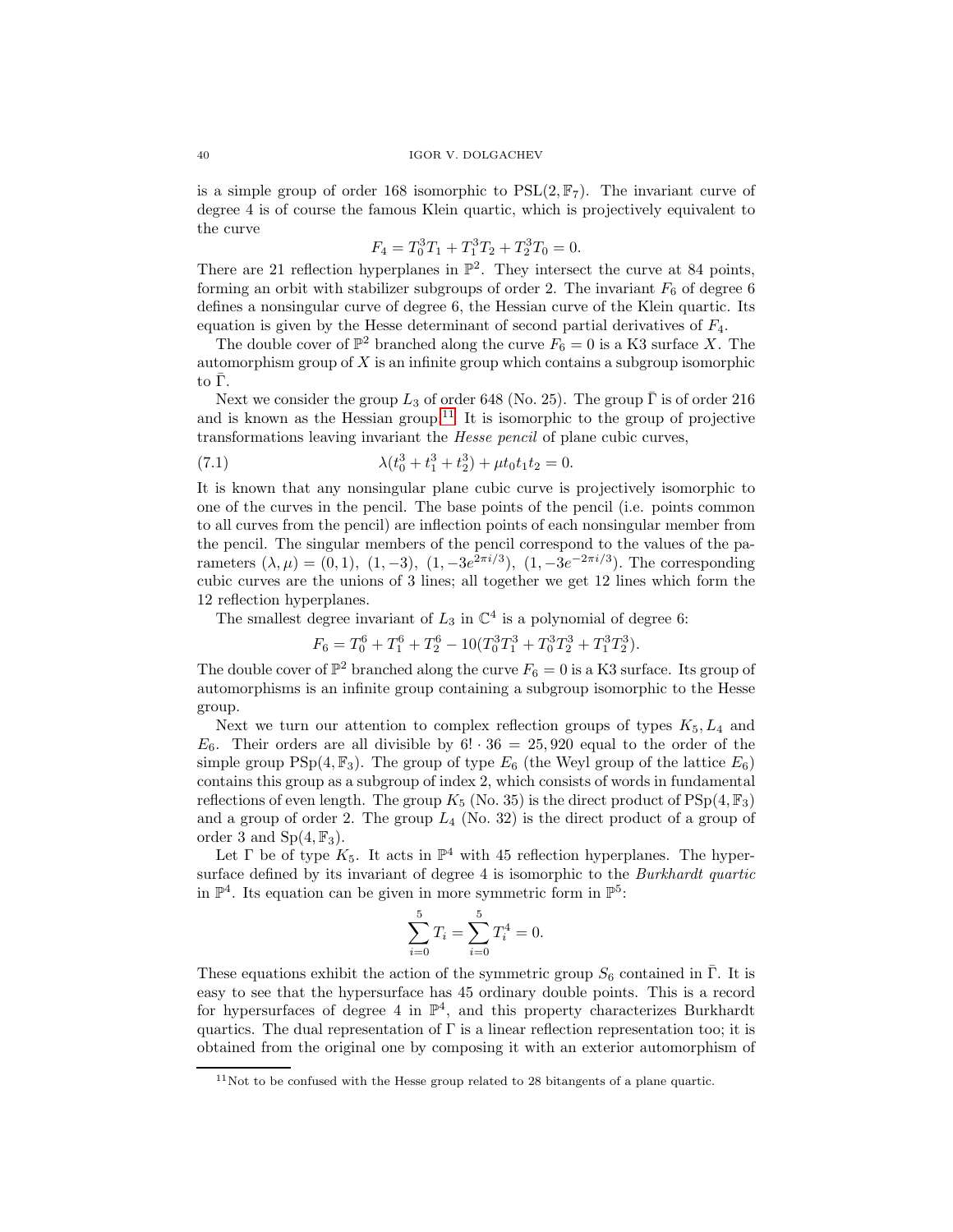is a simple group of order 168 isomorphic to $\mathrm{PSL}(2, \mathbb{F}_7)$. The invariant curve of degree 4 is of course the famous Klein quartic, which is projectively equivalent to the curve

$$F_4 = T_0^3 T_1 + T_1^3 T_2 + T_2^3 T_0 = 0.$$

There are 21 reflection hyperplanes in $\mathbb{P}^2$. They intersect the curve at 84 points, forming an orbit with stabilizer subgroups of order 2. The invariant $F_6$ of degree 6 defines a nonsingular curve of degree 6, the Hessian curve of the Klein quartic. Its equation is given by the Hesse determinant of second partial derivatives of $F_4$.

The double cover of $\mathbb{P}^2$ branched along the curve $F_6 = 0$ is a K3 surface $X$. The automorphism group of $X$ is an infinite group which contains a subgroup isomorphic to $\bar{\Gamma}$.

Next we consider the group $L_3$ of order 648 (No. 25). The group $\bar{\Gamma}$ is of order 216 and is known as the Hessian group.[11] It is isomorphic to the group of projective transformations leaving invariant the *Hesse pencil* of plane cubic curves,

$$\lambda(t_0^3 + t_1^3 + t_2^3) + \mu t_0 t_1 t_2 = 0. \tag{7.1}$$

It is known that any nonsingular plane cubic curve is projectively isomorphic to one of the curves in the pencil. The base points of the pencil (i.e. points common to all curves from the pencil) are inflection points of each nonsingular member from the pencil. The singular members of the pencil correspond to the values of the parameters $(\lambda, \mu) = (0, 1),\ (1, -3),\ (1, -3e^{2\pi i/3}),\ (1, -3e^{-2\pi i/3})$. The corresponding cubic curves are the unions of 3 lines; all together we get 12 lines which form the 12 reflection hyperplanes.

The smallest degree invariant of $L_3$ in $\mathbb{C}^4$ is a polynomial of degree 6:

$$F_6 = T_0^6 + T_1^6 + T_2^6 - 10(T_0^3 T_1^3 + T_0^3 T_2^3 + T_1^3 T_2^3).$$

The double cover of $\mathbb{P}^2$ branched along the curve $F_6 = 0$ is a K3 surface. Its group of automorphisms is an infinite group containing a subgroup isomorphic to the Hesse group.

Next we turn our attention to complex reflection groups of types $K_5, L_4$ and $E_6$. Their orders are all divisible by $6! \cdot 36 = 25,920$ equal to the order of the simple group $\mathrm{PSp}(4, \mathbb{F}_3)$. The group of type $E_6$ (the Weyl group of the lattice $E_6$) contains this group as a subgroup of index 2, which consists of words in fundamental reflections of even length. The group $K_5$ (No. 35) is the direct product of $\mathrm{PSp}(4, \mathbb{F}_3)$ and a group of order 2. The group $L_4$ (No. 32) is the direct product of a group of order 3 and $\mathrm{Sp}(4, \mathbb{F}_3)$.

Let $\Gamma$ be of type $K_5$. It acts in $\mathbb{P}^4$ with 45 reflection hyperplanes. The hypersurface defined by its invariant of degree 4 is isomorphic to the *Burkhardt quartic* in $\mathbb{P}^4$. Its equation can be given in more symmetric form in $\mathbb{P}^5$:

$$\sum_{i=0}^{5} T_i = \sum_{i=0}^{5} T_i^4 = 0.$$

These equations exhibit the action of the symmetric group $S_6$ contained in $\bar{\Gamma}$. It is easy to see that the hypersurface has 45 ordinary double points. This is a record for hypersurfaces of degree 4 in $\mathbb{P}^4$, and this property characterizes Burkhardt quartics. The dual representation of $\Gamma$ is a linear reflection representation too; it is obtained from the original one by composing it with an exterior automorphism of

[11] Not to be confused with the Hesse group related to 28 bitangents of a plane quartic.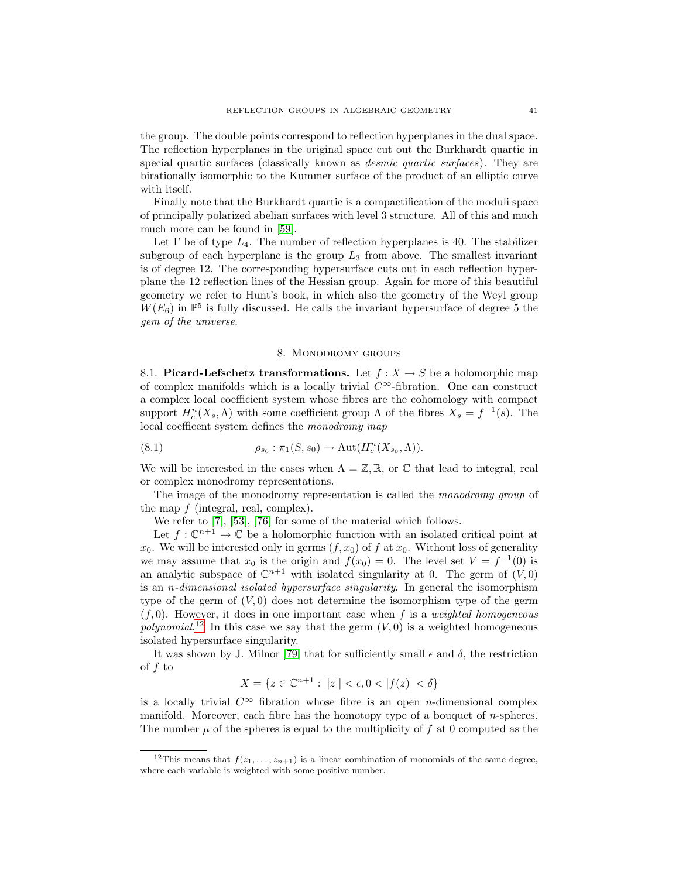the group. The double points correspond to reflection hyperplanes in the dual space. The reflection hyperplanes in the original space cut out the Burkhardt quartic in special quartic surfaces (classically known as *desmic quartic surfaces*). They are birationally isomorphic to the Kummer surface of the product of an elliptic curve with itself.

Finally note that the Burkhardt quartic is a compactification of the moduli space of principally polarized abelian surfaces with level 3 structure. All of this and much much more can be found in [59].

Let $\Gamma$ be of type $L_4$. The number of reflection hyperplanes is 40. The stabilizer subgroup of each hyperplane is the group $L_3$ from above. The smallest invariant is of degree 12. The corresponding hypersurface cuts out in each reflection hyperplane the 12 reflection lines of the Hessian group. Again for more of this beautiful geometry we refer to Hunt's book, in which also the geometry of the Weyl group $W(E_6)$ in $\mathbb{P}^5$ is fully discussed. He calls the invariant hypersurface of degree 5 the *gem of the universe*.

## 8. Monodromy groups

8.1. **Picard-Lefschetz transformations.** Let $f : X \to S$ be a holomorphic map of complex manifolds which is a locally trivial $C^\infty$-fibration. One can construct a complex local coefficient system whose fibres are the cohomology with compact support $H^n_c(X_s, \Lambda)$ with some coefficient group $\Lambda$ of the fibres $X_s = f^{-1}(s)$. The local coefficent system defines the *monodromy map*

$$\rho_{s_0} : \pi_1(S, s_0) \to \mathrm{Aut}(H^n_c(X_{s_0}, \Lambda)). \tag{8.1}$$

We will be interested in the cases when $\Lambda = \mathbb{Z}, \mathbb{R}$, or $\mathbb{C}$ that lead to integral, real or complex monodromy representations.

The image of the monodromy representation is called the *monodromy group* of the map $f$ (integral, real, complex).

We refer to [7], [53], [76] for some of the material which follows.

Let $f : \mathbb{C}^{n+1} \to \mathbb{C}$ be a holomorphic function with an isolated critical point at $x_0$. We will be interested only in germs $(f, x_0)$ of $f$ at $x_0$. Without loss of generality we may assume that $x_0$ is the origin and $f(x_0) = 0$. The level set $V = f^{-1}(0)$ is an analytic subspace of $\mathbb{C}^{n+1}$ with isolated singularity at 0. The germ of $(V, 0)$ is an *n-dimensional isolated hypersurface singularity*. In general the isomorphism type of the germ of $(V, 0)$ does not determine the isomorphism type of the germ $(f, 0)$. However, it does in one important case when $f$ is a *weighted homogeneous polynomial*.[12] In this case we say that the germ $(V, 0)$ is a weighted homogeneous isolated hypersurface singularity.

It was shown by J. Milnor [79] that for sufficiently small $\epsilon$ and $\delta$, the restriction of $f$ to

$$X = \{z \in \mathbb{C}^{n+1} : ||z|| < \epsilon, 0 < |f(z)| < \delta\}$$

is a locally trivial $C^\infty$ fibration whose fibre is an open $n$-dimensional complex manifold. Moreover, each fibre has the homotopy type of a bouquet of $n$-spheres. The number $\mu$ of the spheres is equal to the multiplicity of $f$ at 0 computed as the

[12] This means that $f(z_1, \ldots, z_{n+1})$ is a linear combination of monomials of the same degree, where each variable is weighted with some positive number.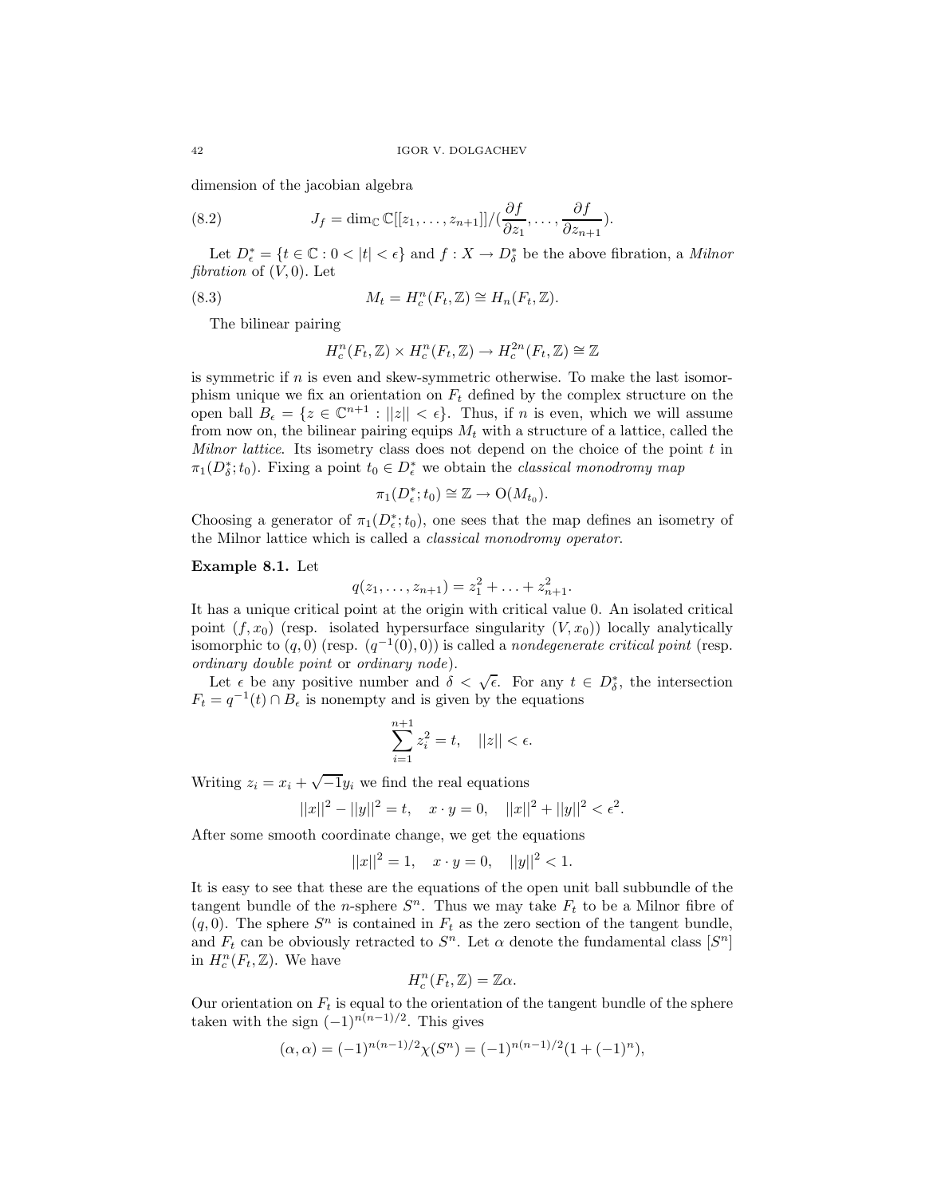dimension of the jacobian algebra

$$J_f = \dim_{\mathbb{C}} \mathbb{C}[[z_1, \ldots, z_{n+1}]]/(\frac{\partial f}{\partial z_1}, \ldots, \frac{\partial f}{\partial z_{n+1}}). \tag{8.2}$$

Let $D_\epsilon^* = \{t \in \mathbb{C} : 0 < |t| < \epsilon\}$ and $f : X \to D_\delta^*$ be the above fibration, a *Milnor fibration* of $(V, 0)$. Let

$$M_t = H_c^n(F_t, \mathbb{Z}) \cong H_n(F_t, \mathbb{Z}). \tag{8.3}$$

The bilinear pairing

$$H_c^n(F_t, \mathbb{Z}) \times H_c^n(F_t, \mathbb{Z}) \to H_c^{2n}(F_t, \mathbb{Z}) \cong \mathbb{Z}$$

is symmetric if $n$ is even and skew-symmetric otherwise. To make the last isomorphism unique we fix an orientation on $F_t$ defined by the complex structure on the open ball $B_\epsilon = \{z \in \mathbb{C}^{n+1} : ||z|| < \epsilon\}$. Thus, if $n$ is even, which we will assume from now on, the bilinear pairing equips $M_t$ with a structure of a lattice, called the *Milnor lattice*. Its isometry class does not depend on the choice of the point $t$ in $\pi_1(D_\delta^*; t_0)$. Fixing a point $t_0 \in D_\epsilon^*$ we obtain the *classical monodromy map*

$$\pi_1(D_\epsilon^*; t_0) \cong \mathbb{Z} \to \mathrm{O}(M_{t_0}).$$

Choosing a generator of $\pi_1(D_\epsilon^*; t_0)$, one sees that the map defines an isometry of the Milnor lattice which is called a *classical monodromy operator*.

**Example 8.1.** Let

$$q(z_1, \ldots, z_{n+1}) = z_1^2 + \ldots + z_{n+1}^2.$$

It has a unique critical point at the origin with critical value 0. An isolated critical point $(f, x_0)$ (resp. isolated hypersurface singularity $(V, x_0)$) locally analytically isomorphic to $(q, 0)$ (resp. $(q^{-1}(0), 0)$) is called a *nondegenerate critical point* (resp. *ordinary double point* or *ordinary node*).

Let $\epsilon$ be any positive number and $\delta < \sqrt{\epsilon}$. For any $t \in D_\delta^*$, the intersection $F_t = q^{-1}(t) \cap B_\epsilon$ is nonempty and is given by the equations

$$\sum_{i=1}^{n+1} z_i^2 = t, \quad ||z|| < \epsilon.$$

Writing $z_i = x_i + \sqrt{-1}y_i$ we find the real equations

$$||x||^2 - ||y||^2 = t, \quad x \cdot y = 0, \quad ||x||^2 + ||y||^2 < \epsilon^2.$$

After some smooth coordinate change, we get the equations

$$||x||^2 = 1, \quad x \cdot y = 0, \quad ||y||^2 < 1.$$

It is easy to see that these are the equations of the open unit ball subbundle of the tangent bundle of the $n$-sphere $S^n$. Thus we may take $F_t$ to be a Milnor fibre of $(q, 0)$. The sphere $S^n$ is contained in $F_t$ as the zero section of the tangent bundle, and $F_t$ can be obviously retracted to $S^n$. Let $\alpha$ denote the fundamental class $[S^n]$ in $H_c^n(F_t, \mathbb{Z})$. We have

$$H_c^n(F_t, \mathbb{Z}) = \mathbb{Z}\alpha.$$

Our orientation on $F_t$ is equal to the orientation of the tangent bundle of the sphere taken with the sign $(-1)^{n(n-1)/2}$. This gives

$$(\alpha, \alpha) = (-1)^{n(n-1)/2}\chi(S^n) = (-1)^{n(n-1)/2}(1 + (-1)^n),$$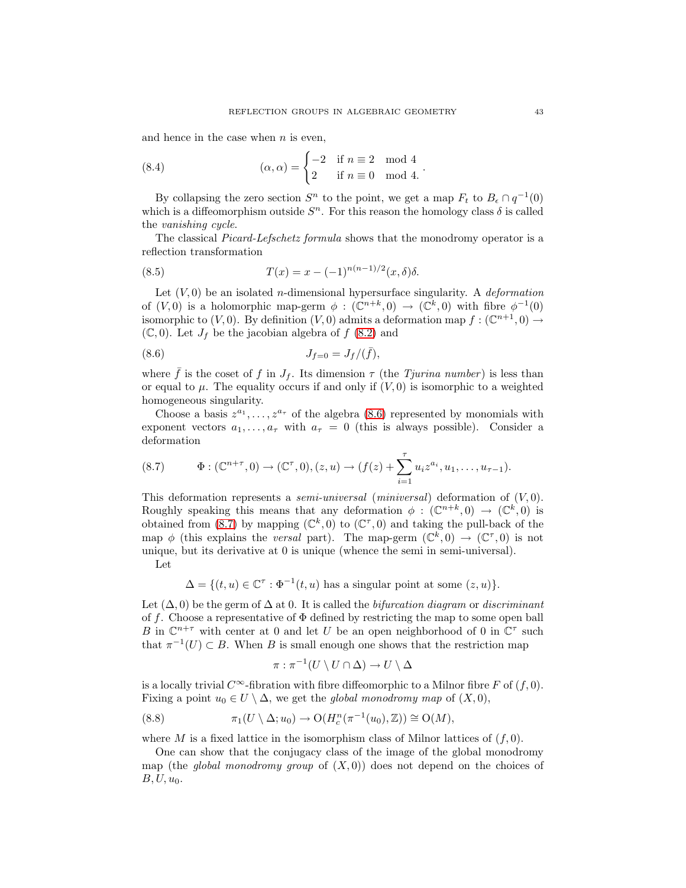and hence in the case when $n$ is even,

$$
(\alpha,\alpha) = \begin{cases} -2 & \text{if } n \equiv 2 \mod 4 \\ 2 & \text{if } n \equiv 0 \mod 4. \end{cases} \tag{8.4}
$$

By collapsing the zero section $S^n$ to the point, we get a map $F_t$ to $B_\epsilon \cap q^{-1}(0)$ which is a diffeomorphism outside $S^n$. For this reason the homology class $\delta$ is called the *vanishing cycle*.

The classical *Picard-Lefschetz formula* shows that the monodromy operator is a reflection transformation

$$
T(x) = x - (-1)^{n(n-1)/2}(x,\delta)\delta. \tag{8.5}
$$

Let $(V,0)$ be an isolated $n$-dimensional hypersurface singularity. A *deformation* of $(V,0)$ is a holomorphic map-germ $\phi : (\mathbb{C}^{n+k},0) \to (\mathbb{C}^k,0)$ with fibre $\phi^{-1}(0)$ isomorphic to $(V,0)$. By definition $(V,0)$ admits a deformation map $f : (\mathbb{C}^{n+1},0) \to (\mathbb{C},0)$. Let $J_f$ be the jacobian algebra of $f$ (8.2) and

$$
J_{f=0} = J_f/(\bar{f}), \tag{8.6}
$$

where $\bar{f}$ is the coset of $f$ in $J_f$. Its dimension $\tau$ (the *Tjurina number*) is less than or equal to $\mu$. The equality occurs if and only if $(V,0)$ is isomorphic to a weighted homogeneous singularity.

Choose a basis $z^{a_1},\ldots,z^{a_\tau}$ of the algebra (8.6) represented by monomials with exponent vectors $a_1,\ldots,a_\tau$ with $a_\tau = 0$ (this is always possible). Consider a deformation

$$
\Phi : (\mathbb{C}^{n+\tau},0) \to (\mathbb{C}^\tau,0), (z,u) \to (f(z) + \sum_{i=1}^{\tau} u_i z^{a_i}, u_1,\ldots,u_{\tau-1}). \tag{8.7}
$$

This deformation represents a *semi-universal* (*miniversal*) deformation of $(V,0)$. Roughly speaking this means that any deformation $\phi : (\mathbb{C}^{n+k},0) \to (\mathbb{C}^k,0)$ is obtained from (8.7) by mapping $(\mathbb{C}^k,0)$ to $(\mathbb{C}^\tau,0)$ and taking the pull-back of the map $\phi$ (this explains the *versal* part). The map-germ $(\mathbb{C}^k,0) \to (\mathbb{C}^\tau,0)$ is not unique, but its derivative at 0 is unique (whence the semi in semi-universal).

Let

$$
\Delta = \{(t,u) \in \mathbb{C}^\tau : \Phi^{-1}(t,u) \text{ has a singular point at some } (z,u)\}.
$$

Let $(\Delta,0)$ be the germ of $\Delta$ at 0. It is called the *bifurcation diagram* or *discriminant* of $f$. Choose a representative of $\Phi$ defined by restricting the map to some open ball $B$ in $\mathbb{C}^{n+\tau}$ with center at 0 and let $U$ be an open neighborhood of 0 in $\mathbb{C}^\tau$ such that $\pi^{-1}(U) \subset B$. When $B$ is small enough one shows that the restriction map

$$
\pi : \pi^{-1}(U \setminus U \cap \Delta) \to U \setminus \Delta
$$

is a locally trivial $C^\infty$-fibration with fibre diffeomorphic to a Milnor fibre $F$ of $(f,0)$. Fixing a point $u_0 \in U \setminus \Delta$, we get the *global monodromy map* of $(X,0)$,

$$
\pi_1(U \setminus \Delta; u_0) \to \mathrm{O}(H^n_c(\pi^{-1}(u_0),\mathbb{Z})) \cong \mathrm{O}(M), \tag{8.8}
$$

where $M$ is a fixed lattice in the isomorphism class of Milnor lattices of $(f,0)$.

One can show that the conjugacy class of the image of the global monodromy map (the *global monodromy group* of $(X,0)$) does not depend on the choices of $B,U,u_0$.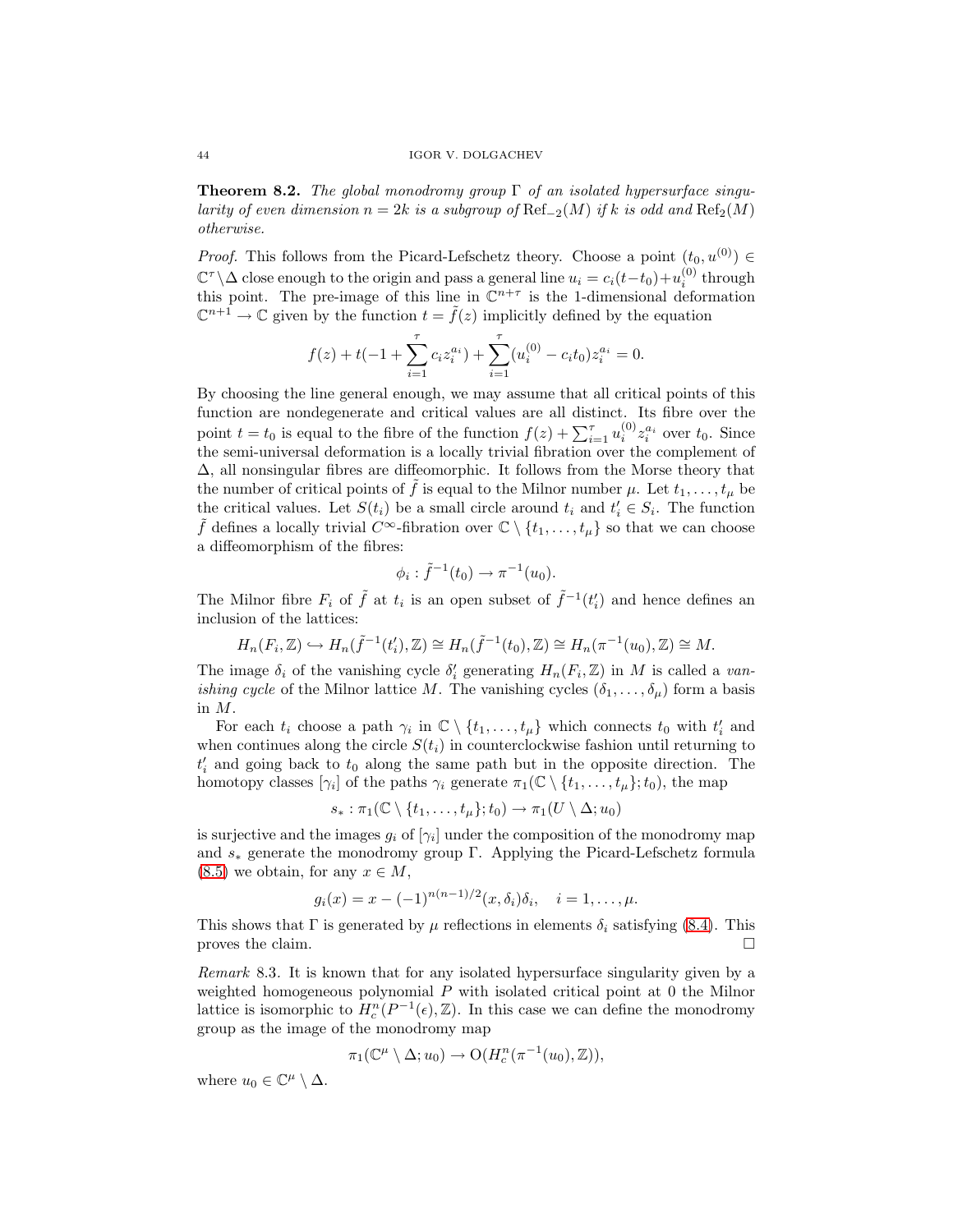**Theorem 8.2.** *The global monodromy group $\Gamma$ of an isolated hypersurface singularity of even dimension $n = 2k$ is a subgroup of $\mathrm{Ref}_{-2}(M)$ if $k$ is odd and $\mathrm{Ref}_2(M)$ otherwise.*

*Proof.* This follows from the Picard-Lefschetz theory. Choose a point $(t_0, u^{(0)}) \in \mathbb{C}^\tau \setminus \Delta$ close enough to the origin and pass a general line $u_i = c_i(t - t_0) + u_i^{(0)}$ through this point. The pre-image of this line in $\mathbb{C}^{n+\tau}$ is the 1-dimensional deformation $\mathbb{C}^{n+1} \to \mathbb{C}$ given by the function $t = \tilde{f}(z)$ implicitly defined by the equation

$$f(z) + t(-1 + \sum_{i=1}^{\tau} c_i z_i^{a_i}) + \sum_{i=1}^{\tau} (u_i^{(0)} - c_i t_0) z_i^{a_i} = 0.$$

By choosing the line general enough, we may assume that all critical points of this function are nondegenerate and critical values are all distinct. Its fibre over the point $t = t_0$ is equal to the fibre of the function $f(z) + \sum_{i=1}^{\tau} u_i^{(0)} z_i^{a_i}$ over $t_0$. Since the semi-universal deformation is a locally trivial fibration over the complement of $\Delta$, all nonsingular fibres are diffeomorphic. It follows from the Morse theory that the number of critical points of $\tilde{f}$ is equal to the Milnor number $\mu$. Let $t_1, \ldots, t_\mu$ be the critical values. Let $S(t_i)$ be a small circle around $t_i$ and $t_i' \in S_i$. The function $\tilde{f}$ defines a locally trivial $C^\infty$-fibration over $\mathbb{C} \setminus \{t_1, \ldots, t_\mu\}$ so that we can choose a diffeomorphism of the fibres:

$$\phi_i : \tilde{f}^{-1}(t_0) \to \pi^{-1}(u_0).$$

The Milnor fibre $F_i$ of $\tilde{f}$ at $t_i$ is an open subset of $\tilde{f}^{-1}(t_i')$ and hence defines an inclusion of the lattices:

$$H_n(F_i, \mathbb{Z}) \hookrightarrow H_n(\tilde{f}^{-1}(t_i'), \mathbb{Z}) \cong H_n(\tilde{f}^{-1}(t_0), \mathbb{Z}) \cong H_n(\pi^{-1}(u_0), \mathbb{Z}) \cong M.$$

The image $\delta_i$ of the vanishing cycle $\delta_i'$ generating $H_n(F_i, \mathbb{Z})$ in $M$ is called a *vanishing cycle* of the Milnor lattice $M$. The vanishing cycles $(\delta_1, \ldots, \delta_\mu)$ form a basis in $M$.

For each $t_i$ choose a path $\gamma_i$ in $\mathbb{C} \setminus \{t_1, \ldots, t_\mu\}$ which connects $t_0$ with $t_i'$ and when continues along the circle $S(t_i)$ in counterclockwise fashion until returning to $t_i'$ and going back to $t_0$ along the same path but in the opposite direction. The homotopy classes $[\gamma_i]$ of the paths $\gamma_i$ generate $\pi_1(\mathbb{C} \setminus \{t_1, \ldots, t_\mu\}; t_0)$, the map

$$s_* : \pi_1(\mathbb{C} \setminus \{t_1, \ldots, t_\mu\}; t_0) \to \pi_1(U \setminus \Delta; u_0)$$

is surjective and the images $g_i$ of $[\gamma_i]$ under the composition of the monodromy map and $s_*$ generate the monodromy group $\Gamma$. Applying the Picard-Lefschetz formula (8.5) we obtain, for any $x \in M$,

$$g_i(x) = x - (-1)^{n(n-1)/2}(x, \delta_i)\delta_i, \quad i = 1, \ldots, \mu.$$

This shows that $\Gamma$ is generated by $\mu$ reflections in elements $\delta_i$ satisfying (8.4). This proves the claim. □

*Remark* 8.3. It is known that for any isolated hypersurface singularity given by a weighted homogeneous polynomial $P$ with isolated critical point at 0 the Milnor lattice is isomorphic to $H_c^n(P^{-1}(\epsilon), \mathbb{Z})$. In this case we can define the monodromy group as the image of the monodromy map

$$\pi_1(\mathbb{C}^\mu \setminus \Delta; u_0) \to \mathrm{O}(H_c^n(\pi^{-1}(u_0), \mathbb{Z})),$$

where $u_0 \in \mathbb{C}^\mu \setminus \Delta$.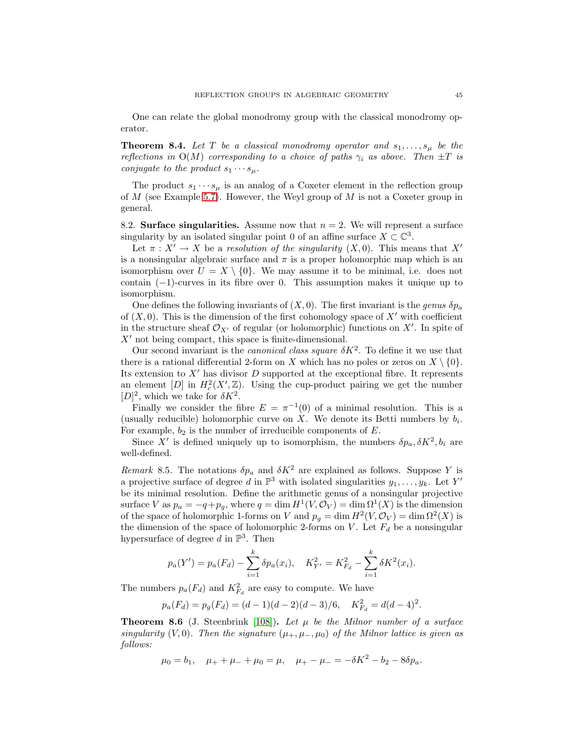One can relate the global monodromy group with the classical monodromy operator.

**Theorem 8.4.** *Let $T$ be a classical monodromy operator and $s_1, \ldots, s_\mu$ be the reflections in $\mathrm{O}(M)$ corresponding to a choice of paths $\gamma_i$ as above. Then $\pm T$ is conjugate to the product $s_1 \cdots s_\mu$.*

The product $s_1 \cdots s_\mu$ is an analog of a Coxeter element in the reflection group of $M$ (see Example 5.7). However, the Weyl group of $M$ is not a Coxeter group in general.

8.2. **Surface singularities.** Assume now that $n = 2$. We will represent a surface singularity by an isolated singular point 0 of an affine surface $X \subset \mathbb{C}^3$.

Let $\pi : X' \to X$ be a *resolution of the singularity* $(X, 0)$. This means that $X'$ is a nonsingular algebraic surface and $\pi$ is a proper holomorphic map which is an isomorphism over $U = X \setminus \{0\}$. We may assume it to be minimal, i.e. does not contain $(-1)$-curves in its fibre over 0. This assumption makes it unique up to isomorphism.

One defines the following invariants of $(X, 0)$. The first invariant is the *genus* $\delta p_a$ of $(X, 0)$. This is the dimension of the first cohomology space of $X'$ with coefficient in the structure sheaf $\mathcal{O}_{X'}$ of regular (or holomorphic) functions on $X'$. In spite of $X'$ not being compact, this space is finite-dimensional.

Our second invariant is the *canonical class square* $\delta K^2$. To define it we use that there is a rational differential 2-form on $X$ which has no poles or zeros on $X \setminus \{0\}$. Its extension to $X'$ has divisor $D$ supported at the exceptional fibre. It represents an element $[D]$ in $H^2_c(X', \mathbb{Z})$. Using the cup-product pairing we get the number $[D]^2$, which we take for $\delta K^2$.

Finally we consider the fibre $E = \pi^{-1}(0)$ of a minimal resolution. This is a (usually reducible) holomorphic curve on $X$. We denote its Betti numbers by $b_i$. For example, $b_2$ is the number of irreducible components of $E$.

Since $X'$ is defined uniquely up to isomorphism, the numbers $\delta p_a, \delta K^2, b_i$ are well-defined.

*Remark* 8.5. The notations $\delta p_a$ and $\delta K^2$ are explained as follows. Suppose $Y$ is a projective surface of degree $d$ in $\mathbb{P}^3$ with isolated singularities $y_1, \ldots, y_k$. Let $Y'$ be its minimal resolution. Define the arithmetic genus of a nonsingular projective surface $V$ as $p_a = -q + p_g$, where $q = \dim H^1(V, \mathcal{O}_V) = \dim \Omega^1(X)$ is the dimension of the space of holomorphic 1-forms on $V$ and $p_g = \dim H^2(V, \mathcal{O}_V) = \dim \Omega^2(X)$ is the dimension of the space of holomorphic 2-forms on $V$. Let $F_d$ be a nonsingular hypersurface of degree $d$ in $\mathbb{P}^3$. Then

$$p_a(Y') = p_a(F_d) - \sum_{i=1}^{k} \delta p_a(x_i), \quad K^2_{Y'} = K^2_{F_d} - \sum_{i=1}^{k} \delta K^2(x_i).$$

The numbers $p_a(F_d)$ and $K^2_{F_d}$ are easy to compute. We have

$$p_a(F_d) = p_g(F_d) = (d-1)(d-2)(d-3)/6, \quad K^2_{F_d} = d(d-4)^2.$$

**Theorem 8.6** (J. Steenbrink [108])**.** *Let $\mu$ be the Milnor number of a surface singularity $(V, 0)$. Then the signature $(\mu_+, \mu_-, \mu_0)$ of the Milnor lattice is given as follows:*

$$\mu_0 = b_1, \quad \mu_+ + \mu_- + \mu_0 = \mu, \quad \mu_+ - \mu_- = -\delta K^2 - b_2 - 8\delta p_a.$$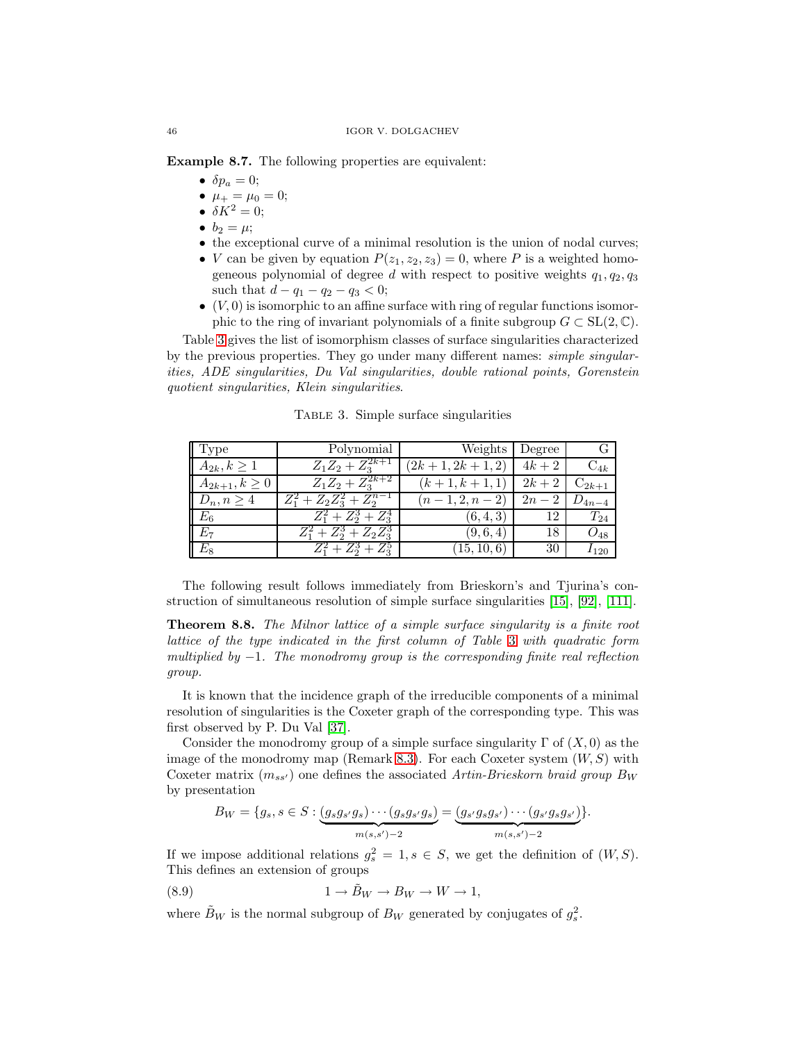**Example 8.7.** The following properties are equivalent:

- $\delta p_a = 0$;
- $\mu_+ = \mu_0 = 0$;
- $\delta K^2 = 0$;
- $b_2 = \mu$;
- the exceptional curve of a minimal resolution is the union of nodal curves;
- $V$ can be given by equation $P(z_1, z_2, z_3) = 0$, where $P$ is a weighted homogeneous polynomial of degree $d$ with respect to positive weights $q_1, q_2, q_3$ such that $d - q_1 - q_2 - q_3 < 0$;
- $(V, 0)$ is isomorphic to an affine surface with ring of regular functions isomorphic to the ring of invariant polynomials of a finite subgroup $G \subset \mathrm{SL}(2, \mathbb{C})$.

Table 3 gives the list of isomorphism classes of surface singularities characterized by the previous properties. They go under many different names: *simple singularities, ADE singularities, Du Val singularities, double rational points, Gorenstein quotient singularities, Klein singularities*.

Table 3. Simple surface singularities

| Type | Polynomial | Weights | Degree | G |
|---|---|---|---|---|
| $A_{2k}, k \geq 1$ | $Z_1Z_2 + Z_3^{2k+1}$ | $(2k+1, 2k+1, 2)$ | $4k+2$ | $\mathrm{C}_{4k}$ |
| $A_{2k+1}, k \geq 0$ | $Z_1Z_2 + Z_3^{2k+2}$ | $(k+1, k+1, 1)$ | $2k+2$ | $\mathrm{C}_{2k+1}$ |
| $D_n, n \geq 4$ | $Z_1^2 + Z_2Z_3^2 + Z_2^{n-1}$ | $(n-1, 2, n-2)$ | $2n-2$ | $D_{4n-4}$ |
| $E_6$ | $Z_1^2 + Z_2^3 + Z_3^4$ | $(6, 4, 3)$ | $12$ | $T_{24}$ |
| $E_7$ | $Z_1^2 + Z_2^3 + Z_2Z_3^3$ | $(9, 6, 4)$ | $18$ | $O_{48}$ |
| $E_8$ | $Z_1^2 + Z_2^3 + Z_3^5$ | $(15, 10, 6)$ | $30$ | $I_{120}$ |

The following result follows immediately from Brieskorn's and Tjurina's construction of simultaneous resolution of simple surface singularities [15], [92], [111].

**Theorem 8.8.** *The Milnor lattice of a simple surface singularity is a finite root lattice of the type indicated in the first column of Table 3 with quadratic form multiplied by $-1$. The monodromy group is the corresponding finite real reflection group.*

It is known that the incidence graph of the irreducible components of a minimal resolution of singularities is the Coxeter graph of the corresponding type. This was first observed by P. Du Val [37].

Consider the monodromy group of a simple surface singularity $\Gamma$ of $(X, 0)$ as the image of the monodromy map (Remark 8.3). For each Coxeter system $(W, S)$ with Coxeter matrix $(m_{ss'})$ one defines the associated *Artin-Brieskorn braid group $B_W$* by presentation

$$B_W = \{g_s, s \in S : \underbrace{(g_s g_{s'} g_s) \cdots (g_s g_{s'} g_s)}_{m(s,s')-2} = \underbrace{(g_{s'} g_s g_{s'}) \cdots (g_{s'} g_s g_{s'})}_{m(s,s')-2}\}.$$

If we impose additional relations $g_s^2 = 1, s \in S$, we get the definition of $(W, S)$. This defines an extension of groups

$$1 \to \tilde{B}_W \to B_W \to W \to 1, \tag{8.9}$$

where $\tilde{B}_W$ is the normal subgroup of $B_W$ generated by conjugates of $g_s^2$.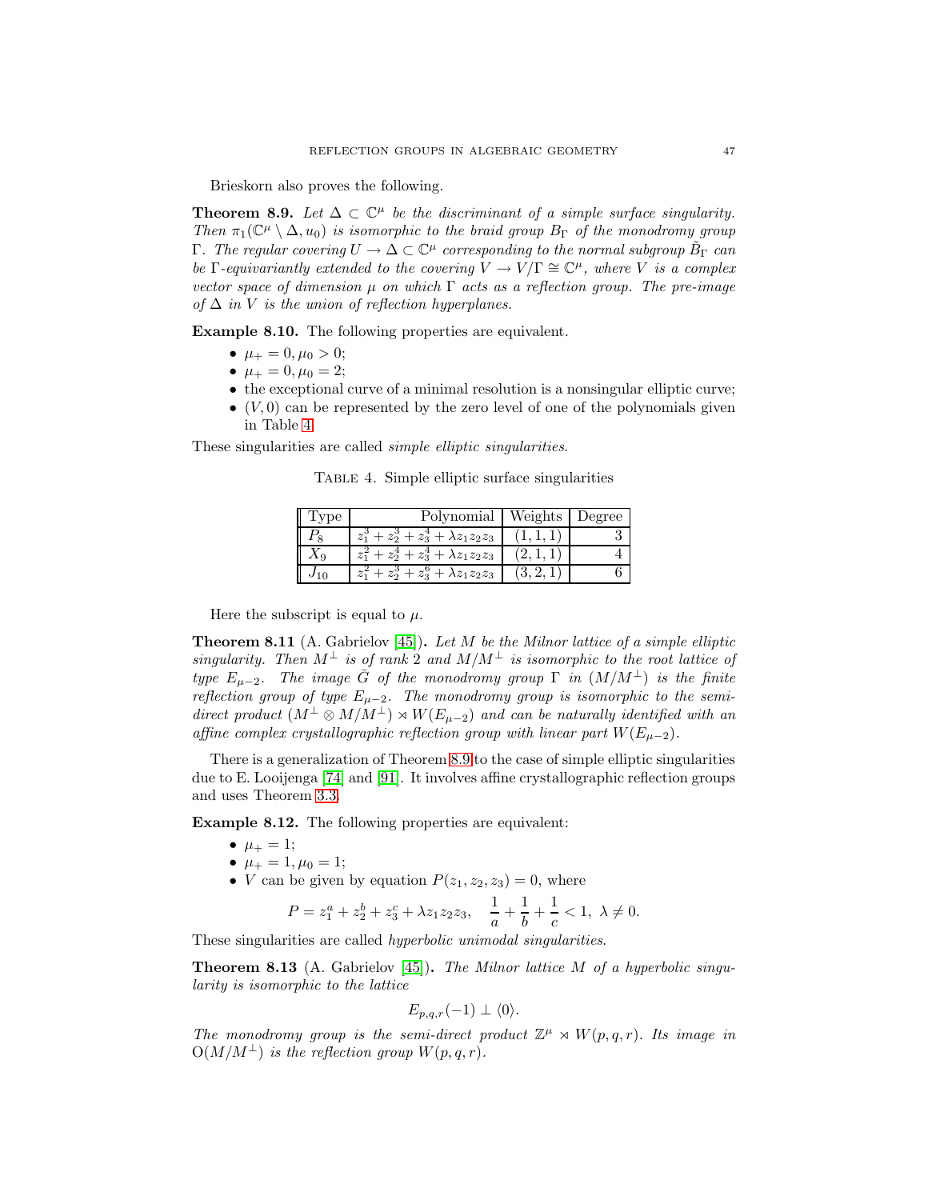Brieskorn also proves the following.

**Theorem 8.9.** *Let $\Delta \subset \mathbb{C}^\mu$ be the discriminant of a simple surface singularity. Then $\pi_1(\mathbb{C}^\mu \setminus \Delta, u_0)$ is isomorphic to the braid group $B_\Gamma$ of the monodromy group $\Gamma$. The regular covering $U \to \Delta \subset \mathbb{C}^\mu$ corresponding to the normal subgroup $\tilde{B}_\Gamma$ can be $\Gamma$-equivariantly extended to the covering $V \to V/\Gamma \cong \mathbb{C}^\mu$, where $V$ is a complex vector space of dimension $\mu$ on which $\Gamma$ acts as a reflection group. The pre-image of $\Delta$ in $V$ is the union of reflection hyperplanes.*

**Example 8.10.** The following properties are equivalent.

- $\mu_+ = 0, \mu_0 > 0$;
- $\mu_+ = 0, \mu_0 = 2$;
- the exceptional curve of a minimal resolution is a nonsingular elliptic curve;
- $(V, 0)$ can be represented by the zero level of one of the polynomials given in Table 4.

These singularities are called *simple elliptic singularities*.

Table 4. Simple elliptic surface singularities

| Type | Polynomial | Weights | Degree |
|---|---:|---|---:|
| $P_8$ | $z_1^3 + z_2^3 + z_3^4 + \lambda z_1 z_2 z_3$ | $(1,1,1)$ | 3 |
| $X_9$ | $z_1^2 + z_2^4 + z_3^4 + \lambda z_1 z_2 z_3$ | $(2,1,1)$ | 4 |
| $J_{10}$ | $z_1^2 + z_2^3 + z_3^6 + \lambda z_1 z_2 z_3$ | $(3,2,1)$ | 6 |

Here the subscript is equal to $\mu$.

**Theorem 8.11** (A. Gabrielov [45])**.** *Let $M$ be the Milnor lattice of a simple elliptic singularity. Then $M^\perp$ is of rank 2 and $M/M^\perp$ is isomorphic to the root lattice of type $E_{\mu-2}$. The image $\bar{G}$ of the monodromy group $\Gamma$ in $(M/M^\perp)$ is the finite reflection group of type $E_{\mu-2}$. The monodromy group is isomorphic to the semi-direct product $(M^\perp \otimes M/M^\perp) \rtimes W(E_{\mu-2})$ and can be naturally identified with an affine complex crystallographic reflection group with linear part $W(E_{\mu-2})$.*

There is a generalization of Theorem 8.9 to the case of simple elliptic singularities due to E. Looijenga [74] and [91]. It involves affine crystallographic reflection groups and uses Theorem 3.3.

**Example 8.12.** The following properties are equivalent:

- $\mu_+ = 1$;
- $\mu_+ = 1, \mu_0 = 1$;
- $V$ can be given by equation $P(z_1, z_2, z_3) = 0$, where

$$P = z_1^a + z_2^b + z_3^c + \lambda z_1 z_2 z_3, \quad \frac{1}{a} + \frac{1}{b} + \frac{1}{c} < 1, \ \lambda \neq 0.$$

These singularities are called *hyperbolic unimodal singularities*.

**Theorem 8.13** (A. Gabrielov [45])**.** *The Milnor lattice $M$ of a hyperbolic singularity is isomorphic to the lattice*

$$E_{p,q,r}(-1) \perp \langle 0 \rangle.$$

*The monodromy group is the semi-direct product $\mathbb{Z}^\mu \rtimes W(p,q,r)$. Its image in $\mathrm{O}(M/M^\perp)$ is the reflection group $W(p,q,r)$.*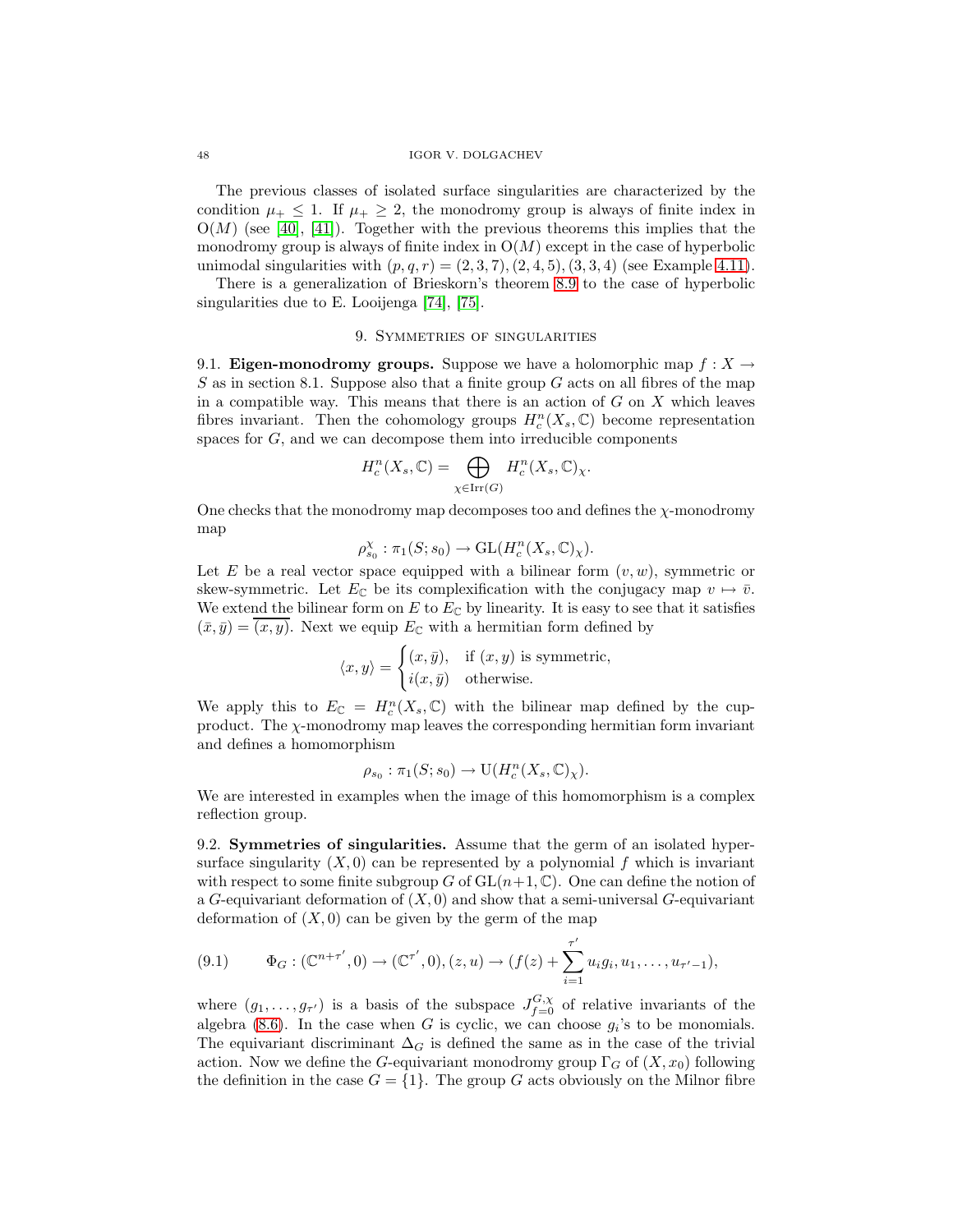The previous classes of isolated surface singularities are characterized by the condition $\mu_+ \leq 1$. If $\mu_+ \geq 2$, the monodromy group is always of finite index in $\mathrm{O}(M)$ (see [40], [41]). Together with the previous theorems this implies that the monodromy group is always of finite index in $\mathrm{O}(M)$ except in the case of hyperbolic unimodal singularities with $(p,q,r) = (2,3,7), (2,4,5), (3,3,4)$ (see Example 4.11).

There is a generalization of Brieskorn's theorem 8.9 to the case of hyperbolic singularities due to E. Looijenga [74], [75].

## 9. Symmetries of singularities

9.1. **Eigen-monodromy groups.** Suppose we have a holomorphic map $f : X \to S$ as in section 8.1. Suppose also that a finite group $G$ acts on all fibres of the map in a compatible way. This means that there is an action of $G$ on $X$ which leaves fibres invariant. Then the cohomology groups $H^n_c(X_s, \mathbb{C})$ become representation spaces for $G$, and we can decompose them into irreducible components

$$H^n_c(X_s, \mathbb{C}) = \bigoplus_{\chi \in \mathrm{Irr}(G)} H^n_c(X_s, \mathbb{C})_\chi.$$

One checks that the monodromy map decomposes too and defines the $\chi$-monodromy map

$$\rho^\chi_{s_0} : \pi_1(S; s_0) \to \mathrm{GL}(H^n_c(X_s, \mathbb{C})_\chi).$$

Let $E$ be a real vector space equipped with a bilinear form $(v, w)$, symmetric or skew-symmetric. Let $E_\mathbb{C}$ be its complexification with the conjugacy map $v \mapsto \bar{v}$. We extend the bilinear form on $E$ to $E_\mathbb{C}$ by linearity. It is easy to see that it satisfies $(\bar{x}, \bar{y}) = \overline{(x, y)}$. Next we equip $E_\mathbb{C}$ with a hermitian form defined by

$$\langle x, y \rangle = \begin{cases} (x, \bar{y}), & \text{if } (x, y) \text{ is symmetric,} \\ i(x, \bar{y}) & \text{otherwise.} \end{cases}$$

We apply this to $E_\mathbb{C} = H^n_c(X_s, \mathbb{C})$ with the bilinear map defined by the cup-product. The $\chi$-monodromy map leaves the corresponding hermitian form invariant and defines a homomorphism

$$\rho_{s_0} : \pi_1(S; s_0) \to \mathrm{U}(H^n_c(X_s, \mathbb{C})_\chi).$$

We are interested in examples when the image of this homomorphism is a complex reflection group.

9.2. **Symmetries of singularities.** Assume that the germ of an isolated hypersurface singularity $(X, 0)$ can be represented by a polynomial $f$ which is invariant with respect to some finite subgroup $G$ of $\mathrm{GL}(n+1, \mathbb{C})$. One can define the notion of a $G$-equivariant deformation of $(X, 0)$ and show that a semi-universal $G$-equivariant deformation of $(X, 0)$ can be given by the germ of the map

$$\Phi_G : (\mathbb{C}^{n+\tau'}, 0) \to (\mathbb{C}^{\tau'}, 0), (z, u) \to (f(z) + \sum_{i=1}^{\tau'} u_i g_i, u_1, \ldots, u_{\tau'-1}), \tag{9.1}$$

where $(g_1, \ldots, g_{\tau'})$ is a basis of the subspace $J^{G,\chi}_{f=0}$ of relative invariants of the algebra (8.6). In the case when $G$ is cyclic, we can choose $g_i$'s to be monomials. The equivariant discriminant $\Delta_G$ is defined the same as in the case of the trivial action. Now we define the $G$-equivariant monodromy group $\Gamma_G$ of $(X, x_0)$ following the definition in the case $G = \{1\}$. The group $G$ acts obviously on the Milnor fibre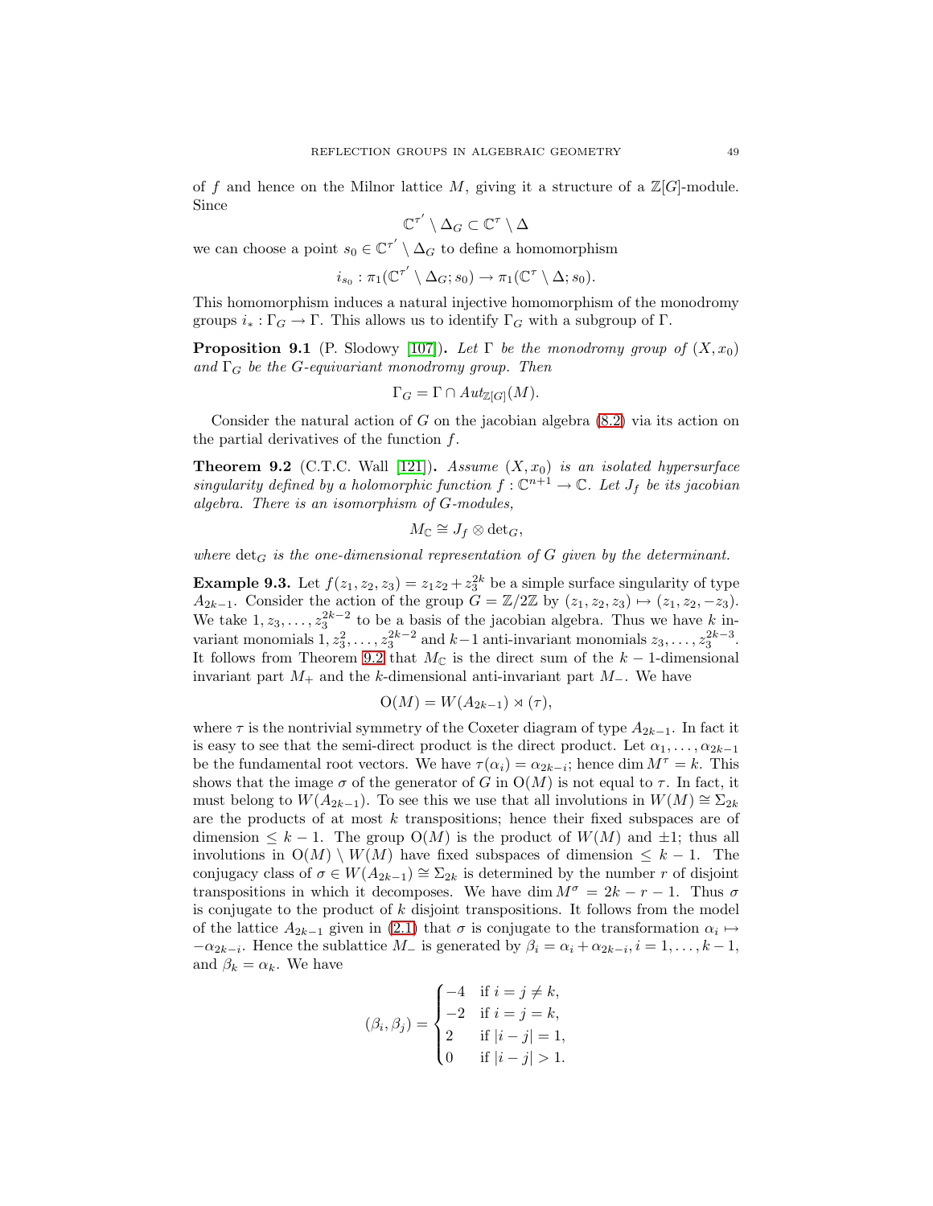of $f$ and hence on the Milnor lattice $M$, giving it a structure of a $\mathbb{Z}[G]$-module. Since

$$\mathbb{C}^{\tau'} \setminus \Delta_G \subset \mathbb{C}^{\tau} \setminus \Delta$$

we can choose a point $s_0 \in \mathbb{C}^{\tau'} \setminus \Delta_G$ to define a homomorphism

$$i_{s_0} : \pi_1(\mathbb{C}^{\tau'} \setminus \Delta_G; s_0) \to \pi_1(\mathbb{C}^{\tau} \setminus \Delta; s_0).$$

This homomorphism induces a natural injective homomorphism of the monodromy groups $i_* : \Gamma_G \to \Gamma$. This allows us to identify $\Gamma_G$ with a subgroup of $\Gamma$.

**Proposition 9.1** (P. Slodowy [107]). *Let $\Gamma$ be the monodromy group of $(X, x_0)$ and $\Gamma_G$ be the $G$-equivariant monodromy group. Then*

$$\Gamma_G = \Gamma \cap Aut_{\mathbb{Z}[G]}(M).$$

Consider the natural action of $G$ on the jacobian algebra (8.2) via its action on the partial derivatives of the function $f$.

**Theorem 9.2** (C.T.C. Wall [121]). *Assume $(X, x_0)$ is an isolated hypersurface singularity defined by a holomorphic function $f : \mathbb{C}^{n+1} \to \mathbb{C}$. Let $J_f$ be its jacobian algebra. There is an isomorphism of $G$-modules,*

$$M_{\mathbb{C}} \cong J_f \otimes \det_G,$$

*where $\det_G$ is the one-dimensional representation of $G$ given by the determinant.*

**Example 9.3.** Let $f(z_1, z_2, z_3) = z_1 z_2 + z_3^{2k}$ be a simple surface singularity of type $A_{2k-1}$. Consider the action of the group $G = \mathbb{Z}/2\mathbb{Z}$ by $(z_1, z_2, z_3) \mapsto (z_1, z_2, -z_3)$. We take $1, z_3, \ldots, z_3^{2k-2}$ to be a basis of the jacobian algebra. Thus we have $k$ invariant monomials $1, z_3^2, \ldots, z_3^{2k-2}$ and $k-1$ anti-invariant monomials $z_3, \ldots, z_3^{2k-3}$. It follows from Theorem 9.2 that $M_{\mathbb{C}}$ is the direct sum of the $k-1$-dimensional invariant part $M_+$ and the $k$-dimensional anti-invariant part $M_-$. We have

$$\mathrm{O}(M) = W(A_{2k-1}) \rtimes (\tau),$$

where $\tau$ is the nontrivial symmetry of the Coxeter diagram of type $A_{2k-1}$. In fact it is easy to see that the semi-direct product is the direct product. Let $\alpha_1, \ldots, \alpha_{2k-1}$ be the fundamental root vectors. We have $\tau(\alpha_i) = \alpha_{2k-i}$; hence $\dim M^{\tau} = k$. This shows that the image $\sigma$ of the generator of $G$ in $\mathrm{O}(M)$ is not equal to $\tau$. In fact, it must belong to $W(A_{2k-1})$. To see this we use that all involutions in $W(M) \cong \Sigma_{2k}$ are the products of at most $k$ transpositions; hence their fixed subspaces are of dimension $\leq k-1$. The group $\mathrm{O}(M)$ is the product of $W(M)$ and $\pm 1$; thus all involutions in $\mathrm{O}(M) \setminus W(M)$ have fixed subspaces of dimension $\leq k-1$. The conjugacy class of $\sigma \in W(A_{2k-1}) \cong \Sigma_{2k}$ is determined by the number $r$ of disjoint transpositions in which it decomposes. We have $\dim M^{\sigma} = 2k - r - 1$. Thus $\sigma$ is conjugate to the product of $k$ disjoint transpositions. It follows from the model of the lattice $A_{2k-1}$ given in (2.1) that $\sigma$ is conjugate to the transformation $\alpha_i \mapsto -\alpha_{2k-i}$. Hence the sublattice $M_-$ is generated by $\beta_i = \alpha_i + \alpha_{2k-i}, i = 1, \ldots, k-1$, and $\beta_k = \alpha_k$. We have

$$(\beta_i, \beta_j) = \begin{cases} -4 & \text{if } i = j \neq k, \\ -2 & \text{if } i = j = k, \\ 2 & \text{if } |i - j| = 1, \\ 0 & \text{if } |i - j| > 1. \end{cases}$$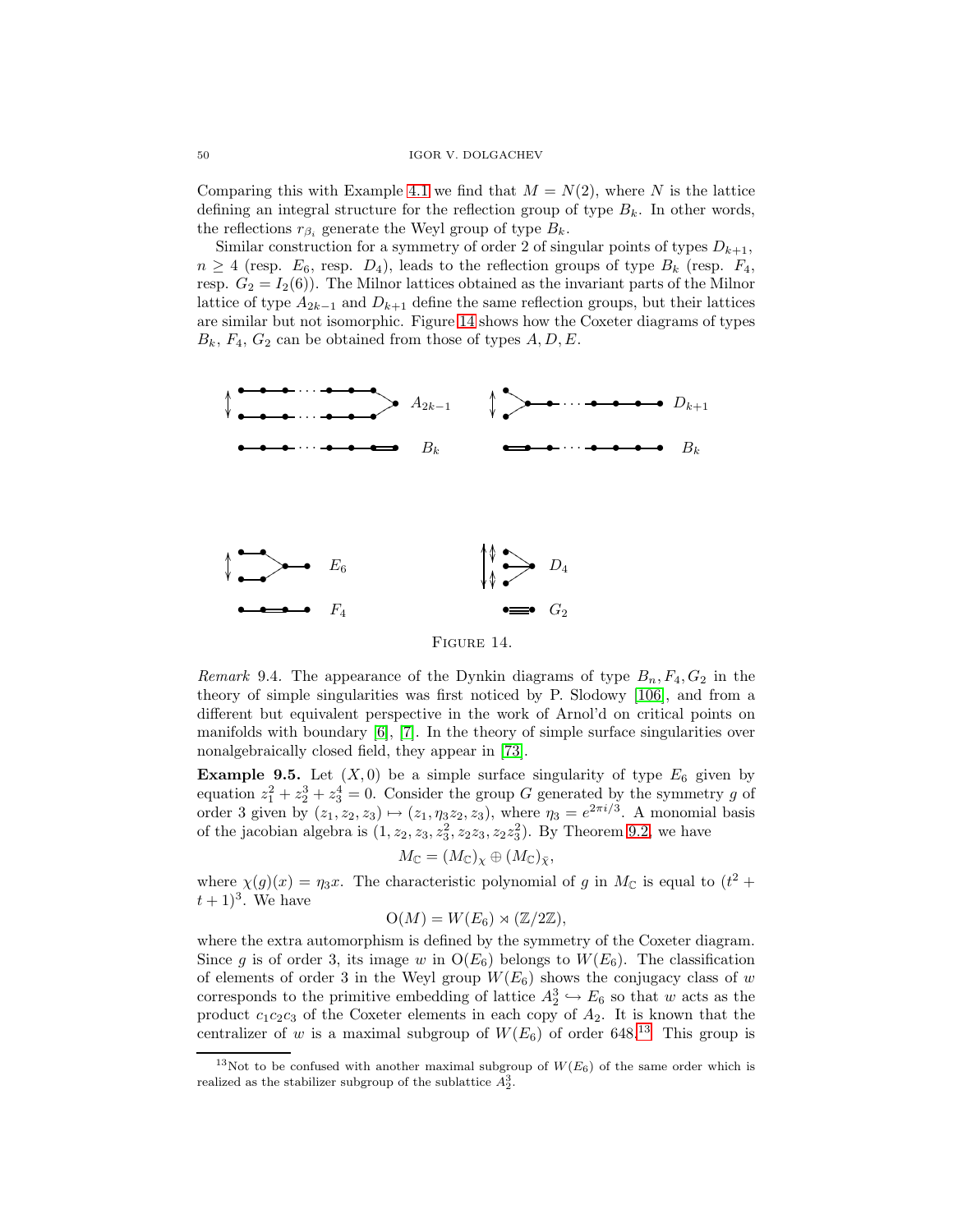Comparing this with Example 4.1 we find that $M = N(2)$, where $N$ is the lattice defining an integral structure for the reflection group of type $B_k$. In other words, the reflections $r_{\beta_i}$ generate the Weyl group of type $B_k$.

Similar construction for a symmetry of order 2 of singular points of types $D_{k+1}$, $n \geq 4$ (resp. $E_6$, resp. $D_4$), leads to the reflection groups of type $B_k$ (resp. $F_4$, resp. $G_2 = I_2(6)$). The Milnor lattices obtained as the invariant parts of the Milnor lattice of type $A_{2k-1}$ and $D_{k+1}$ define the same reflection groups, but their lattices are similar but not isomorphic. Figure 14 shows how the Coxeter diagrams of types $B_k$, $F_4$, $G_2$ can be obtained from those of types $A, D, E$.

FIGURE 14.

*Remark* 9.4. The appearance of the Dynkin diagrams of type $B_n, F_4, G_2$ in the theory of simple singularities was first noticed by P. Slodowy [106], and from a different but equivalent perspective in the work of Arnol'd on critical points on manifolds with boundary [6], [7]. In the theory of simple surface singularities over nonalgebraically closed field, they appear in [73].

**Example 9.5.** Let $(X, 0)$ be a simple surface singularity of type $E_6$ given by equation $z_1^2 + z_2^3 + z_3^4 = 0$. Consider the group $G$ generated by the symmetry $g$ of order 3 given by $(z_1, z_2, z_3) \mapsto (z_1, \eta_3 z_2, z_3)$, where $\eta_3 = e^{2\pi i/3}$. A monomial basis of the jacobian algebra is $(1, z_2, z_3, z_3^2, z_2 z_3, z_2 z_3^2)$. By Theorem 9.2, we have

$$M_{\mathbb{C}} = (M_{\mathbb{C}})_{\chi} \oplus (M_{\mathbb{C}})_{\bar{\chi}},$$

where $\chi(g)(x) = \eta_3 x$. The characteristic polynomial of $g$ in $M_{\mathbb{C}}$ is equal to $(t^2 + t + 1)^3$. We have

$$\mathrm{O}(M) = W(E_6) \rtimes (\mathbb{Z}/2\mathbb{Z}),$$

where the extra automorphism is defined by the symmetry of the Coxeter diagram. Since $g$ is of order 3, its image $w$ in $\mathrm{O}(E_6)$ belongs to $W(E_6)$. The classification of elements of order 3 in the Weyl group $W(E_6)$ shows the conjugacy class of $w$ corresponds to the primitive embedding of lattice $A_2^3 \hookrightarrow E_6$ so that $w$ acts as the product $c_1 c_2 c_3$ of the Coxeter elements in each copy of $A_2$. It is known that the centralizer of $w$ is a maximal subgroup of $W(E_6)$ of order 648.[13] This group is

[13] Not to be confused with another maximal subgroup of $W(E_6)$ of the same order which is realized as the stabilizer subgroup of the sublattice $A_2^3$.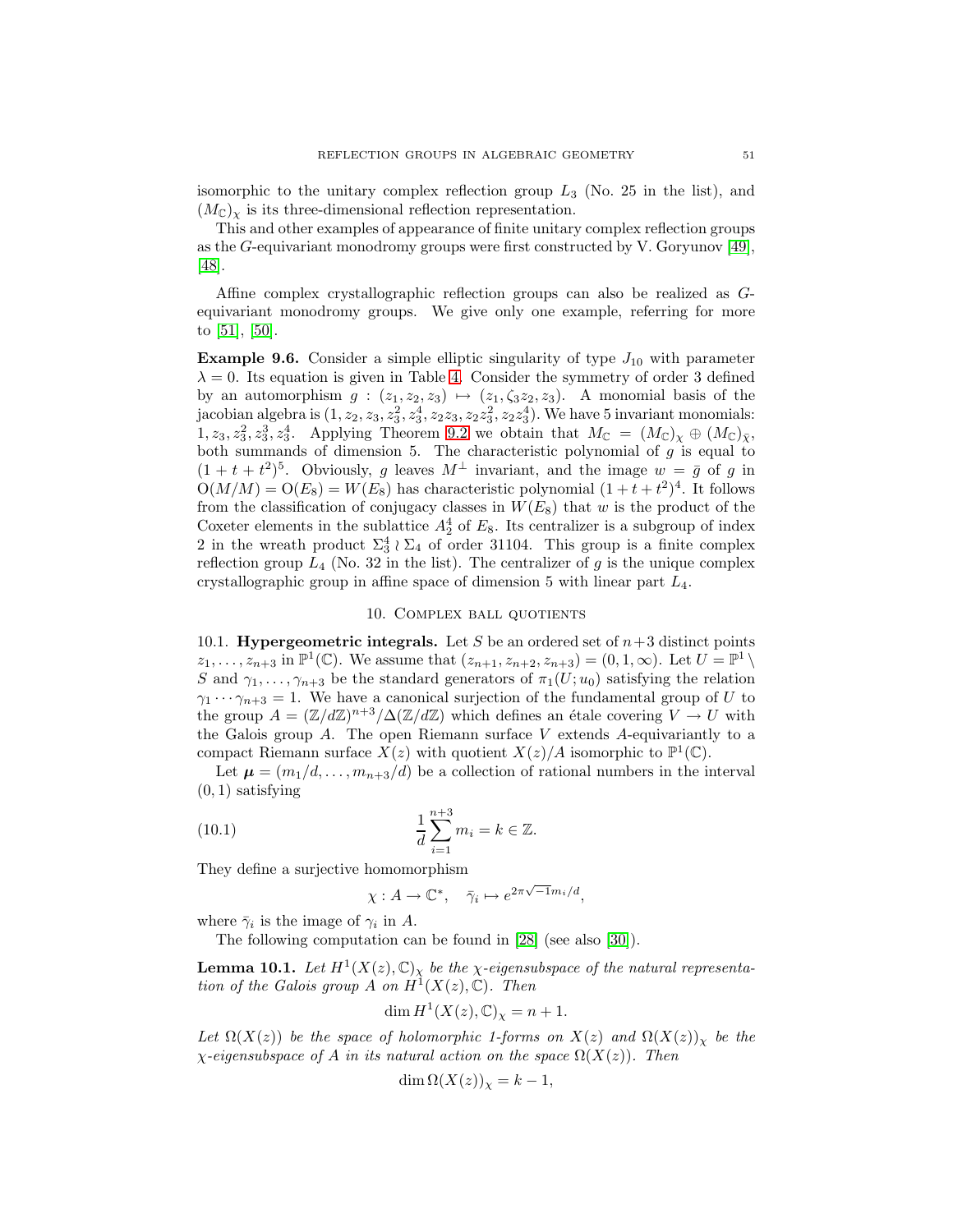isomorphic to the unitary complex reflection group $L_3$ (No. 25 in the list), and $(M_{\mathbb{C}})_\chi$ is its three-dimensional reflection representation.

This and other examples of appearance of finite unitary complex reflection groups as the $G$-equivariant monodromy groups were first constructed by V. Goryunov [49], [48].

Affine complex crystallographic reflection groups can also be realized as $G$-equivariant monodromy groups. We give only one example, referring for more to [51], [50].

**Example 9.6.** Consider a simple elliptic singularity of type $J_{10}$ with parameter $\lambda = 0$. Its equation is given in Table 4. Consider the symmetry of order 3 defined by an automorphism $g : (z_1, z_2, z_3) \mapsto (z_1, \zeta_3 z_2, z_3)$. A monomial basis of the jacobian algebra is $(1, z_2, z_3, z_3^2, z_3^4, z_2 z_3, z_2 z_3^2, z_2 z_3^4)$. We have 5 invariant monomials: $1, z_3, z_3^2, z_3^3, z_3^4$. Applying Theorem 9.2 we obtain that $M_{\mathbb{C}} = (M_{\mathbb{C}})_\chi \oplus (M_{\mathbb{C}})_{\bar{\chi}}$, both summands of dimension 5. The characteristic polynomial of $g$ is equal to $(1+t+t^2)^5$. Obviously, $g$ leaves $M^\perp$ invariant, and the image $w = \bar{g}$ of $g$ in $\mathrm{O}(M/M) = \mathrm{O}(E_8) = W(E_8)$ has characteristic polynomial $(1+t+t^2)^4$. It follows from the classification of conjugacy classes in $W(E_8)$ that $w$ is the product of the Coxeter elements in the sublattice $A_2^4$ of $E_8$. Its centralizer is a subgroup of index 2 in the wreath product $\Sigma_3^4 \wr \Sigma_4$ of order 31104. This group is a finite complex reflection group $L_4$ (No. 32 in the list). The centralizer of $g$ is the unique complex crystallographic group in affine space of dimension 5 with linear part $L_4$.

## 10. Complex ball quotients

**10.1. Hypergeometric integrals.** Let $S$ be an ordered set of $n+3$ distinct points $z_1, \ldots, z_{n+3}$ in $\mathbb{P}^1(\mathbb{C})$. We assume that $(z_{n+1}, z_{n+2}, z_{n+3}) = (0, 1, \infty)$. Let $U = \mathbb{P}^1 \setminus S$ and $\gamma_1, \ldots, \gamma_{n+3}$ be the standard generators of $\pi_1(U; u_0)$ satisfying the relation $\gamma_1 \cdots \gamma_{n+3} = 1$. We have a canonical surjection of the fundamental group of $U$ to the group $A = (\mathbb{Z}/d\mathbb{Z})^{n+3}/\Delta(\mathbb{Z}/d\mathbb{Z})$ which defines an étale covering $V \to U$ with the Galois group $A$. The open Riemann surface $V$ extends $A$-equivariantly to a compact Riemann surface $X(z)$ with quotient $X(z)/A$ isomorphic to $\mathbb{P}^1(\mathbb{C})$.

Let $\boldsymbol{\mu} = (m_1/d, \ldots, m_{n+3}/d)$ be a collection of rational numbers in the interval $(0,1)$ satisfying

$$\frac{1}{d}\sum_{i=1}^{n+3} m_i = k \in \mathbb{Z}. \tag{10.1}$$

They define a surjective homomorphism

$$\chi : A \to \mathbb{C}^*, \quad \bar{\gamma}_i \mapsto e^{2\pi\sqrt{-1}m_i/d},$$

where $\bar{\gamma}_i$ is the image of $\gamma_i$ in $A$.

The following computation can be found in [28] (see also [30]).

**Lemma 10.1.** *Let $H^1(X(z), \mathbb{C})_\chi$ be the $\chi$-eigensubspace of the natural representation of the Galois group $A$ on $H^1(X(z), \mathbb{C})$. Then*

$$\dim H^1(X(z), \mathbb{C})_\chi = n+1.$$

*Let $\Omega(X(z))$ be the space of holomorphic 1-forms on $X(z)$ and $\Omega(X(z))_\chi$ be the $\chi$-eigensubspace of $A$ in its natural action on the space $\Omega(X(z))$. Then*

$$\dim \Omega(X(z))_\chi = k - 1,$$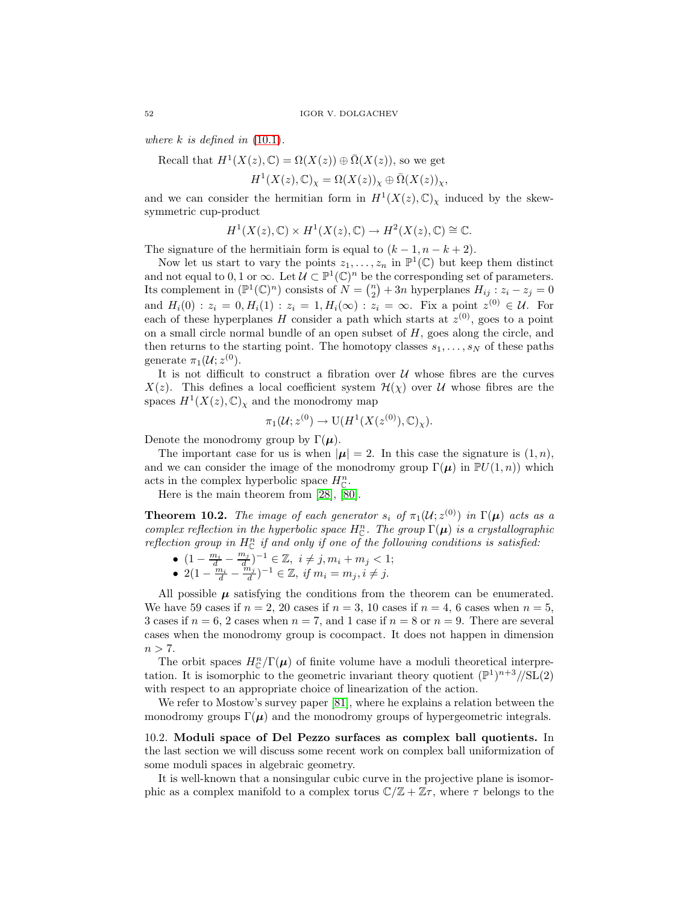*where $k$ is defined in (10.1).*

Recall that $H^1(X(z), \mathbb{C}) = \Omega(X(z)) \oplus \bar{\Omega}(X(z))$, so we get

$$H^1(X(z), \mathbb{C})_\chi = \Omega(X(z))_\chi \oplus \bar{\Omega}(X(z))_\chi,$$

and we can consider the hermitian form in $H^1(X(z), \mathbb{C})_\chi$ induced by the skew-symmetric cup-product

$$H^1(X(z), \mathbb{C}) \times H^1(X(z), \mathbb{C}) \to H^2(X(z), \mathbb{C}) \cong \mathbb{C}.$$

The signature of the hermitiain form is equal to $(k-1, n-k+2)$.

Now let us start to vary the points $z_1, \ldots, z_n$ in $\mathbb{P}^1(\mathbb{C})$ but keep them distinct and not equal to $0, 1$ or $\infty$. Let $\mathcal{U} \subset \mathbb{P}^1(\mathbb{C})^n$ be the corresponding set of parameters. Its complement in $(\mathbb{P}^1(\mathbb{C})^n)$ consists of $N = \binom{n}{2} + 3n$ hyperplanes $H_{ij} : z_i - z_j = 0$ and $H_i(0) : z_i = 0, H_i(1) : z_i = 1, H_i(\infty) : z_i = \infty$. Fix a point $z^{(0)} \in \mathcal{U}$. For each of these hyperplanes $H$ consider a path which starts at $z^{(0)}$, goes to a point on a small circle normal bundle of an open subset of $H$, goes along the circle, and then returns to the starting point. The homotopy classes $s_1, \ldots, s_N$ of these paths generate $\pi_1(\mathcal{U}; z^{(0)})$.

It is not difficult to construct a fibration over $\mathcal{U}$ whose fibres are the curves $X(z)$. This defines a local coefficient system $\mathcal{H}(\chi)$ over $\mathcal{U}$ whose fibres are the spaces $H^1(X(z), \mathbb{C})_\chi$ and the monodromy map

$$\pi_1(\mathcal{U}; z^{(0)}) \to \mathrm{U}(H^1(X(z^{(0)}), \mathbb{C})_\chi).$$

Denote the monodromy group by $\Gamma(\boldsymbol{\mu})$.

The important case for us is when $|\boldsymbol{\mu}| = 2$. In this case the signature is $(1, n)$, and we can consider the image of the monodromy group $\Gamma(\boldsymbol{\mu})$ in $\mathbb{P}U(1, n))$ which acts in the complex hyperbolic space $H^n_{\mathbb{C}}$.

Here is the main theorem from [28], [80].

**Theorem 10.2.** *The image of each generator $s_i$ of $\pi_1(\mathcal{U}; z^{(0)})$ in $\Gamma(\boldsymbol{\mu})$ acts as a complex reflection in the hyperbolic space $H^n_{\mathbb{C}}$. The group $\Gamma(\boldsymbol{\mu})$ is a crystallographic reflection group in $H^n_{\mathbb{C}}$ if and only if one of the following conditions is satisfied:*

- $(1 - \frac{m_i}{d} - \frac{m_j}{d})^{-1} \in \mathbb{Z},\ i \neq j, m_i + m_j < 1;$
- $2(1 - \frac{m_i}{d} - \frac{m_j}{d})^{-1} \in \mathbb{Z},\ \textit{if } m_i = m_j, i \neq j.$

All possible $\boldsymbol{\mu}$ satisfying the conditions from the theorem can be enumerated. We have 59 cases if $n = 2$, 20 cases if $n = 3$, 10 cases if $n = 4$, 6 cases when $n = 5$, 3 cases if $n = 6$, 2 cases when $n = 7$, and 1 case if $n = 8$ or $n = 9$. There are several cases when the monodromy group is cocompact. It does not happen in dimension $n > 7$.

The orbit spaces $H^n_{\mathbb{C}}/\Gamma(\boldsymbol{\mu})$ of finite volume have a moduli theoretical interpretation. It is isomorphic to the geometric invariant theory quotient $(\mathbb{P}^1)^{n+3}//\mathrm{SL}(2)$ with respect to an appropriate choice of linearization of the action.

We refer to Mostow's survey paper [81], where he explains a relation between the monodromy groups $\Gamma(\boldsymbol{\mu})$ and the monodromy groups of hypergeometric integrals.

### 10.2. Moduli space of Del Pezzo surfaces as complex ball quotients.

In the last section we will discuss some recent work on complex ball uniformization of some moduli spaces in algebraic geometry.

It is well-known that a nonsingular cubic curve in the projective plane is isomorphic as a complex manifold to a complex torus $\mathbb{C}/\mathbb{Z} + \mathbb{Z}\tau$, where $\tau$ belongs to the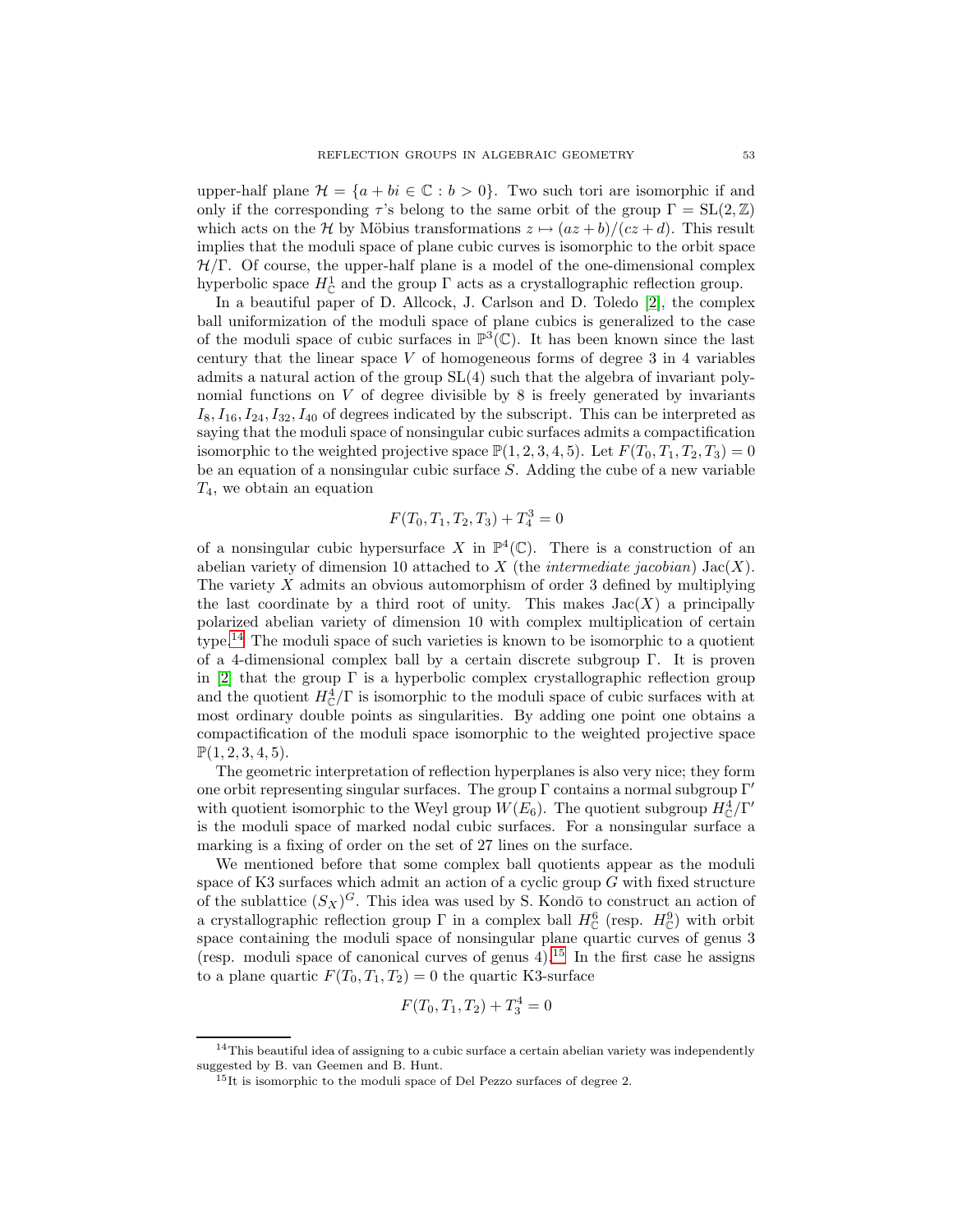upper-half plane $\mathcal{H} = \{a + bi \in \mathbb{C} : b > 0\}$. Two such tori are isomorphic if and only if the corresponding $\tau$'s belong to the same orbit of the group $\Gamma = \mathrm{SL}(2, \mathbb{Z})$ which acts on the $\mathcal{H}$ by Möbius transformations $z \mapsto (az + b)/(cz + d)$. This result implies that the moduli space of plane cubic curves is isomorphic to the orbit space $\mathcal{H}/\Gamma$. Of course, the upper-half plane is a model of the one-dimensional complex hyperbolic space $H^1_{\mathbb{C}}$ and the group $\Gamma$ acts as a crystallographic reflection group.

In a beautiful paper of D. Allcock, J. Carlson and D. Toledo [2], the complex ball uniformization of the moduli space of plane cubics is generalized to the case of the moduli space of cubic surfaces in $\mathbb{P}^3(\mathbb{C})$. It has been known since the last century that the linear space $V$ of homogeneous forms of degree 3 in 4 variables admits a natural action of the group $\mathrm{SL}(4)$ such that the algebra of invariant polynomial functions on $V$ of degree divisible by 8 is freely generated by invariants $I_8, I_{16}, I_{24}, I_{32}, I_{40}$ of degrees indicated by the subscript. This can be interpreted as saying that the moduli space of nonsingular cubic surfaces admits a compactification isomorphic to the weighted projective space $\mathbb{P}(1, 2, 3, 4, 5)$. Let $F(T_0, T_1, T_2, T_3) = 0$ be an equation of a nonsingular cubic surface $S$. Adding the cube of a new variable $T_4$, we obtain an equation

$$F(T_0, T_1, T_2, T_3) + T_4^3 = 0$$

of a nonsingular cubic hypersurface $X$ in $\mathbb{P}^4(\mathbb{C})$. There is a construction of an abelian variety of dimension 10 attached to $X$ (the *intermediate jacobian*) $\mathrm{Jac}(X)$. The variety $X$ admits an obvious automorphism of order 3 defined by multiplying the last coordinate by a third root of unity. This makes $\mathrm{Jac}(X)$ a principally polarized abelian variety of dimension 10 with complex multiplication of certain type.[14] The moduli space of such varieties is known to be isomorphic to a quotient of a 4-dimensional complex ball by a certain discrete subgroup $\Gamma$. It is proven in [2] that the group $\Gamma$ is a hyperbolic complex crystallographic reflection group and the quotient $H^4_{\mathbb{C}}/\Gamma$ is isomorphic to the moduli space of cubic surfaces with at most ordinary double points as singularities. By adding one point one obtains a compactification of the moduli space isomorphic to the weighted projective space $\mathbb{P}(1, 2, 3, 4, 5)$.

The geometric interpretation of reflection hyperplanes is also very nice; they form one orbit representing singular surfaces. The group $\Gamma$ contains a normal subgroup $\Gamma'$ with quotient isomorphic to the Weyl group $W(E_6)$. The quotient subgroup $H^4_{\mathbb{C}}/\Gamma'$ is the moduli space of marked nodal cubic surfaces. For a nonsingular surface a marking is a fixing of order on the set of 27 lines on the surface.

We mentioned before that some complex ball quotients appear as the moduli space of K3 surfaces which admit an action of a cyclic group $G$ with fixed structure of the sublattice $(S_X)^G$. This idea was used by S. Kondō to construct an action of a crystallographic reflection group $\Gamma$ in a complex ball $H^6_{\mathbb{C}}$ (resp. $H^9_{\mathbb{C}}$) with orbit space containing the moduli space of nonsingular plane quartic curves of genus 3 (resp. moduli space of canonical curves of genus 4).[15] In the first case he assigns to a plane quartic $F(T_0, T_1, T_2) = 0$ the quartic K3-surface

$$F(T_0, T_1, T_2) + T_3^4 = 0$$

[14] This beautiful idea of assigning to a cubic surface a certain abelian variety was independently suggested by B. van Geemen and B. Hunt.

[15] It is isomorphic to the moduli space of Del Pezzo surfaces of degree 2.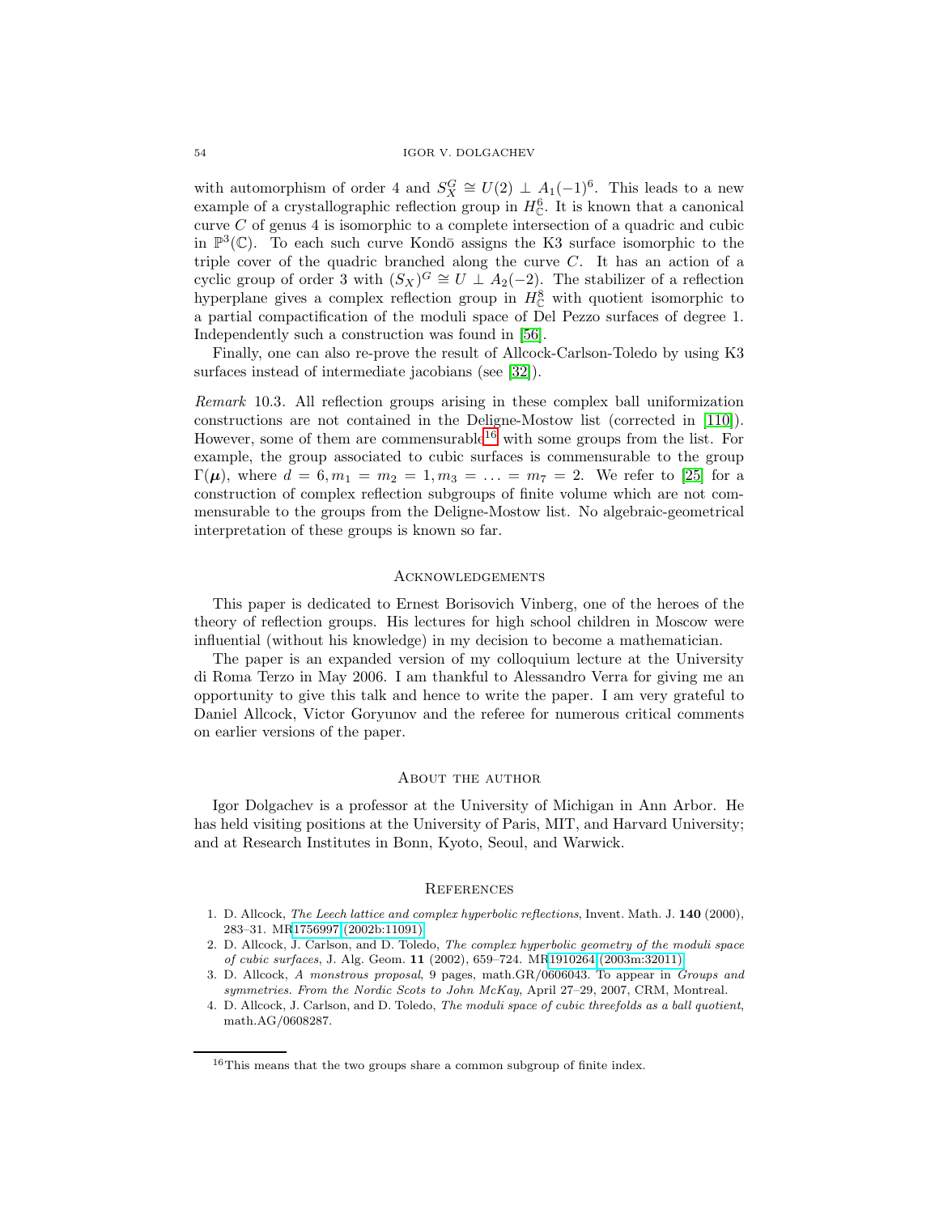with automorphism of order 4 and $S_X^G \cong U(2) \perp A_1(-1)^6$. This leads to a new example of a crystallographic reflection group in $H^6_{\mathbb{C}}$. It is known that a canonical curve $C$ of genus 4 is isomorphic to a complete intersection of a quadric and cubic in $\mathbb{P}^3(\mathbb{C})$. To each such curve Kondō assigns the K3 surface isomorphic to the triple cover of the quadric branched along the curve $C$. It has an action of a cyclic group of order 3 with $(S_X)^G \cong U \perp A_2(-2)$. The stabilizer of a reflection hyperplane gives a complex reflection group in $H^8_{\mathbb{C}}$ with quotient isomorphic to a partial compactification of the moduli space of Del Pezzo surfaces of degree 1. Independently such a construction was found in [56].

Finally, one can also re-prove the result of Allcock-Carlson-Toledo by using K3 surfaces instead of intermediate jacobians (see [32]).

*Remark* 10.3. All reflection groups arising in these complex ball uniformization constructions are not contained in the Deligne-Mostow list (corrected in [110]). However, some of them are commensurable[16] with some groups from the list. For example, the group associated to cubic surfaces is commensurable to the group $\Gamma(\boldsymbol{\mu})$, where $d = 6, m_1 = m_2 = 1, m_3 = \ldots = m_7 = 2$. We refer to [25] for a construction of complex reflection subgroups of finite volume which are not commensurable to the groups from the Deligne-Mostow list. No algebraic-geometrical interpretation of these groups is known so far.

## Acknowledgements

This paper is dedicated to Ernest Borisovich Vinberg, one of the heroes of the theory of reflection groups. His lectures for high school children in Moscow were influential (without his knowledge) in my decision to become a mathematician.

The paper is an expanded version of my colloquium lecture at the University di Roma Terzo in May 2006. I am thankful to Alessandro Verra for giving me an opportunity to give this talk and hence to write the paper. I am very grateful to Daniel Allcock, Victor Goryunov and the referee for numerous critical comments on earlier versions of the paper.

## About the author

Igor Dolgachev is a professor at the University of Michigan in Ann Arbor. He has held visiting positions at the University of Paris, MIT, and Harvard University; and at Research Institutes in Bonn, Kyoto, Seoul, and Warwick.

## References

1. D. Allcock, *The Leech lattice and complex hyperbolic reflections*, Invent. Math. J. **140** (2000), 283–31. MR1756997 (2002b:11091)
2. D. Allcock, J. Carlson, and D. Toledo, *The complex hyperbolic geometry of the moduli space of cubic surfaces*, J. Alg. Geom. **11** (2002), 659–724. MR1910264 (2003m:32011)
3. D. Allcock, *A monstrous proposal*, 9 pages, math.GR/0606043. To appear in *Groups and symmetries. From the Nordic Scots to John McKay*, April 27–29, 2007, CRM, Montreal.
4. D. Allcock, J. Carlson, and D. Toledo, *The moduli space of cubic threefolds as a ball quotient*, math.AG/0608287.

[16] This means that the two groups share a common subgroup of finite index.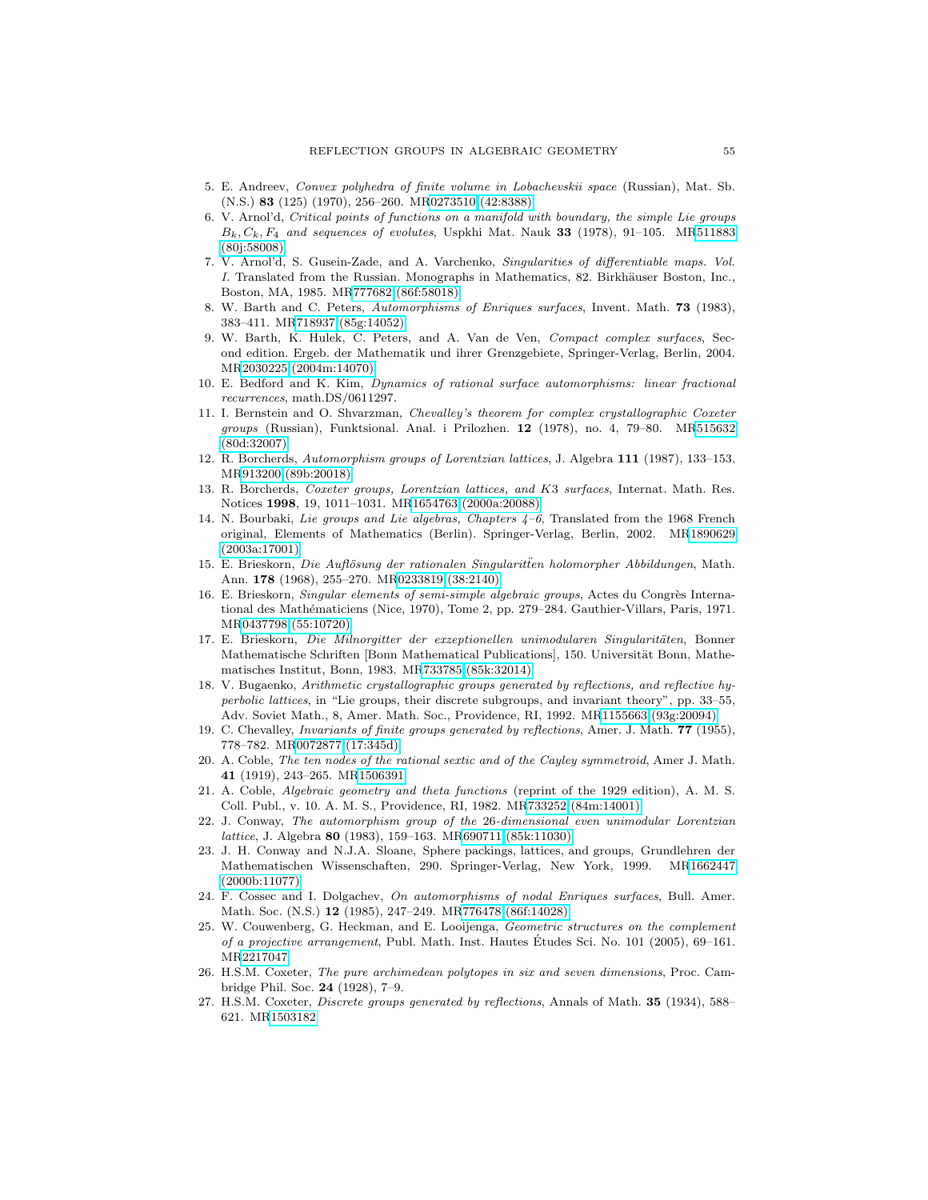5. E. Andreev, *Convex polyhedra of finite volume in Lobachevskii space* (Russian), Mat. Sb. (N.S.) **83** (125) (1970), 256–260. MR0273510 (42:8388)
6. V. Arnol'd, *Critical points of functions on a manifold with boundary, the simple Lie groups $B_k, C_k, F_4$ and sequences of evolutes*, Uspkhi Mat. Nauk **33** (1978), 91–105. MR511883 (80j:58008)
7. V. Arnol'd, S. Gusein-Zade, and A. Varchenko, *Singularities of differentiable maps. Vol. I.* Translated from the Russian. Monographs in Mathematics, 82. Birkhäuser Boston, Inc., Boston, MA, 1985. MR777682 (86f:58018)
8. W. Barth and C. Peters, *Automorphisms of Enriques surfaces*, Invent. Math. **73** (1983), 383–411. MR718937 (85g:14052)
9. W. Barth, K. Hulek, C. Peters, and A. Van de Ven, *Compact complex surfaces*, Second edition. Ergeb. der Mathematik und ihrer Grenzgebiete, Springer-Verlag, Berlin, 2004. MR2030225 (2004m:14070)
10. E. Bedford and K. Kim, *Dynamics of rational surface automorphisms: linear fractional recurrences*, math.DS/0611297.
11. I. Bernstein and O. Shvarzman, *Chevalley's theorem for complex crystallographic Coxeter groups* (Russian), Funktsional. Anal. i Prilozhen. **12** (1978), no. 4, 79–80. MR515632 (80d:32007)
12. R. Borcherds, *Automorphism groups of Lorentzian lattices*, J. Algebra **111** (1987), 133–153. MR913200 (89b:20018)
13. R. Borcherds, *Coxeter groups, Lorentzian lattices, and K3 surfaces*, Internat. Math. Res. Notices **1998**, 19, 1011–1031. MR1654763 (2000a:20088)
14. N. Bourbaki, *Lie groups and Lie algebras, Chapters 4–6*, Translated from the 1968 French original, Elements of Mathematics (Berlin). Springer-Verlag, Berlin, 2002. MR1890629 (2003a:17001)
15. E. Brieskorn, *Die Auflösung der rationalen Singularitëten holomorpher Abbildungen*, Math. Ann. **178** (1968), 255–270. MR0233819 (38:2140)
16. E. Brieskorn, *Singular elements of semi-simple algebraic groups*, Actes du Congrès International des Mathématiciens (Nice, 1970), Tome 2, pp. 279–284. Gauthier-Villars, Paris, 1971. MR0437798 (55:10720)
17. E. Brieskorn, *Die Milnorgitter der exzeptionellen unimodularen Singularitäten*, Bonner Mathematische Schriften [Bonn Mathematical Publications], 150. Universität Bonn, Mathematisches Institut, Bonn, 1983. MR733785 (85k:32014)
18. V. Bugaenko, *Arithmetic crystallographic groups generated by reflections, and reflective hyperbolic lattices*, in "Lie groups, their discrete subgroups, and invariant theory", pp. 33–55, Adv. Soviet Math., 8, Amer. Math. Soc., Providence, RI, 1992. MR1155663 (93g:20094)
19. C. Chevalley, *Invariants of finite groups generated by reflections*, Amer. J. Math. **77** (1955), 778–782. MR0072877 (17:345d)
20. A. Coble, *The ten nodes of the rational sextic and of the Cayley symmetroid*, Amer J. Math. **41** (1919), 243–265. MR1506391
21. A. Coble, *Algebraic geometry and theta functions* (reprint of the 1929 edition), A. M. S. Coll. Publ., v. 10. A. M. S., Providence, RI, 1982. MR733252 (84m:14001)
22. J. Conway, *The automorphism group of the 26-dimensional even unimodular Lorentzian lattice*, J. Algebra **80** (1983), 159–163. MR690711 (85k:11030)
23. J. H. Conway and N.J.A. Sloane, Sphere packings, lattices, and groups, Grundlehren der Mathematischen Wissenschaften, 290. Springer-Verlag, New York, 1999. MR1662447 (2000b:11077)
24. F. Cossec and I. Dolgachev, *On automorphisms of nodal Enriques surfaces*, Bull. Amer. Math. Soc. (N.S.) **12** (1985), 247–249. MR776478 (86f:14028)
25. W. Couwenberg, G. Heckman, and E. Looijenga, *Geometric structures on the complement of a projective arrangement*, Publ. Math. Inst. Hautes Études Sci. No. 101 (2005), 69–161. MR2217047
26. H.S.M. Coxeter, *The pure archimedean polytopes in six and seven dimensions*, Proc. Cambridge Phil. Soc. **24** (1928), 7–9.
27. H.S.M. Coxeter, *Discrete groups generated by reflections*, Annals of Math. **35** (1934), 588–621. MR1503182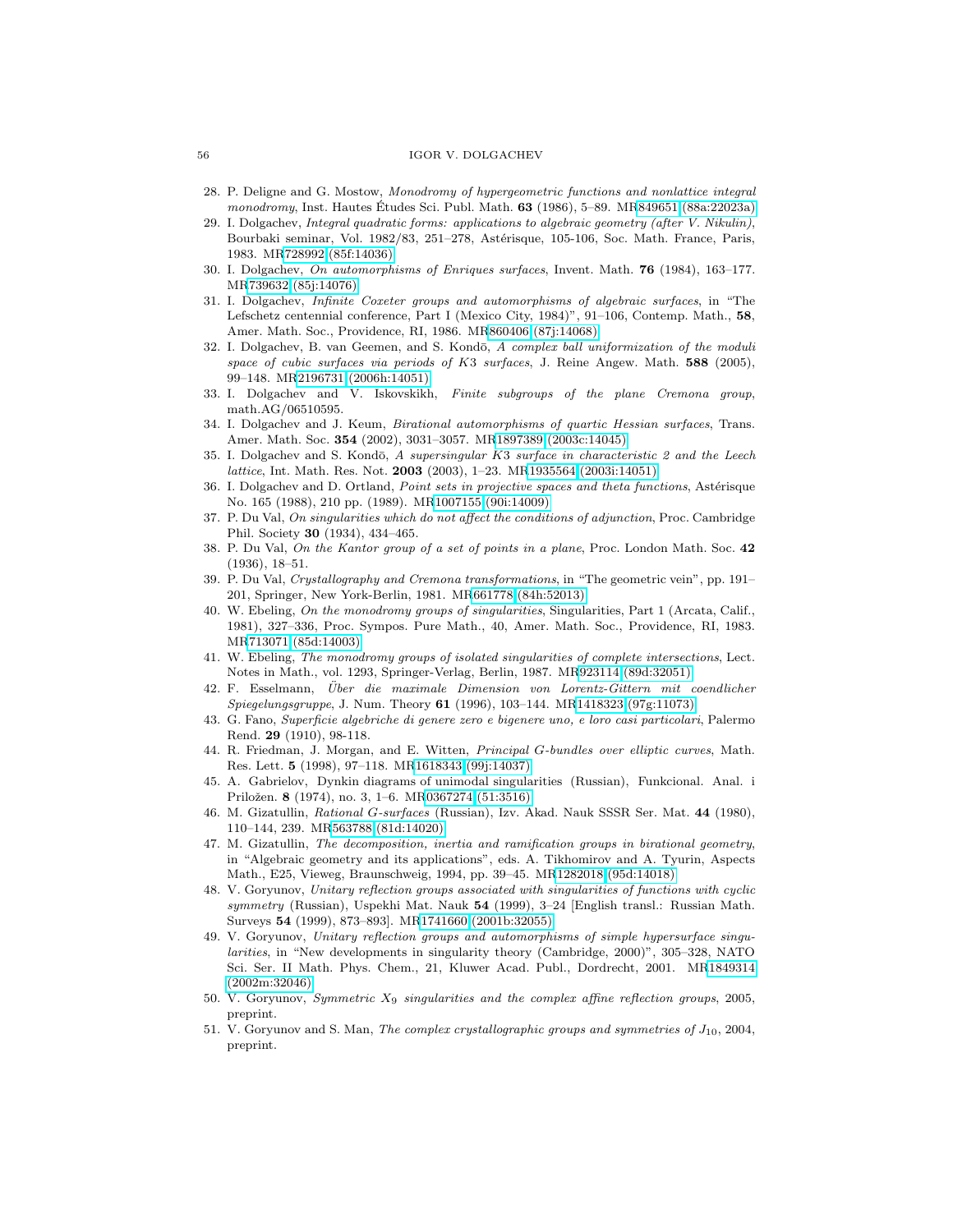28. P. Deligne and G. Mostow, *Monodromy of hypergeometric functions and nonlattice integral monodromy*, Inst. Hautes Études Sci. Publ. Math. **63** (1986), 5–89. MR849651 (88a:22023a)
29. I. Dolgachev, *Integral quadratic forms: applications to algebraic geometry (after V. Nikulin)*, Bourbaki seminar, Vol. 1982/83, 251–278, Astérisque, 105-106, Soc. Math. France, Paris, 1983. MR728992 (85f:14036)
30. I. Dolgachev, *On automorphisms of Enriques surfaces*, Invent. Math. **76** (1984), 163–177. MR739632 (85j:14076)
31. I. Dolgachev, *Infinite Coxeter groups and automorphisms of algebraic surfaces*, in "The Lefschetz centennial conference, Part I (Mexico City, 1984)", 91–106, Contemp. Math., **58**, Amer. Math. Soc., Providence, RI, 1986. MR860406 (87j:14068)
32. I. Dolgachev, B. van Geemen, and S. Kondō, *A complex ball uniformization of the moduli space of cubic surfaces via periods of K3 surfaces*, J. Reine Angew. Math. **588** (2005), 99–148. MR2196731 (2006h:14051)
33. I. Dolgachev and V. Iskovskikh, *Finite subgroups of the plane Cremona group*, math.AG/06510595.
34. I. Dolgachev and J. Keum, *Birational automorphisms of quartic Hessian surfaces*, Trans. Amer. Math. Soc. **354** (2002), 3031–3057. MR1897389 (2003c:14045)
35. I. Dolgachev and S. Kondō, *A supersingular K3 surface in characteristic 2 and the Leech lattice*, Int. Math. Res. Not. **2003** (2003), 1–23. MR1935564 (2003i:14051)
36. I. Dolgachev and D. Ortland, *Point sets in projective spaces and theta functions*, Astérisque No. 165 (1988), 210 pp. (1989). MR1007155 (90i:14009)
37. P. Du Val, *On singularities which do not affect the conditions of adjunction*, Proc. Cambridge Phil. Society **30** (1934), 434–465.
38. P. Du Val, *On the Kantor group of a set of points in a plane*, Proc. London Math. Soc. **42** (1936), 18–51.
39. P. Du Val, *Crystallography and Cremona transformations*, in "The geometric vein", pp. 191–201, Springer, New York-Berlin, 1981. MR661778 (84h:52013)
40. W. Ebeling, *On the monodromy groups of singularities*, Singularities, Part 1 (Arcata, Calif., 1981), 327–336, Proc. Sympos. Pure Math., 40, Amer. Math. Soc., Providence, RI, 1983. MR713071 (85d:14003)
41. W. Ebeling, *The monodromy groups of isolated singularities of complete intersections*, Lect. Notes in Math., vol. 1293, Springer-Verlag, Berlin, 1987. MR923114 (89d:32051)
42. F. Esselmann, *Über die maximale Dimension von Lorentz-Gittern mit coendlicher Spiegelungsgruppe*, J. Num. Theory **61** (1996), 103–144. MR1418323 (97g:11073)
43. G. Fano, *Superficie algebriche di genere zero e bigenere uno, e loro casi particolari*, Palermo Rend. **29** (1910), 98-118.
44. R. Friedman, J. Morgan, and E. Witten, *Principal G-bundles over elliptic curves*, Math. Res. Lett. **5** (1998), 97–118. MR1618343 (99j:14037)
45. A. Gabrielov, Dynkin diagrams of unimodal singularities (Russian), Funkcional. Anal. i Priložen. **8** (1974), no. 3, 1–6. MR0367274 (51:3516)
46. M. Gizatullin, *Rational G-surfaces* (Russian), Izv. Akad. Nauk SSSR Ser. Mat. **44** (1980), 110–144, 239. MR563788 (81d:14020)
47. M. Gizatullin, *The decomposition, inertia and ramification groups in birational geometry*, in "Algebraic geometry and its applications", eds. A. Tikhomirov and A. Tyurin, Aspects Math., E25, Vieweg, Braunschweig, 1994, pp. 39–45. MR1282018 (95d:14018)
48. V. Goryunov, *Unitary reflection groups associated with singularities of functions with cyclic symmetry* (Russian), Uspekhi Mat. Nauk **54** (1999), 3–24 [English transl.: Russian Math. Surveys **54** (1999), 873–893]. MR1741660 (2001b:32055)
49. V. Goryunov, *Unitary reflection groups and automorphisms of simple hypersurface singularities*, in "New developments in singularity theory (Cambridge, 2000)", 305–328, NATO Sci. Ser. II Math. Phys. Chem., 21, Kluwer Acad. Publ., Dordrecht, 2001. MR1849314 (2002m:32046)
50. V. Goryunov, *Symmetric $X_9$ singularities and the complex affine reflection groups*, 2005, preprint.
51. V. Goryunov and S. Man, *The complex crystallographic groups and symmetries of $J_{10}$*, 2004, preprint.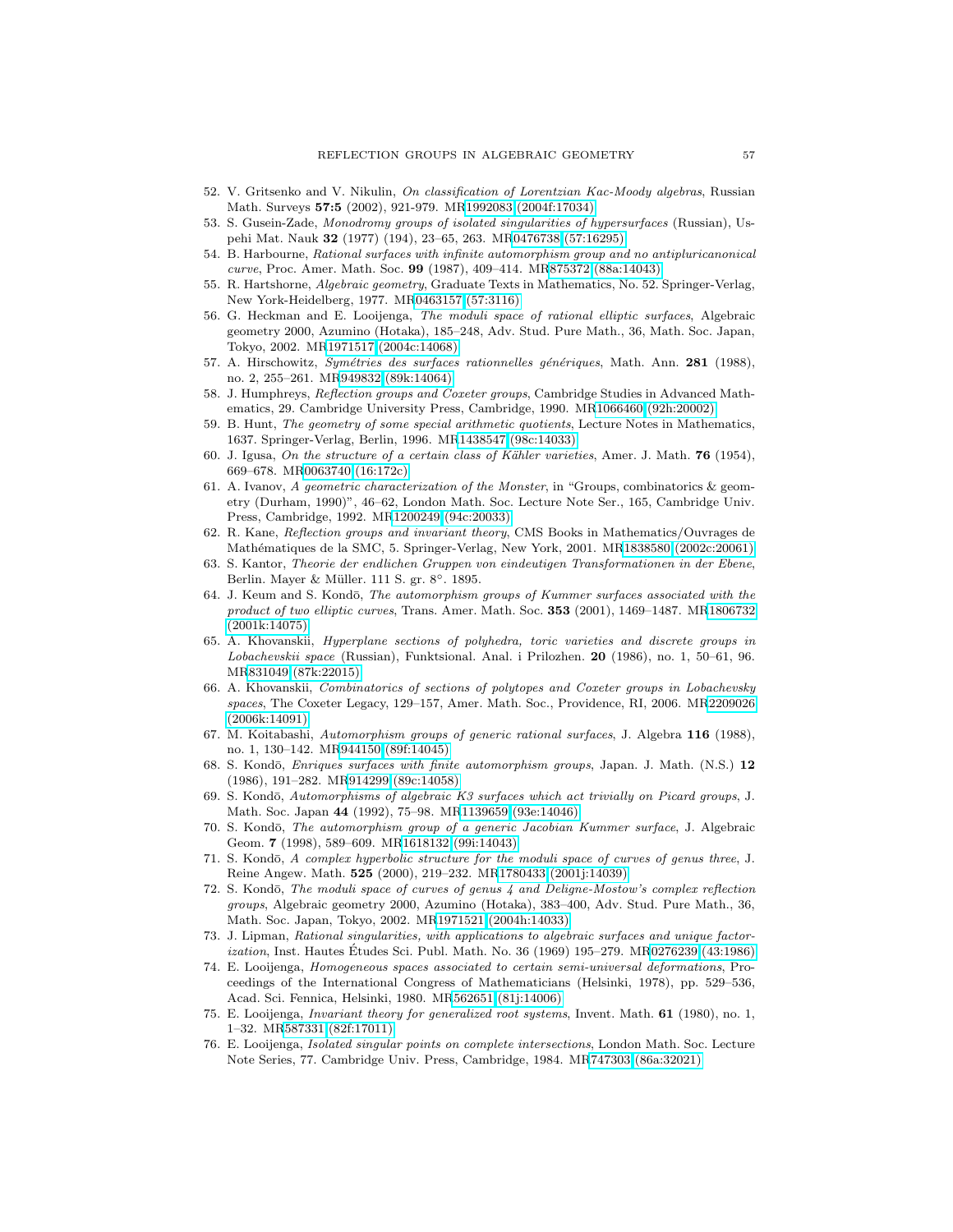52. V. Gritsenko and V. Nikulin, *On classification of Lorentzian Kac-Moody algebras*, Russian Math. Surveys **57:5** (2002), 921-979. MR1992083 (2004f:17034)
53. S. Gusein-Zade, *Monodromy groups of isolated singularities of hypersurfaces* (Russian), Uspehi Mat. Nauk **32** (1977) (194), 23–65, 263. MR0476738 (57:16295)
54. B. Harbourne, *Rational surfaces with infinite automorphism group and no antipluricanonical curve*, Proc. Amer. Math. Soc. **99** (1987), 409–414. MR875372 (88a:14043)
55. R. Hartshorne, *Algebraic geometry*, Graduate Texts in Mathematics, No. 52. Springer-Verlag, New York-Heidelberg, 1977. MR0463157 (57:3116)
56. G. Heckman and E. Looijenga, *The moduli space of rational elliptic surfaces*, Algebraic geometry 2000, Azumino (Hotaka), 185–248, Adv. Stud. Pure Math., 36, Math. Soc. Japan, Tokyo, 2002. MR1971517 (2004c:14068)
57. A. Hirschowitz, *Symétries des surfaces rationnelles génériques*, Math. Ann. **281** (1988), no. 2, 255–261. MR949832 (89k:14064)
58. J. Humphreys, *Reflection groups and Coxeter groups*, Cambridge Studies in Advanced Mathematics, 29. Cambridge University Press, Cambridge, 1990. MR1066460 (92h:20002)
59. B. Hunt, *The geometry of some special arithmetic quotients*, Lecture Notes in Mathematics, 1637. Springer-Verlag, Berlin, 1996. MR1438547 (98c:14033)
60. J. Igusa, *On the structure of a certain class of Kähler varieties*, Amer. J. Math. **76** (1954), 669–678. MR0063740 (16:172c)
61. A. Ivanov, *A geometric characterization of the Monster*, in "Groups, combinatorics & geometry (Durham, 1990)", 46–62, London Math. Soc. Lecture Note Ser., 165, Cambridge Univ. Press, Cambridge, 1992. MR1200249 (94c:20033)
62. R. Kane, *Reflection groups and invariant theory*, CMS Books in Mathematics/Ouvrages de Mathématiques de la SMC, 5. Springer-Verlag, New York, 2001. MR1838580 (2002c:20061)
63. S. Kantor, *Theorie der endlichen Gruppen von eindeutigen Transformationen in der Ebene*, Berlin. Mayer & Müller. 111 S. gr. 8°. 1895.
64. J. Keum and S. Kondō, *The automorphism groups of Kummer surfaces associated with the product of two elliptic curves*, Trans. Amer. Math. Soc. **353** (2001), 1469–1487. MR1806732 (2001k:14075)
65. A. Khovanskii, *Hyperplane sections of polyhedra, toric varieties and discrete groups in Lobachevskii space* (Russian), Funktsional. Anal. i Prilozhen. **20** (1986), no. 1, 50–61, 96. MR831049 (87k:22015)
66. A. Khovanskii, *Combinatorics of sections of polytopes and Coxeter groups in Lobachevsky spaces*, The Coxeter Legacy, 129–157, Amer. Math. Soc., Providence, RI, 2006. MR2209026 (2006k:14091)
67. M. Koitabashi, *Automorphism groups of generic rational surfaces*, J. Algebra **116** (1988), no. 1, 130–142. MR944150 (89f:14045)
68. S. Kondō, *Enriques surfaces with finite automorphism groups*, Japan. J. Math. (N.S.) **12** (1986), 191–282. MR914299 (89c:14058)
69. S. Kondō, *Automorphisms of algebraic K3 surfaces which act trivially on Picard groups*, J. Math. Soc. Japan **44** (1992), 75–98. MR1139659 (93e:14046)
70. S. Kondō, *The automorphism group of a generic Jacobian Kummer surface*, J. Algebraic Geom. **7** (1998), 589–609. MR1618132 (99i:14043)
71. S. Kondō, *A complex hyperbolic structure for the moduli space of curves of genus three*, J. Reine Angew. Math. **525** (2000), 219–232. MR1780433 (2001j:14039)
72. S. Kondō, *The moduli space of curves of genus 4 and Deligne-Mostow's complex reflection groups*, Algebraic geometry 2000, Azumino (Hotaka), 383–400, Adv. Stud. Pure Math., 36, Math. Soc. Japan, Tokyo, 2002. MR1971521 (2004h:14033)
73. J. Lipman, *Rational singularities, with applications to algebraic surfaces and unique factorization*, Inst. Hautes Études Sci. Publ. Math. No. 36 (1969) 195–279. MR0276239 (43:1986)
74. E. Looijenga, *Homogeneous spaces associated to certain semi-universal deformations*, Proceedings of the International Congress of Mathematicians (Helsinki, 1978), pp. 529–536, Acad. Sci. Fennica, Helsinki, 1980. MR562651 (81j:14006)
75. E. Looijenga, *Invariant theory for generalized root systems*, Invent. Math. **61** (1980), no. 1, 1–32. MR587331 (82f:17011)
76. E. Looijenga, *Isolated singular points on complete intersections*, London Math. Soc. Lecture Note Series, 77. Cambridge Univ. Press, Cambridge, 1984. MR747303 (86a:32021)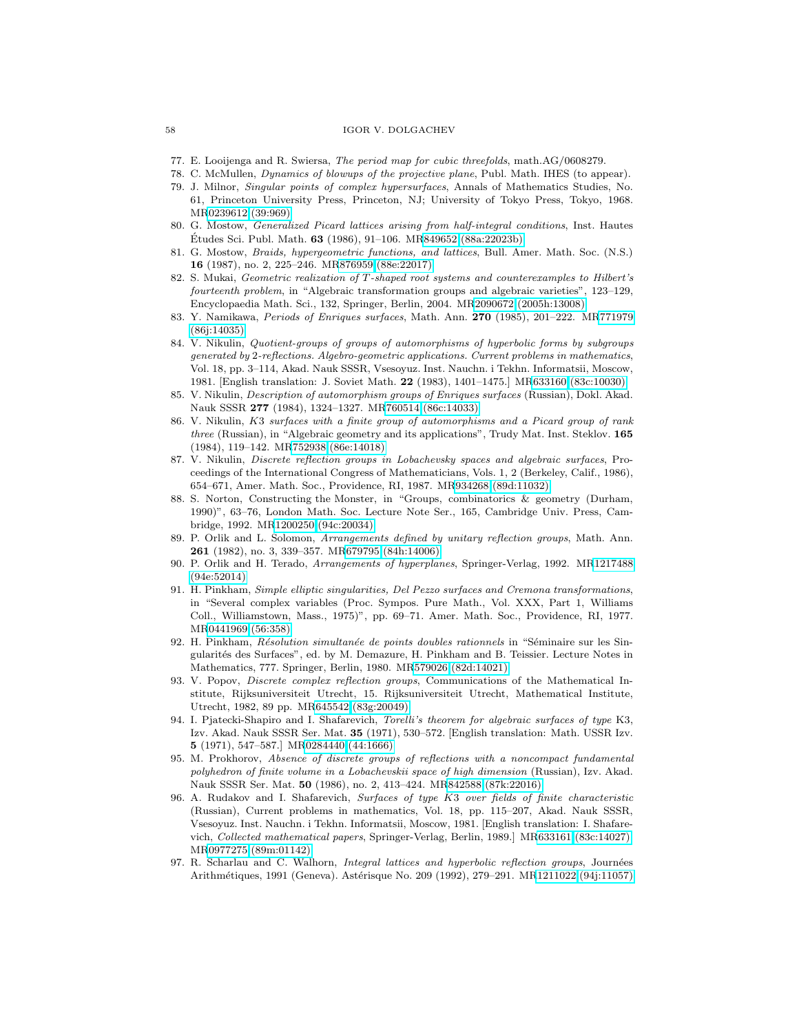77. E. Looijenga and R. Swiersa, *The period map for cubic threefolds*, math.AG/0608279.
78. C. McMullen, *Dynamics of blowups of the projective plane*, Publ. Math. IHES (to appear).
79. J. Milnor, *Singular points of complex hypersurfaces*, Annals of Mathematics Studies, No. 61, Princeton University Press, Princeton, NJ; University of Tokyo Press, Tokyo, 1968. MR0239612 (39:969)
80. G. Mostow, *Generalized Picard lattices arising from half-integral conditions*, Inst. Hautes Études Sci. Publ. Math. **63** (1986), 91–106. MR849652 (88a:22023b)
81. G. Mostow, *Braids, hypergeometric functions, and lattices*, Bull. Amer. Math. Soc. (N.S.) **16** (1987), no. 2, 225–246. MR876959 (88e:22017)
82. S. Mukai, *Geometric realization of $T$-shaped root systems and counterexamples to Hilbert's fourteenth problem*, in "Algebraic transformation groups and algebraic varieties", 123–129, Encyclopaedia Math. Sci., 132, Springer, Berlin, 2004. MR2090672 (2005h:13008)
83. Y. Namikawa, *Periods of Enriques surfaces*, Math. Ann. **270** (1985), 201–222. MR771979 (86j:14035)
84. V. Nikulin, *Quotient-groups of groups of automorphisms of hyperbolic forms by subgroups generated by* 2*-reflections. Algebro-geometric applications. Current problems in mathematics*, Vol. 18, pp. 3–114, Akad. Nauk SSSR, Vsesoyuz. Inst. Nauchn. i Tekhn. Informatsii, Moscow, 1981. [English translation: J. Soviet Math. **22** (1983), 1401–1475.] MR633160 (83c:10030)
85. V. Nikulin, *Description of automorphism groups of Enriques surfaces* (Russian), Dokl. Akad. Nauk SSSR **277** (1984), 1324–1327. MR760514 (86c:14033)
86. V. Nikulin, *K*3 *surfaces with a finite group of automorphisms and a Picard group of rank three* (Russian), in "Algebraic geometry and its applications", Trudy Mat. Inst. Steklov. **165** (1984), 119–142. MR752938 (86e:14018)
87. V. Nikulin, *Discrete reflection groups in Lobachevsky spaces and algebraic surfaces*, Proceedings of the International Congress of Mathematicians, Vols. 1, 2 (Berkeley, Calif., 1986), 654–671, Amer. Math. Soc., Providence, RI, 1987. MR934268 (89d:11032)
88. S. Norton, Constructing the Monster, in "Groups, combinatorics & geometry (Durham, 1990)", 63–76, London Math. Soc. Lecture Note Ser., 165, Cambridge Univ. Press, Cambridge, 1992. MR1200250 (94c:20034)
89. P. Orlik and L. Solomon, *Arrangements defined by unitary reflection groups*, Math. Ann. **261** (1982), no. 3, 339–357. MR679795 (84h:14006)
90. P. Orlik and H. Terado, *Arrangements of hyperplanes*, Springer-Verlag, 1992. MR1217488 (94e:52014)
91. H. Pinkham, *Simple elliptic singularities, Del Pezzo surfaces and Cremona transformations*, in "Several complex variables (Proc. Sympos. Pure Math., Vol. XXX, Part 1, Williams Coll., Williamstown, Mass., 1975)", pp. 69–71. Amer. Math. Soc., Providence, RI, 1977. MR0441969 (56:358)
92. H. Pinkham, *Résolution simultanée de points doubles rationnels* in "Séminaire sur les Singularités des Surfaces", ed. by M. Demazure, H. Pinkham and B. Teissier. Lecture Notes in Mathematics, 777. Springer, Berlin, 1980. MR579026 (82d:14021)
93. V. Popov, *Discrete complex reflection groups*, Communications of the Mathematical Institute, Rijksuniversiteit Utrecht, 15. Rijksuniversiteit Utrecht, Mathematical Institute, Utrecht, 1982, 89 pp. MR645542 (83g:20049)
94. I. Pjatecki-Shapiro and I. Shafarevich, *Torelli's theorem for algebraic surfaces of type* K3, Izv. Akad. Nauk SSSR Ser. Mat. **35** (1971), 530–572. [English translation: Math. USSR Izv. **5** (1971), 547–587.] MR0284440 (44:1666)
95. M. Prokhorov, *Absence of discrete groups of reflections with a noncompact fundamental polyhedron of finite volume in a Lobachevskii space of high dimension* (Russian), Izv. Akad. Nauk SSSR Ser. Mat. **50** (1986), no. 2, 413–424. MR842588 (87k:22016)
96. A. Rudakov and I. Shafarevich, *Surfaces of type K*3 *over fields of finite characteristic* (Russian), Current problems in mathematics, Vol. 18, pp. 115–207, Akad. Nauk SSSR, Vsesoyuz. Inst. Nauchn. i Tekhn. Informatsii, Moscow, 1981. [English translation: I. Shafarevich, *Collected mathematical papers*, Springer-Verlag, Berlin, 1989.] MR633161 (83c:14027) MR0977275 (89m:01142)
97. R. Scharlau and C. Walhorn, *Integral lattices and hyperbolic reflection groups*, Journées Arithmétiques, 1991 (Geneva). Astérisque No. 209 (1992), 279–291. MR1211022 (94j:11057)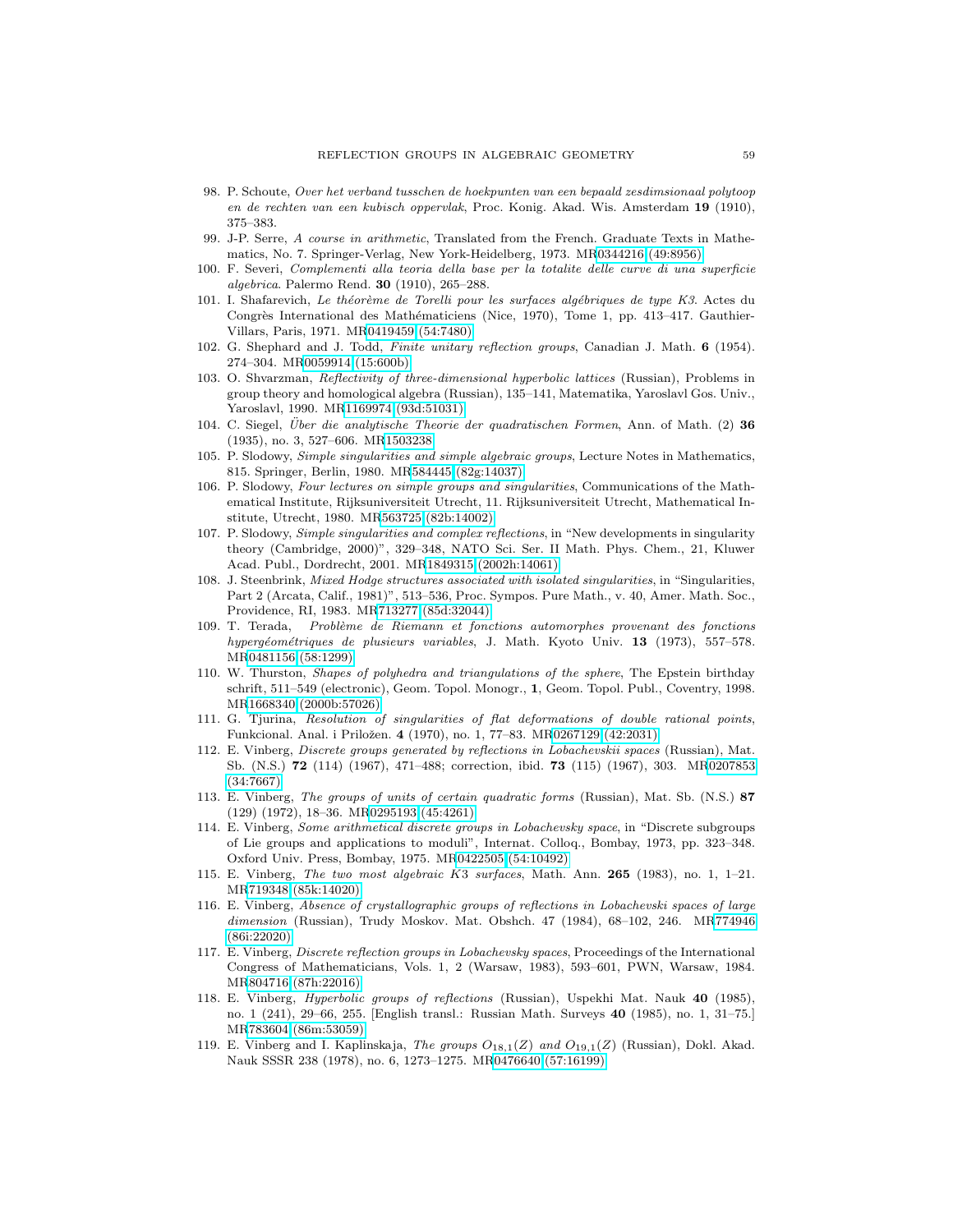98. P. Schoute, *Over het verband tusschen de hoekpunten van een bepaald zesdimsionaal polytoop en de rechten van een kubisch oppervlak*, Proc. Konig. Akad. Wis. Amsterdam **19** (1910), 375–383.
99. J-P. Serre, *A course in arithmetic*, Translated from the French. Graduate Texts in Mathematics, No. 7. Springer-Verlag, New York-Heidelberg, 1973. MR0344216 (49:8956)
100. F. Severi, *Complementi alla teoria della base per la totalite delle curve di una superficie algebrica*. Palermo Rend. **30** (1910), 265–288.
101. I. Shafarevich, *Le théorème de Torelli pour les surfaces algébriques de type K3*. Actes du Congrès International des Mathématiciens (Nice, 1970), Tome 1, pp. 413–417. Gauthier-Villars, Paris, 1971. MR0419459 (54:7480)
102. G. Shephard and J. Todd, *Finite unitary reflection groups*, Canadian J. Math. **6** (1954). 274–304. MR0059914 (15:600b)
103. O. Shvarzman, *Reflectivity of three-dimensional hyperbolic lattices* (Russian), Problems in group theory and homological algebra (Russian), 135–141, Matematika, Yaroslavl Gos. Univ., Yaroslavl, 1990. MR1169974 (93d:51031)
104. C. Siegel, *Über die analytische Theorie der quadratischen Formen*, Ann. of Math. (2) **36** (1935), no. 3, 527–606. MR1503238
105. P. Slodowy, *Simple singularities and simple algebraic groups*, Lecture Notes in Mathematics, 815. Springer, Berlin, 1980. MR584445 (82g:14037)
106. P. Slodowy, *Four lectures on simple groups and singularities*, Communications of the Mathematical Institute, Rijksuniversiteit Utrecht, 11. Rijksuniversiteit Utrecht, Mathematical Institute, Utrecht, 1980. MR563725 (82b:14002)
107. P. Slodowy, *Simple singularities and complex reflections*, in "New developments in singularity theory (Cambridge, 2000)", 329–348, NATO Sci. Ser. II Math. Phys. Chem., 21, Kluwer Acad. Publ., Dordrecht, 2001. MR1849315 (2002h:14061)
108. J. Steenbrink, *Mixed Hodge structures associated with isolated singularities*, in "Singularities, Part 2 (Arcata, Calif., 1981)", 513–536, Proc. Sympos. Pure Math., v. 40, Amer. Math. Soc., Providence, RI, 1983. MR713277 (85d:32044)
109. T. Terada, *Problème de Riemann et fonctions automorphes provenant des fonctions hypergéométriques de plusieurs variables*, J. Math. Kyoto Univ. **13** (1973), 557–578. MR0481156 (58:1299)
110. W. Thurston, *Shapes of polyhedra and triangulations of the sphere*, The Epstein birthday schrift, 511–549 (electronic), Geom. Topol. Monogr., **1**, Geom. Topol. Publ., Coventry, 1998. MR1668340 (2000b:57026)
111. G. Tjurina, *Resolution of singularities of flat deformations of double rational points*, Funkcional. Anal. i Priložen. **4** (1970), no. 1, 77–83. MR0267129 (42:2031)
112. E. Vinberg, *Discrete groups generated by reflections in Lobachevskii spaces* (Russian), Mat. Sb. (N.S.) **72** (114) (1967), 471–488; correction, ibid. **73** (115) (1967), 303. MR0207853 (34:7667)
113. E. Vinberg, *The groups of units of certain quadratic forms* (Russian), Mat. Sb. (N.S.) **87** (129) (1972), 18–36. MR0295193 (45:4261)
114. E. Vinberg, *Some arithmetical discrete groups in Lobachevsky space*, in "Discrete subgroups of Lie groups and applications to moduli", Internat. Colloq., Bombay, 1973, pp. 323–348. Oxford Univ. Press, Bombay, 1975. MR0422505 (54:10492)
115. E. Vinberg, *The two most algebraic K3 surfaces*, Math. Ann. **265** (1983), no. 1, 1–21. MR719348 (85k:14020)
116. E. Vinberg, *Absence of crystallographic groups of reflections in Lobachevski spaces of large dimension* (Russian), Trudy Moskov. Mat. Obshch. 47 (1984), 68–102, 246. MR774946 (86i:22020)
117. E. Vinberg, *Discrete reflection groups in Lobachevsky spaces*, Proceedings of the International Congress of Mathematicians, Vols. 1, 2 (Warsaw, 1983), 593–601, PWN, Warsaw, 1984. MR804716 (87h:22016)
118. E. Vinberg, *Hyperbolic groups of reflections* (Russian), Uspekhi Mat. Nauk **40** (1985), no. 1 (241), 29–66, 255. [English transl.: Russian Math. Surveys **40** (1985), no. 1, 31–75.] MR783604 (86m:53059)
119. E. Vinberg and I. Kaplinskaja, *The groups $O_{18,1}(Z)$ and $O_{19,1}(Z)$* (Russian), Dokl. Akad. Nauk SSSR 238 (1978), no. 6, 1273–1275. MR0476640 (57:16199)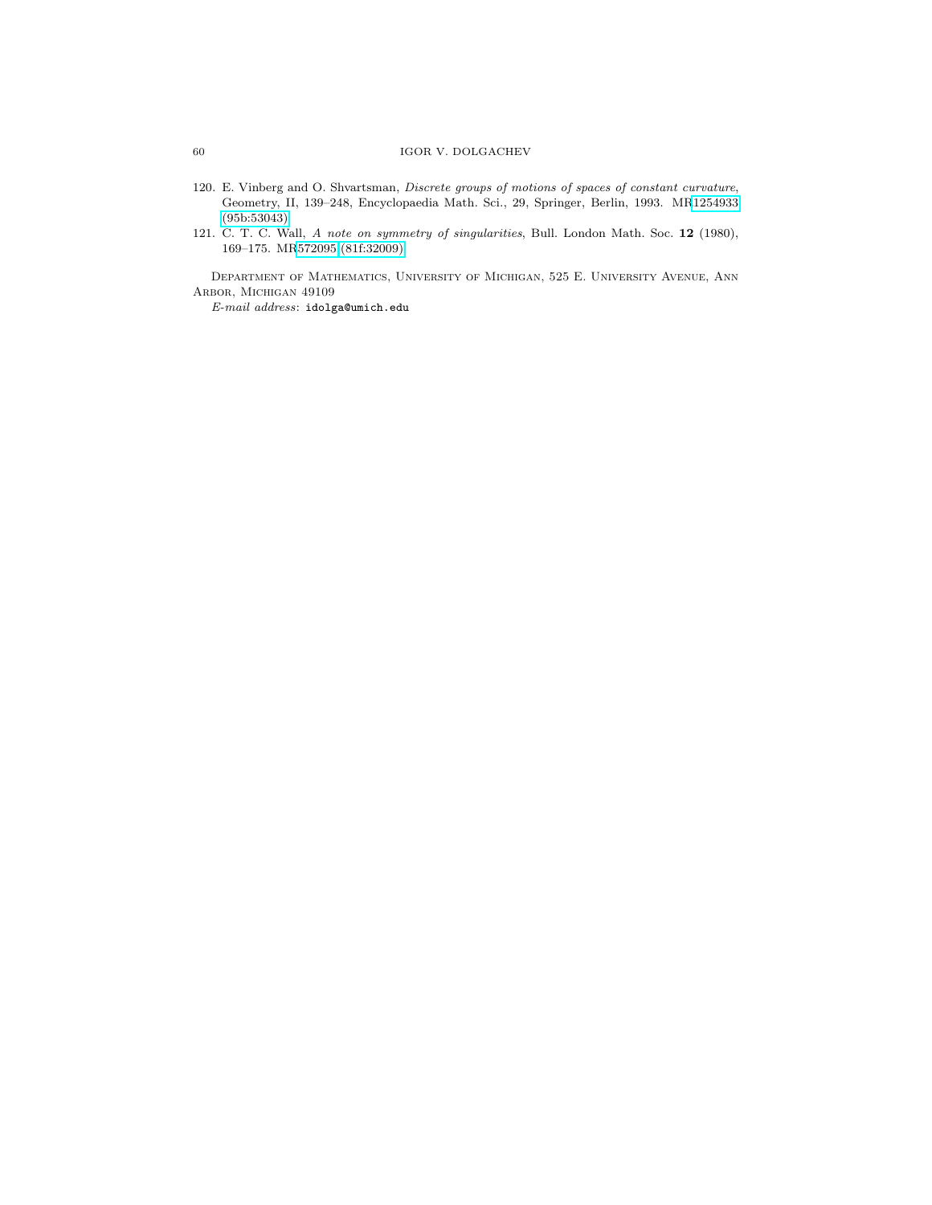120. E. Vinberg and O. Shvartsman, *Discrete groups of motions of spaces of constant curvature*, Geometry, II, 139–248, Encyclopaedia Math. Sci., 29, Springer, Berlin, 1993. MR1254933 (95b:53043)

121. C. T. C. Wall, *A note on symmetry of singularities*, Bull. London Math. Soc. **12** (1980), 169–175. MR572095 (81f:32009)

Department of Mathematics, University of Michigan, 525 E. University Avenue, Ann Arbor, Michigan 49109

*E-mail address*: `idolga@umich.edu`